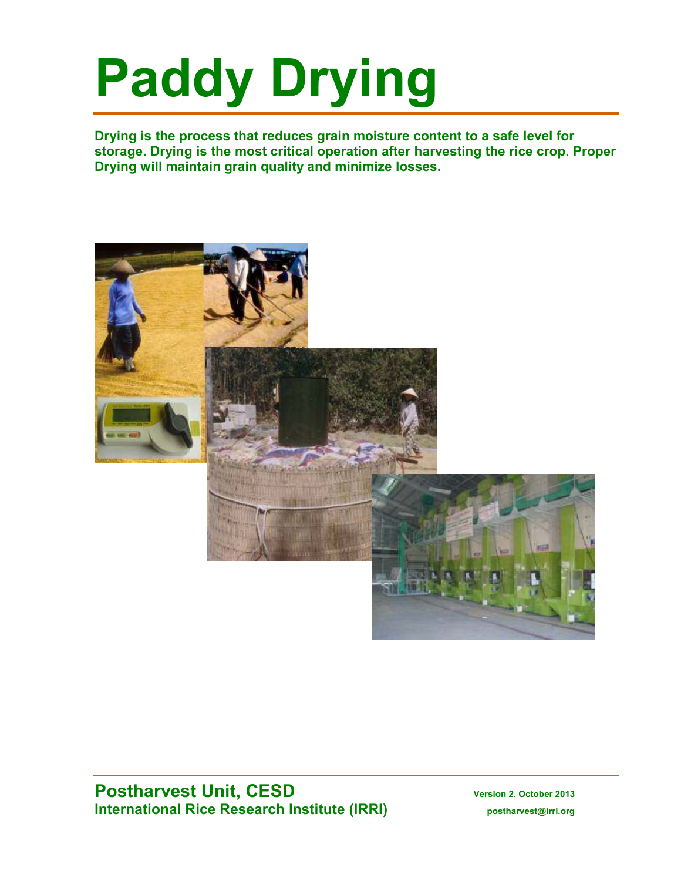# Paddy Drying

**Drying is the process that reduces grain moisture content to a safe level for storage. Drying is the most critical operation after harvesting the rice crop. Proper Drying will maintain grain quality and minimize losses.**

**Postharvest Unit, CESD**
**International Rice Research Institute (IRRI)**

**Version 2, October 2013**
**postharvest@irri.org**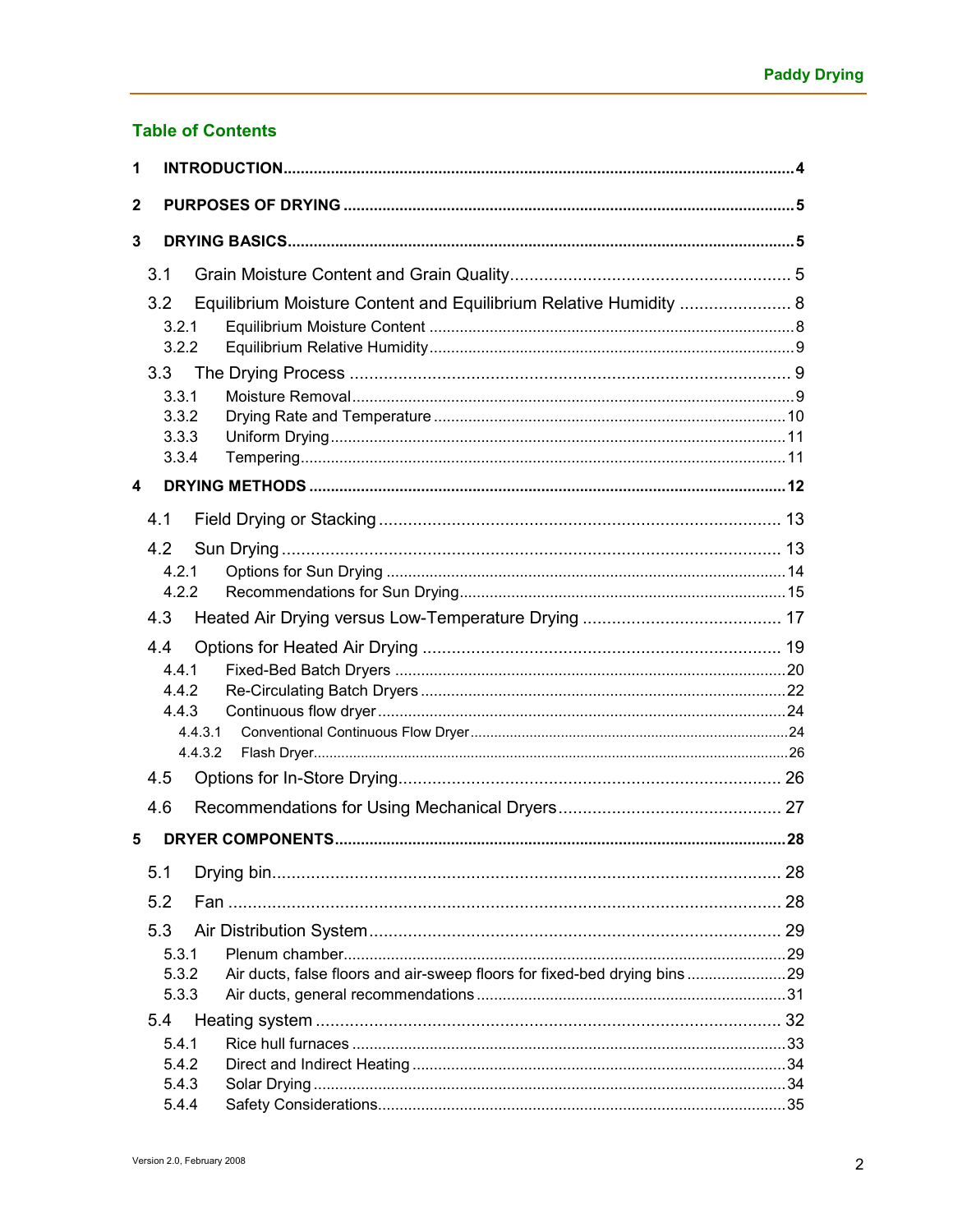## Table of Contents

- **1 INTRODUCTION** ..... 4
- **2 PURPOSES OF DRYING** ..... 5
- **3 DRYING BASICS** ..... 5
  - 3.1 Grain Moisture Content and Grain Quality ..... 5
  - 3.2 Equilibrium Moisture Content and Equilibrium Relative Humidity ..... 8
    - 3.2.1 Equilibrium Moisture Content ..... 8
    - 3.2.2 Equilibrium Relative Humidity ..... 9
  - 3.3 The Drying Process ..... 9
    - 3.3.1 Moisture Removal ..... 9
    - 3.3.2 Drying Rate and Temperature ..... 10
    - 3.3.3 Uniform Drying ..... 11
    - 3.3.4 Tempering ..... 11
- **4 DRYING METHODS** ..... 12
  - 4.1 Field Drying or Stacking ..... 13
  - 4.2 Sun Drying ..... 13
    - 4.2.1 Options for Sun Drying ..... 14
    - 4.2.2 Recommendations for Sun Drying ..... 15
  - 4.3 Heated Air Drying versus Low-Temperature Drying ..... 17
  - 4.4 Options for Heated Air Drying ..... 19
    - 4.4.1 Fixed-Bed Batch Dryers ..... 20
    - 4.4.2 Re-Circulating Batch Dryers ..... 22
    - 4.4.3 Continuous flow dryer ..... 24
      - 4.4.3.1 Conventional Continuous Flow Dryer ..... 24
      - 4.4.3.2 Flash Dryer ..... 26
  - 4.5 Options for In-Store Drying ..... 26
  - 4.6 Recommendations for Using Mechanical Dryers ..... 27
- **5 DRYER COMPONENTS** ..... 28
  - 5.1 Drying bin ..... 28
  - 5.2 Fan ..... 28
  - 5.3 Air Distribution System ..... 29
    - 5.3.1 Plenum chamber ..... 29
    - 5.3.2 Air ducts, false floors and air-sweep floors for fixed-bed drying bins ..... 29
    - 5.3.3 Air ducts, general recommendations ..... 31
  - 5.4 Heating system ..... 32
    - 5.4.1 Rice hull furnaces ..... 33
    - 5.4.2 Direct and Indirect Heating ..... 34
    - 5.4.3 Solar Drying ..... 34
    - 5.4.4 Safety Considerations ..... 35

Version 2.0, February 2008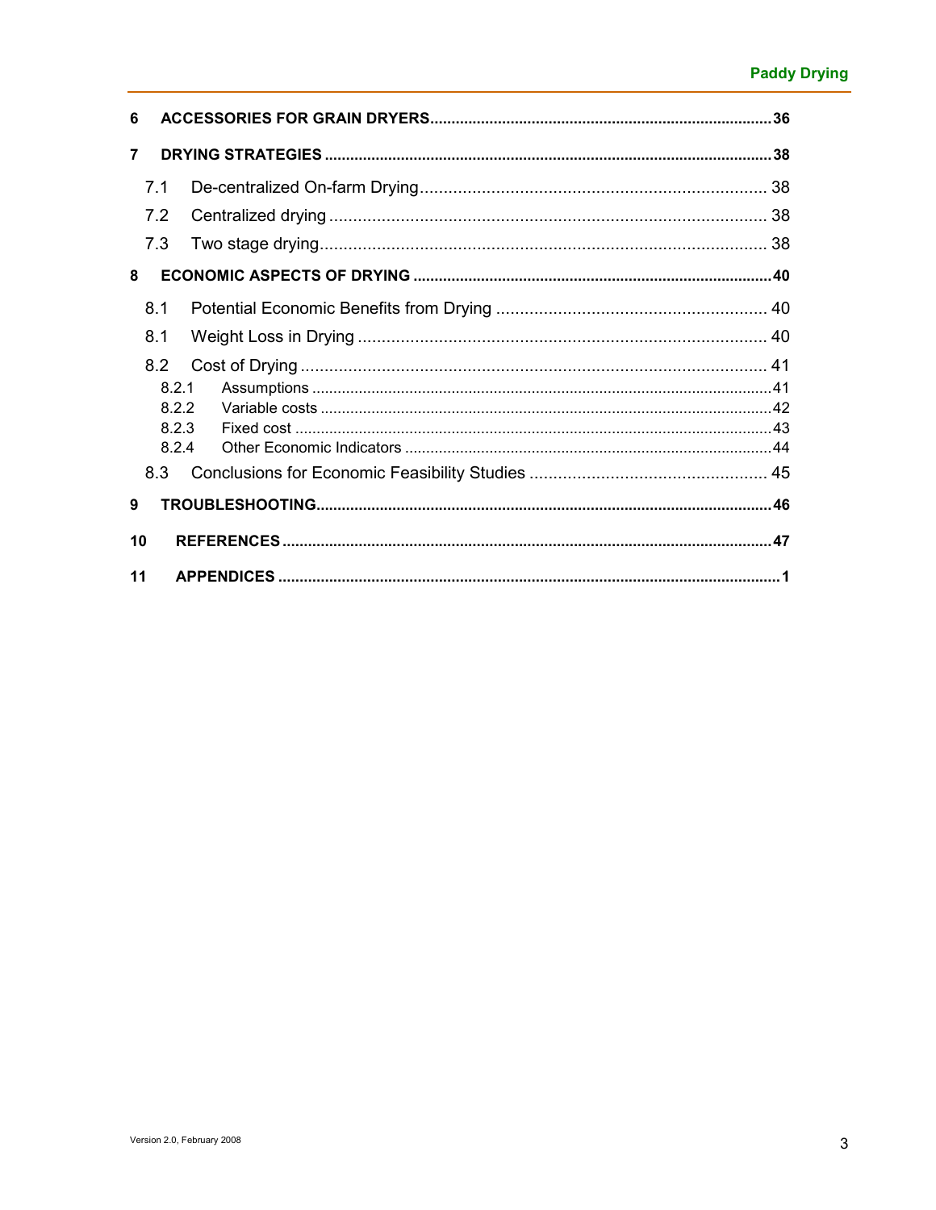| | |
|---|---|
| **6 ACCESSORIES FOR GRAIN DRYERS** | **36** |
| **7 DRYING STRATEGIES** | **38** |
| 7.1 De-centralized On-farm Drying | 38 |
| 7.2 Centralized drying | 38 |
| 7.3 Two stage drying | 38 |
| **8 ECONOMIC ASPECTS OF DRYING** | **40** |
| 8.1 Potential Economic Benefits from Drying | 40 |
| 8.1 Weight Loss in Drying | 40 |
| 8.2 Cost of Drying | 41 |
| 8.2.1 Assumptions | 41 |
| 8.2.2 Variable costs | 42 |
| 8.2.3 Fixed cost | 43 |
| 8.2.4 Other Economic Indicators | 44 |
| 8.3 Conclusions for Economic Feasibility Studies | 45 |
| **9 TROUBLESHOOTING** | **46** |
| **10 REFERENCES** | **47** |
| **11 APPENDICES** | **1** |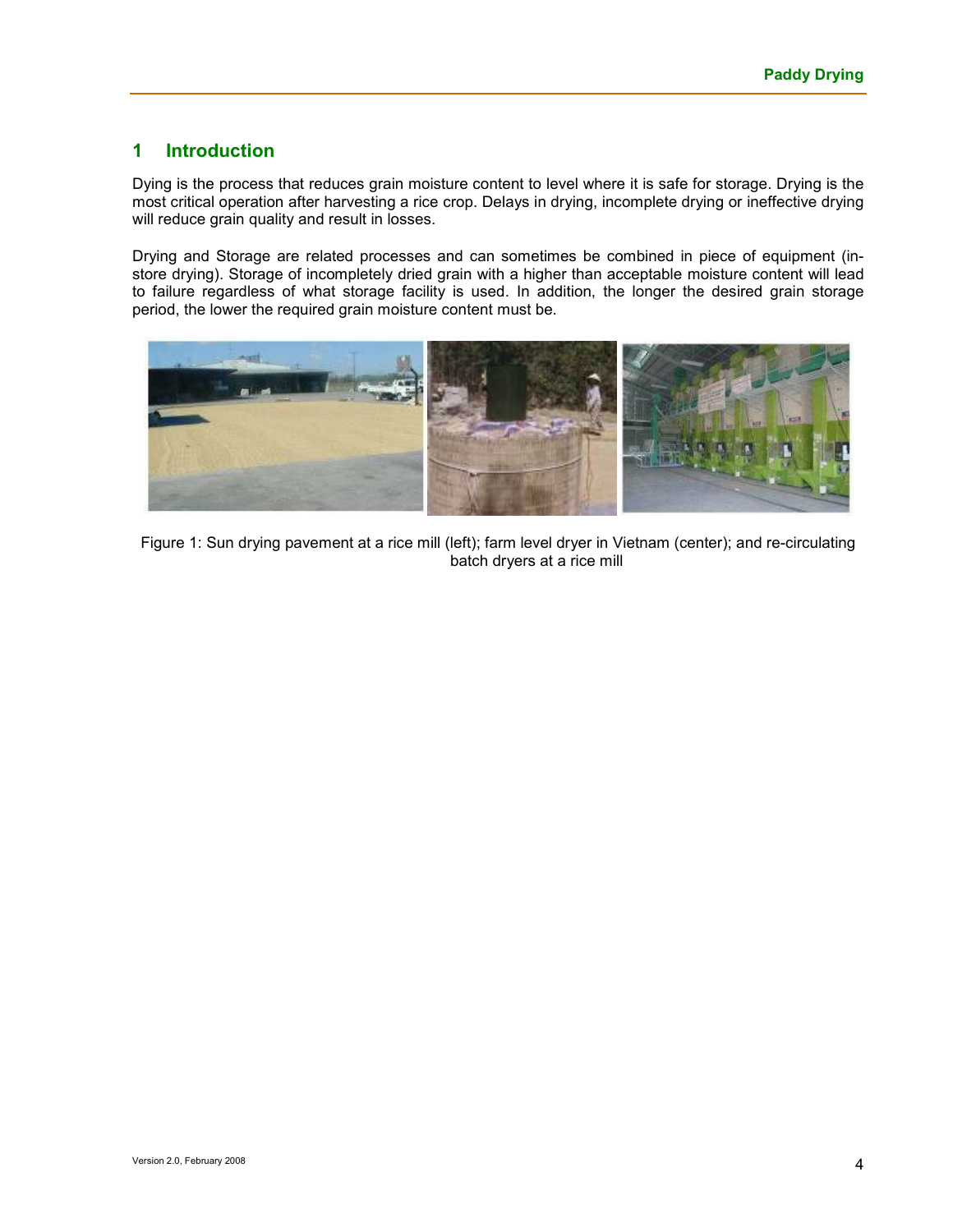# 1 Introduction

Dying is the process that reduces grain moisture content to level where it is safe for storage. Drying is the most critical operation after harvesting a rice crop. Delays in drying, incomplete drying or ineffective drying will reduce grain quality and result in losses.

Drying and Storage are related processes and can sometimes be combined in piece of equipment (in-store drying). Storage of incompletely dried grain with a higher than acceptable moisture content will lead to failure regardless of what storage facility is used. In addition, the longer the desired grain storage period, the lower the required grain moisture content must be.

Figure 1: Sun drying pavement at a rice mill (left); farm level dryer in Vietnam (center); and re-circulating batch dryers at a rice mill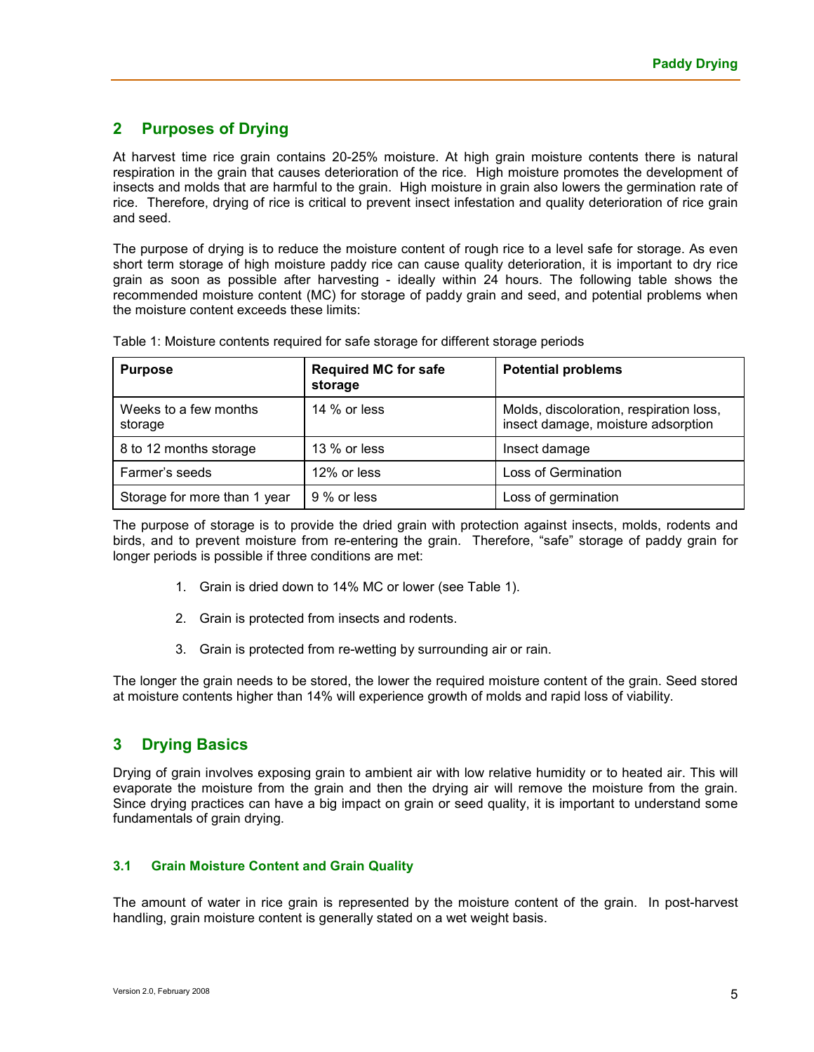## 2 Purposes of Drying

At harvest time rice grain contains 20-25% moisture. At high grain moisture contents there is natural respiration in the grain that causes deterioration of the rice. High moisture promotes the development of insects and molds that are harmful to the grain. High moisture in grain also lowers the germination rate of rice. Therefore, drying of rice is critical to prevent insect infestation and quality deterioration of rice grain and seed.

The purpose of drying is to reduce the moisture content of rough rice to a level safe for storage. As even short term storage of high moisture paddy rice can cause quality deterioration, it is important to dry rice grain as soon as possible after harvesting - ideally within 24 hours. The following table shows the recommended moisture content (MC) for storage of paddy grain and seed, and potential problems when the moisture content exceeds these limits:

Table 1: Moisture contents required for safe storage for different storage periods

| Purpose | Required MC for safe storage | Potential problems |
|---|---|---|
| Weeks to a few months storage | 14 % or less | Molds, discoloration, respiration loss, insect damage, moisture adsorption |
| 8 to 12 months storage | 13 % or less | Insect damage |
| Farmer's seeds | 12% or less | Loss of Germination |
| Storage for more than 1 year | 9 % or less | Loss of germination |

The purpose of storage is to provide the dried grain with protection against insects, molds, rodents and birds, and to prevent moisture from re-entering the grain. Therefore, "safe" storage of paddy grain for longer periods is possible if three conditions are met:

1. Grain is dried down to 14% MC or lower (see Table 1).
2. Grain is protected from insects and rodents.
3. Grain is protected from re-wetting by surrounding air or rain.

The longer the grain needs to be stored, the lower the required moisture content of the grain. Seed stored at moisture contents higher than 14% will experience growth of molds and rapid loss of viability.

## 3 Drying Basics

Drying of grain involves exposing grain to ambient air with low relative humidity or to heated air. This will evaporate the moisture from the grain and then the drying air will remove the moisture from the grain. Since drying practices can have a big impact on grain or seed quality, it is important to understand some fundamentals of grain drying.

### 3.1 Grain Moisture Content and Grain Quality

The amount of water in rice grain is represented by the moisture content of the grain. In post-harvest handling, grain moisture content is generally stated on a wet weight basis.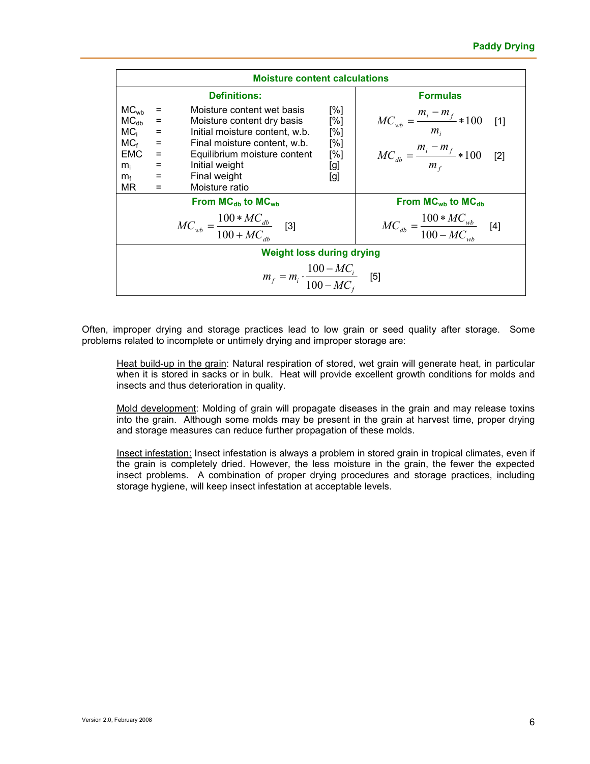### Moment content calculations

**Moisture content calculations**

**Definitions:**

| Symbol | | Definition | Unit |
|---|---|---|---|
| $MC_{wb}$ | = | Moisture content wet basis | [%] |
| $MC_{db}$ | = | Moisture content dry basis | [%] |
| $MC_i$ | = | Initial moisture content, w.b. | [%] |
| $MC_f$ | = | Final moisture content, w.b. | [%] |
| EMC | = | Equilibrium moisture content | [%] |
| $m_i$ | = | Initial weight | [g] |
| $m_f$ | = | Final weight | [g] |
| MR | = | Moisture ratio | |

**Formulas**

$$MC_{wb} = \frac{m_i - m_f}{m_i} * 100 \quad [1]$$

$$MC_{db} = \frac{m_i - m_f}{m_f} * 100 \quad [2]$$

**From $MC_{db}$ to $MC_{wb}$**

$$MC_{wb} = \frac{100 * MC_{db}}{100 + MC_{db}} \quad [3]$$

**From $MC_{wb}$ to $MC_{db}$**

$$MC_{db} = \frac{100 * MC_{wb}}{100 - MC_{wb}} \quad [4]$$

**Weight loss during drying**

$$m_f = m_i \cdot \frac{100 - MC_i}{100 - MC_f} \quad [5]$$

Often, improper drying and storage practices lead to low grain or seed quality after storage. Some problems related to incomplete or untimely drying and improper storage are:

Heat build-up in the grain: Natural respiration of stored, wet grain will generate heat, in particular when it is stored in sacks or in bulk. Heat will provide excellent growth conditions for molds and insects and thus deterioration in quality.

Mold development: Molding of grain will propagate diseases in the grain and may release toxins into the grain. Although some molds may be present in the grain at harvest time, proper drying and storage measures can reduce further propagation of these molds.

Insect infestation: Insect infestation is always a problem in stored grain in tropical climates, even if the grain is completely dried. However, the less moisture in the grain, the fewer the expected insect problems. A combination of proper drying procedures and storage practices, including storage hygiene, will keep insect infestation at acceptable levels.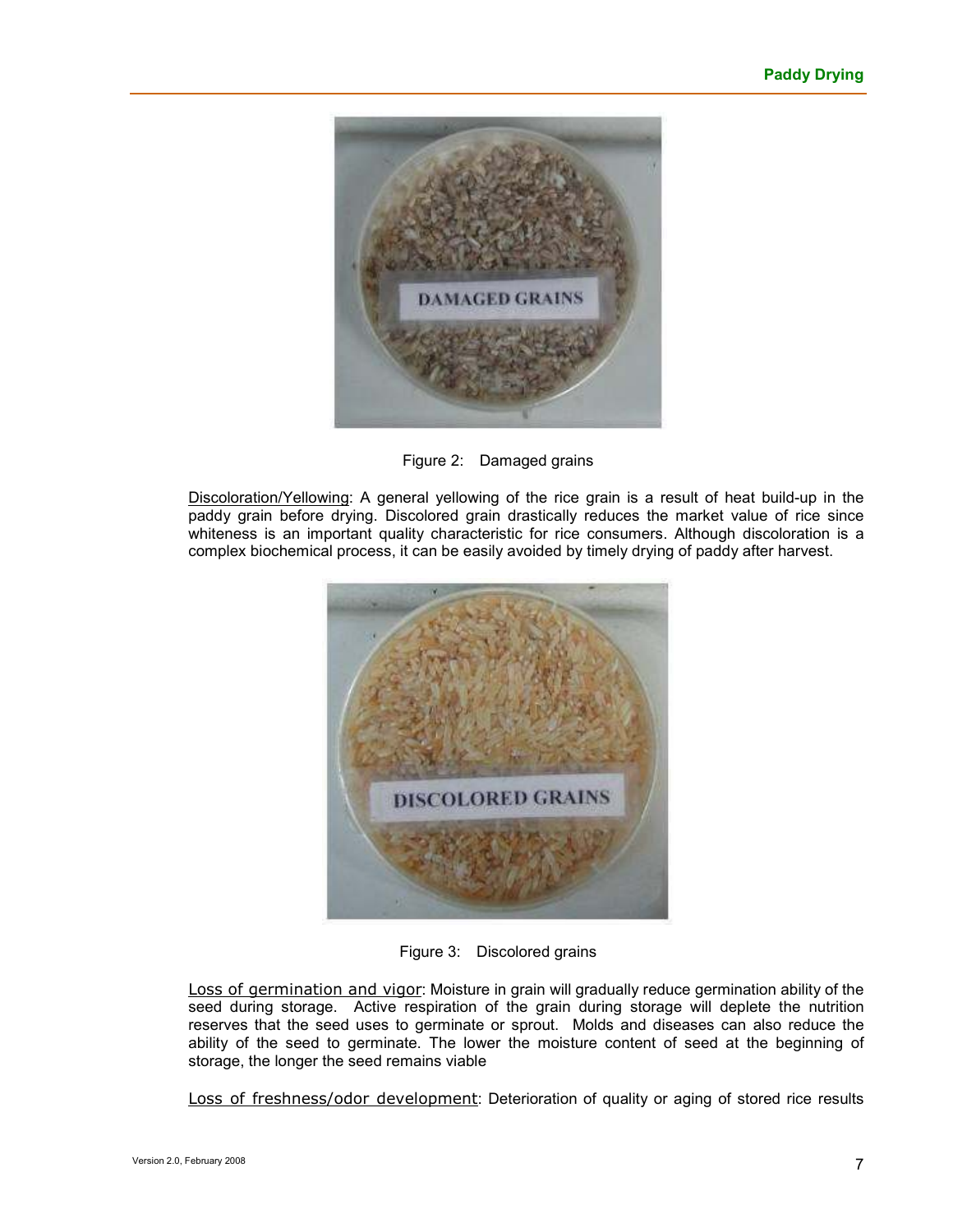Figure 2: Damaged grains

Discoloration/Yellowing: A general yellowing of the rice grain is a result of heat build-up in the paddy grain before drying. Discolored grain drastically reduces the market value of rice since whiteness is an important quality characteristic for rice consumers. Although discoloration is a complex biochemical process, it can be easily avoided by timely drying of paddy after harvest.

Figure 3: Discolored grains

Loss of germination and vigor: Moisture in grain will gradually reduce germination ability of the seed during storage. Active respiration of the grain during storage will deplete the nutrition reserves that the seed uses to germinate or sprout. Molds and diseases can also reduce the ability of the seed to germinate. The lower the moisture content of seed at the beginning of storage, the longer the seed remains viable

Loss of freshness/odor development: Deterioration of quality or aging of stored rice results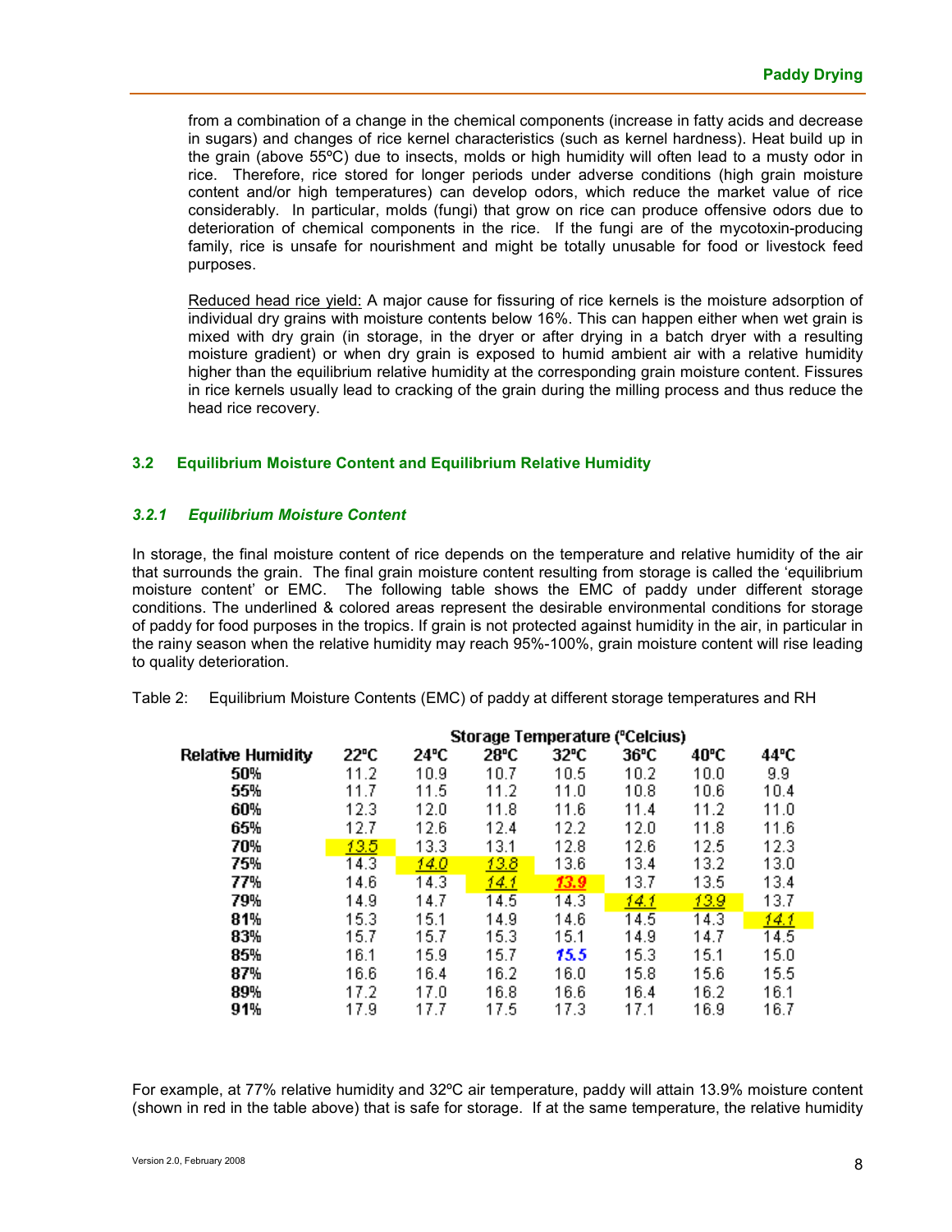from a combination of a change in the chemical components (increase in fatty acids and decrease in sugars) and changes of rice kernel characteristics (such as kernel hardness). Heat build up in the grain (above 55ºC) due to insects, molds or high humidity will often lead to a musty odor in rice. Therefore, rice stored for longer periods under adverse conditions (high grain moisture content and/or high temperatures) can develop odors, which reduce the market value of rice considerably. In particular, molds (fungi) that grow on rice can produce offensive odors due to deterioration of chemical components in the rice. If the fungi are of the mycotoxin-producing family, rice is unsafe for nourishment and might be totally unusable for food or livestock feed purposes.

Reduced head rice yield: A major cause for fissuring of rice kernels is the moisture adsorption of individual dry grains with moisture contents below 16%. This can happen either when wet grain is mixed with dry grain (in storage, in the dryer or after drying in a batch dryer with a resulting moisture gradient) or when dry grain is exposed to humid ambient air with a relative humidity higher than the equilibrium relative humidity at the corresponding grain moisture content. Fissures in rice kernels usually lead to cracking of the grain during the milling process and thus reduce the head rice recovery.

## 3.2 Equilibrium Moisture Content and Equilibrium Relative Humidity

### *3.2.1 Equilibrium Moisture Content*

In storage, the final moisture content of rice depends on the temperature and relative humidity of the air that surrounds the grain. The final grain moisture content resulting from storage is called the 'equilibrium moisture content' or EMC. The following table shows the EMC of paddy under different storage conditions. The underlined & colored areas represent the desirable environmental conditions for storage of paddy for food purposes in the tropics. If grain is not protected against humidity in the air, in particular in the rainy season when the relative humidity may reach 95%-100%, grain moisture content will rise leading to quality deterioration.

Table 2: Equilibrium Moisture Contents (EMC) of paddy at different storage temperatures and RH

| | Storage Temperature (ºCelcius) | | | | | | |
|---|---|---|---|---|---|---|---|
| Relative Humidity | 22ºC | 24ºC | 28ºC | 32ºC | 36ºC | 40ºC | 44ºC |
| 50% | 11.2 | 10.9 | 10.7 | 10.5 | 10.2 | 10.0 | 9.9 |
| 55% | 11.7 | 11.5 | 11.2 | 11.0 | 10.8 | 10.6 | 10.4 |
| 60% | 12.3 | 12.0 | 11.8 | 11.6 | 11.4 | 11.2 | 11.0 |
| 65% | 12.7 | 12.6 | 12.4 | 12.2 | 12.0 | 11.8 | 11.6 |
| 70% | ***13.5*** | 13.3 | 13.1 | 12.8 | 12.6 | 12.5 | 12.3 |
| 75% | 14.3 | ***14.0*** | ***13.8*** | 13.6 | 13.4 | 13.2 | 13.0 |
| 77% | 14.6 | 14.3 | ***14.1*** | ***13.9*** | 13.7 | 13.5 | 13.4 |
| 79% | 14.9 | 14.7 | 14.5 | 14.3 | ***14.1*** | ***13.9*** | 13.7 |
| 81% | 15.3 | 15.1 | 14.9 | 14.6 | 14.5 | 14.3 | ***14.1*** |
| 83% | 15.7 | 15.7 | 15.3 | 15.1 | 14.9 | 14.7 | 14.5 |
| 85% | 16.1 | 15.9 | 15.7 | ***15.5*** | 15.3 | 15.1 | 15.0 |
| 87% | 16.6 | 16.4 | 16.2 | 16.0 | 15.8 | 15.6 | 15.5 |
| 89% | 17.2 | 17.0 | 16.8 | 16.6 | 16.4 | 16.2 | 16.1 |
| 91% | 17.9 | 17.7 | 17.5 | 17.3 | 17.1 | 16.9 | 16.7 |

For example, at 77% relative humidity and 32ºC air temperature, paddy will attain 13.9% moisture content (shown in red in the table above) that is safe for storage. If at the same temperature, the relative humidity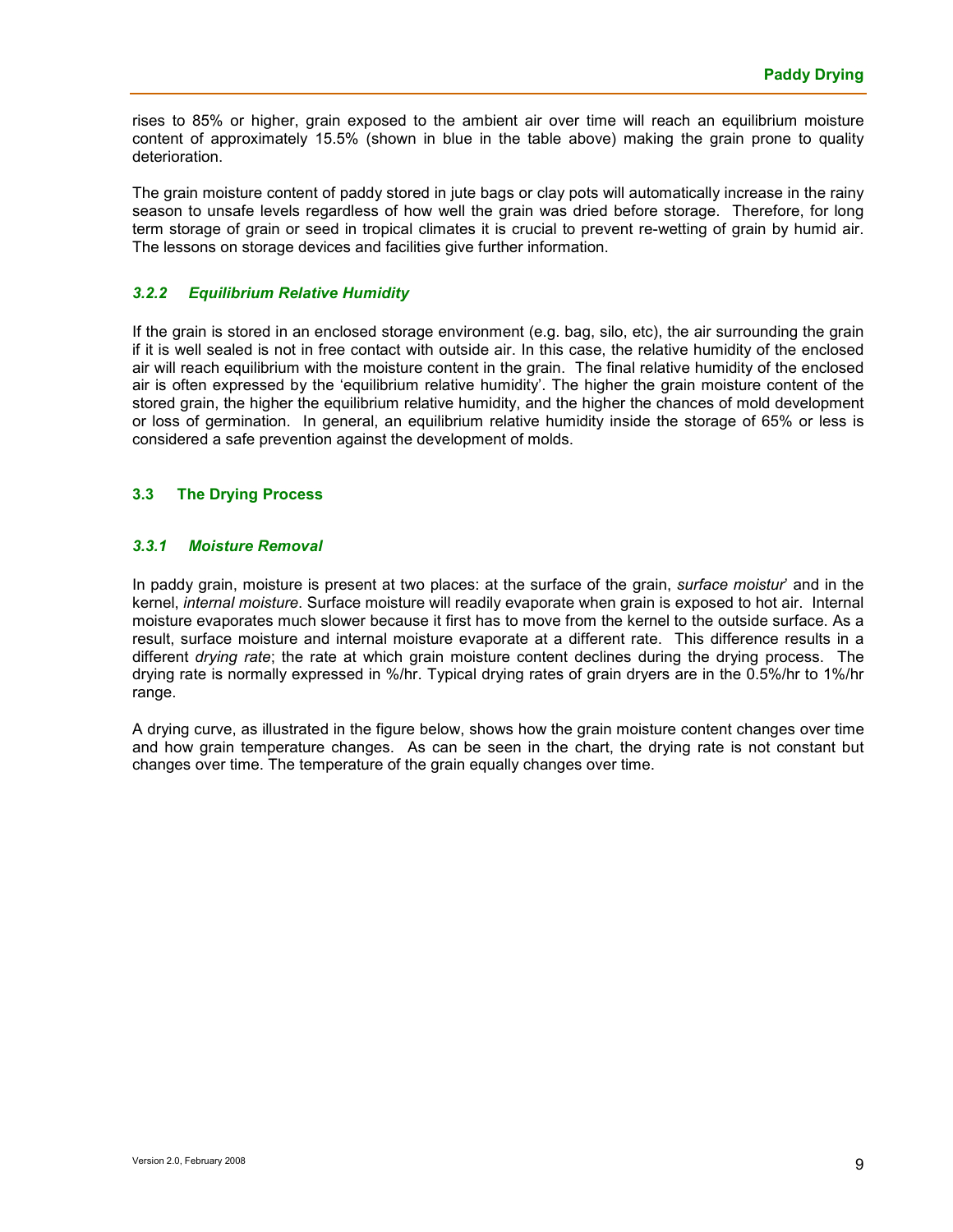rises to 85% or higher, grain exposed to the ambient air over time will reach an equilibrium moisture content of approximately 15.5% (shown in blue in the table above) making the grain prone to quality deterioration.

The grain moisture content of paddy stored in jute bags or clay pots will automatically increase in the rainy season to unsafe levels regardless of how well the grain was dried before storage. Therefore, for long term storage of grain or seed in tropical climates it is crucial to prevent re-wetting of grain by humid air. The lessons on storage devices and facilities give further information.

### *3.2.2 Equilibrium Relative Humidity*

If the grain is stored in an enclosed storage environment (e.g. bag, silo, etc), the air surrounding the grain if it is well sealed is not in free contact with outside air. In this case, the relative humidity of the enclosed air will reach equilibrium with the moisture content in the grain. The final relative humidity of the enclosed air is often expressed by the 'equilibrium relative humidity'. The higher the grain moisture content of the stored grain, the higher the equilibrium relative humidity, and the higher the chances of mold development or loss of germination. In general, an equilibrium relative humidity inside the storage of 65% or less is considered a safe prevention against the development of molds.

## 3.3 The Drying Process

### *3.3.1 Moisture Removal*

In paddy grain, moisture is present at two places: at the surface of the grain, *surface moistur*' and in the kernel, *internal moisture*. Surface moisture will readily evaporate when grain is exposed to hot air. Internal moisture evaporates much slower because it first has to move from the kernel to the outside surface. As a result, surface moisture and internal moisture evaporate at a different rate. This difference results in a different *drying rate*; the rate at which grain moisture content declines during the drying process. The drying rate is normally expressed in %/hr. Typical drying rates of grain dryers are in the 0.5%/hr to 1%/hr range.

A drying curve, as illustrated in the figure below, shows how the grain moisture content changes over time and how grain temperature changes. As can be seen in the chart, the drying rate is not constant but changes over time. The temperature of the grain equally changes over time.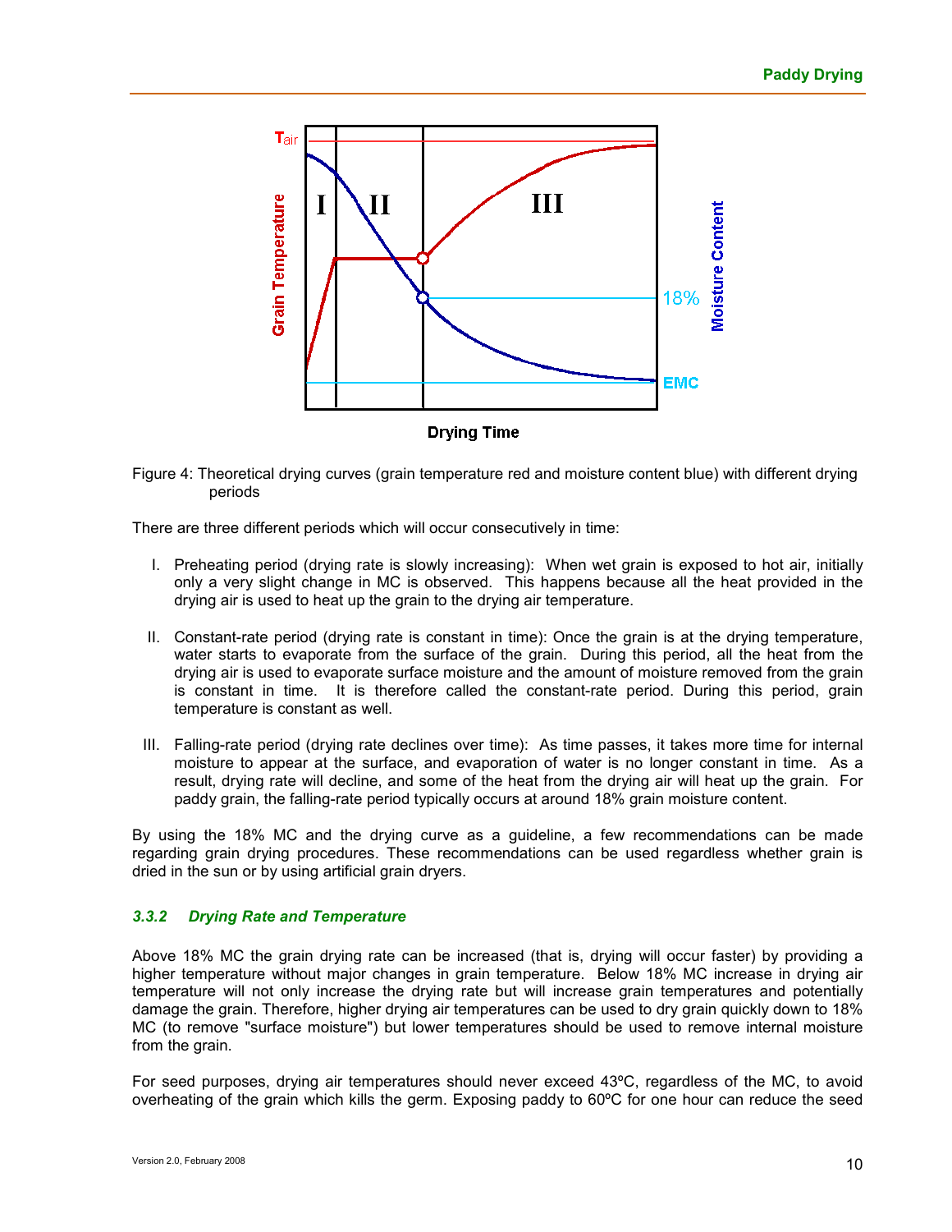Figure 4: Theoretical drying curves (grain temperature red and moisture content blue) with different drying periods

There are three different periods which will occur consecutively in time:

I. Preheating period (drying rate is slowly increasing): When wet grain is exposed to hot air, initially only a very slight change in MC is observed. This happens because all the heat provided in the drying air is used to heat up the grain to the drying air temperature.

II. Constant-rate period (drying rate is constant in time): Once the grain is at the drying temperature, water starts to evaporate from the surface of the grain. During this period, all the heat from the drying air is used to evaporate surface moisture and the amount of moisture removed from the grain is constant in time. It is therefore called the constant-rate period. During this period, grain temperature is constant as well.

III. Falling-rate period (drying rate declines over time): As time passes, it takes more time for internal moisture to appear at the surface, and evaporation of water is no longer constant in time. As a result, drying rate will decline, and some of the heat from the drying air will heat up the grain. For paddy grain, the falling-rate period typically occurs at around 18% grain moisture content.

By using the 18% MC and the drying curve as a guideline, a few recommendations can be made regarding grain drying procedures. These recommendations can be used regardless whether grain is dried in the sun or by using artificial grain dryers.

### *3.3.2 Drying Rate and Temperature*

Above 18% MC the grain drying rate can be increased (that is, drying will occur faster) by providing a higher temperature without major changes in grain temperature. Below 18% MC increase in drying air temperature will not only increase the drying rate but will increase grain temperatures and potentially damage the grain. Therefore, higher drying air temperatures can be used to dry grain quickly down to 18% MC (to remove "surface moisture") but lower temperatures should be used to remove internal moisture from the grain.

For seed purposes, drying air temperatures should never exceed 43ºC, regardless of the MC, to avoid overheating of the grain which kills the germ. Exposing paddy to 60ºC for one hour can reduce the seed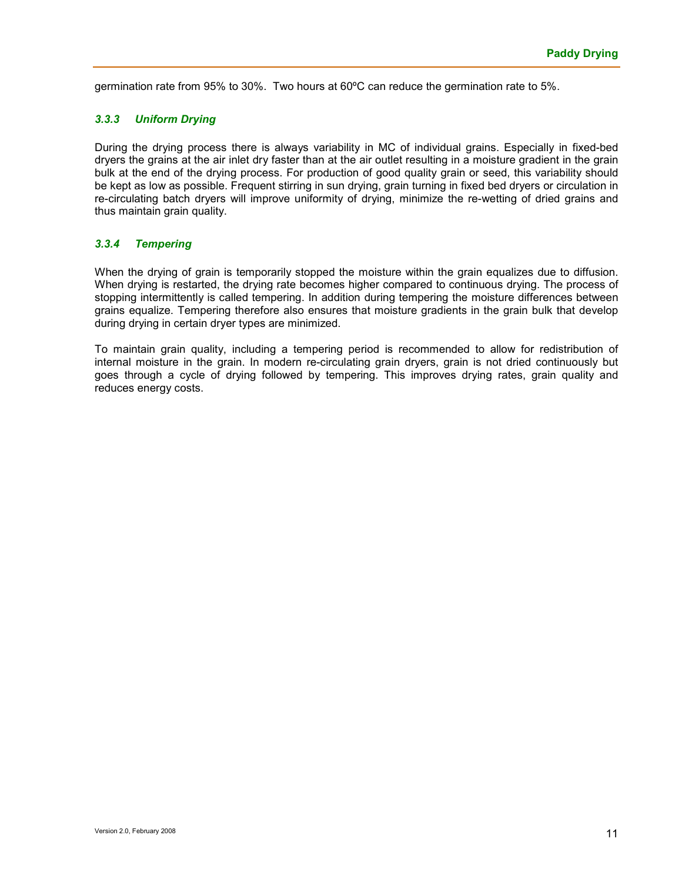germination rate from 95% to 30%. Two hours at 60ºC can reduce the germination rate to 5%.

### *3.3.3 Uniform Drying*

During the drying process there is always variability in MC of individual grains. Especially in fixed-bed dryers the grains at the air inlet dry faster than at the air outlet resulting in a moisture gradient in the grain bulk at the end of the drying process. For production of good quality grain or seed, this variability should be kept as low as possible. Frequent stirring in sun drying, grain turning in fixed bed dryers or circulation in re-circulating batch dryers will improve uniformity of drying, minimize the re-wetting of dried grains and thus maintain grain quality.

### *3.3.4 Tempering*

When the drying of grain is temporarily stopped the moisture within the grain equalizes due to diffusion. When drying is restarted, the drying rate becomes higher compared to continuous drying. The process of stopping intermittently is called tempering. In addition during tempering the moisture differences between grains equalize. Tempering therefore also ensures that moisture gradients in the grain bulk that develop during drying in certain dryer types are minimized.

To maintain grain quality, including a tempering period is recommended to allow for redistribution of internal moisture in the grain. In modern re-circulating grain dryers, grain is not dried continuously but goes through a cycle of drying followed by tempering. This improves drying rates, grain quality and reduces energy costs.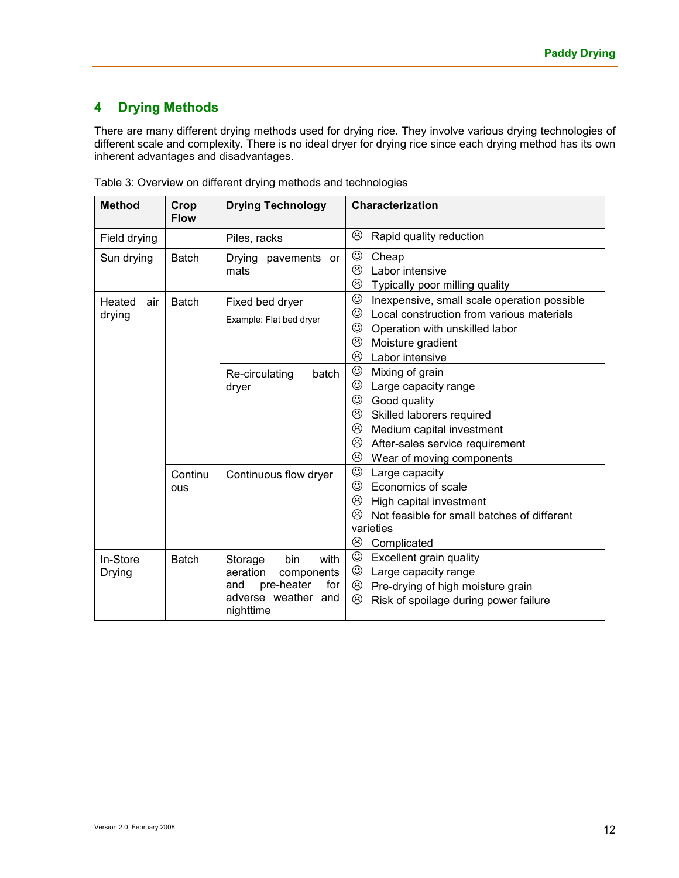## 4 Drying Methods

There are many different drying methods used for drying rice. They involve various drying technologies of different scale and complexity. There is no ideal dryer for drying rice since each drying method has its own inherent advantages and disadvantages.

Table 3: Overview on different drying methods and technologies

| Method | Crop Flow | Drying Technology | Characterization |
|---|---|---|---|
| Field drying | | Piles, racks | ☹ Rapid quality reduction |
| Sun drying | Batch | Drying pavements or mats | ☺ Cheap<br>☹ Labor intensive<br>☹ Typically poor milling quality |
| Heated air drying | Batch | Fixed bed dryer<br>Example: Flat bed dryer | ☺ Inexpensive, small scale operation possible<br>☺ Local construction from various materials<br>☺ Operation with unskilled labor<br>☹ Moisture gradient<br>☹ Labor intensive |
| | | Re-circulating batch dryer | ☺ Mixing of grain<br>☺ Large capacity range<br>☺ Good quality<br>☹ Skilled laborers required<br>☹ Medium capital investment<br>☹ After-sales service requirement<br>☹ Wear of moving components |
| | Continuous | Continuous flow dryer | ☺ Large capacity<br>☺ Economics of scale<br>☹ High capital investment<br>☹ Not feasible for small batches of different varieties<br>☹ Complicated |
| In-Store Drying | Batch | Storage bin with aeration components and pre-heater for adverse weather and nighttime | ☺ Excellent grain quality<br>☺ Large capacity range<br>☹ Pre-drying of high moisture grain<br>☹ Risk of spoilage during power failure |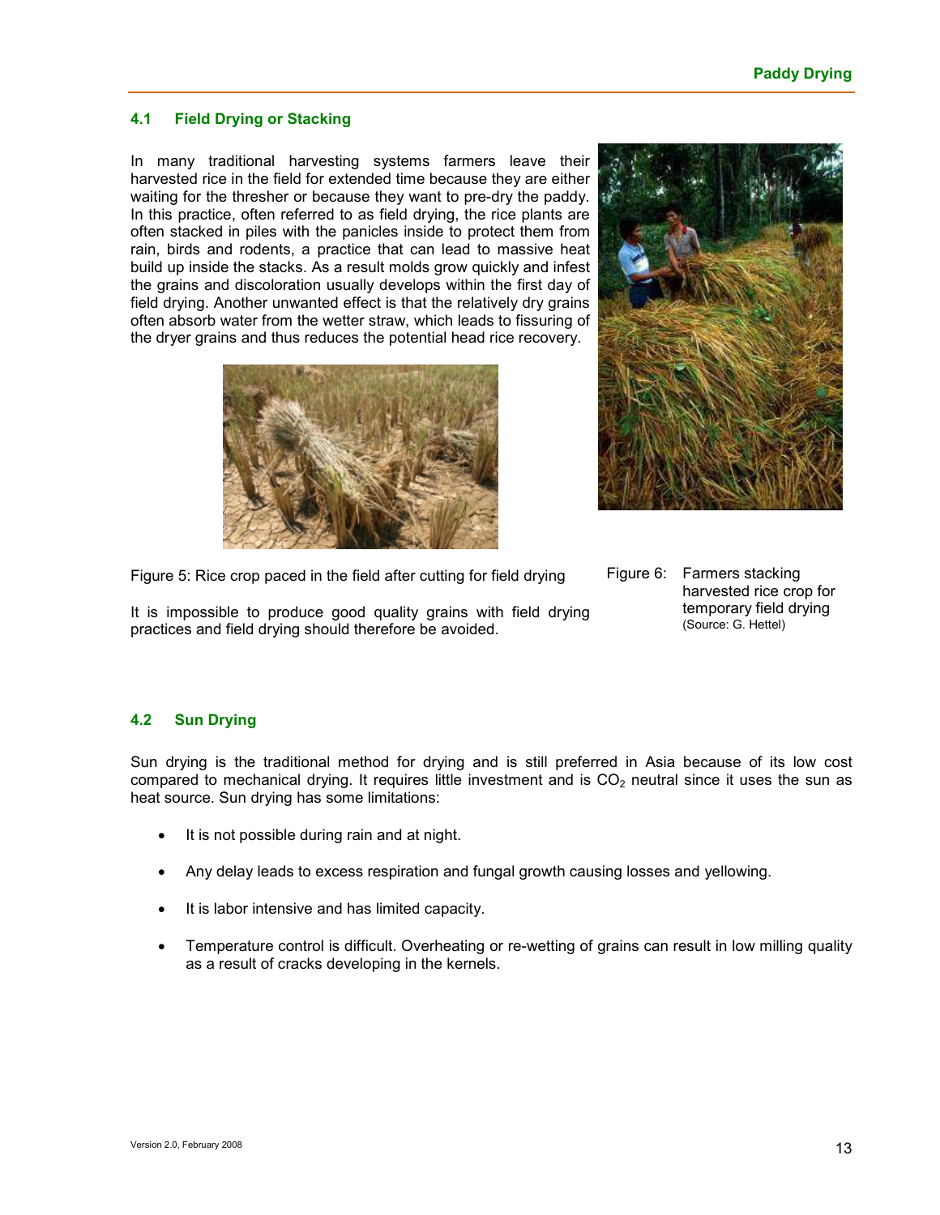## 4.1 Field Drying or Stacking

In many traditional harvesting systems farmers leave their harvested rice in the field for extended time because they are either waiting for the thresher or because they want to pre-dry the paddy. In this practice, often referred to as field drying, the rice plants are often stacked in piles with the panicles inside to protect them from rain, birds and rodents, a practice that can lead to massive heat build up inside the stacks. As a result molds grow quickly and infest the grains and discoloration usually develops within the first day of field drying. Another unwanted effect is that the relatively dry grains often absorb water from the wetter straw, which leads to fissuring of the dryer grains and thus reduces the potential head rice recovery.

Figure 5: Rice crop paced in the field after cutting for field drying

Figure 6: Farmers stacking harvested rice crop for temporary field drying (Source: G. Hettel)

It is impossible to produce good quality grains with field drying practices and field drying should therefore be avoided.

## 4.2 Sun Drying

Sun drying is the traditional method for drying and is still preferred in Asia because of its low cost compared to mechanical drying. It requires little investment and is $CO_2$ neutral since it uses the sun as heat source. Sun drying has some limitations:

- It is not possible during rain and at night.
- Any delay leads to excess respiration and fungal growth causing losses and yellowing.
- It is labor intensive and has limited capacity.
- Temperature control is difficult. Overheating or re-wetting of grains can result in low milling quality as a result of cracks developing in the kernels.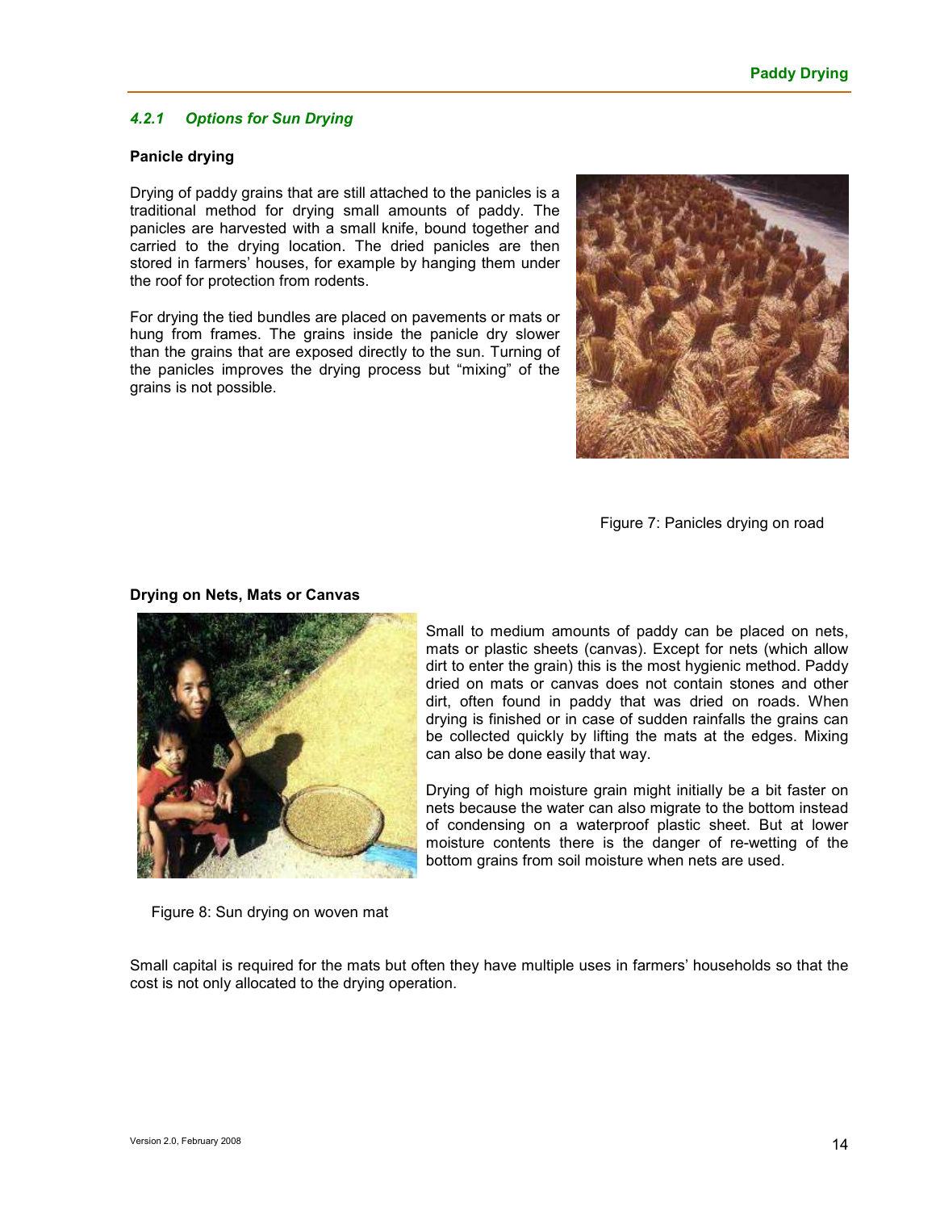#### *4.2.1 Options for Sun Drying*

**Panicle drying**

Drying of paddy grains that are still attached to the panicles is a traditional method for drying small amounts of paddy. The panicles are harvested with a small knife, bound together and carried to the drying location. The dried panicles are then stored in farmers' houses, for example by hanging them under the roof for protection from rodents.

For drying the tied bundles are placed on pavements or mats or hung from frames. The grains inside the panicle dry slower than the grains that are exposed directly to the sun. Turning of the panicles improves the drying process but "mixing" of the grains is not possible.

Figure 7: Panicles drying on road

**Drying on Nets, Mats or Canvas**

Small to medium amounts of paddy can be placed on nets, mats or plastic sheets (canvas). Except for nets (which allow dirt to enter the grain) this is the most hygienic method. Paddy dried on mats or canvas does not contain stones and other dirt, often found in paddy that was dried on roads. When drying is finished or in case of sudden rainfalls the grains can be collected quickly by lifting the mats at the edges. Mixing can also be done easily that way.

Drying of high moisture grain might initially be a bit faster on nets because the water can also migrate to the bottom instead of condensing on a waterproof plastic sheet. But at lower moisture contents there is the danger of re-wetting of the bottom grains from soil moisture when nets are used.

Figure 8: Sun drying on woven mat

Small capital is required for the mats but often they have multiple uses in farmers' households so that the cost is not only allocated to the drying operation.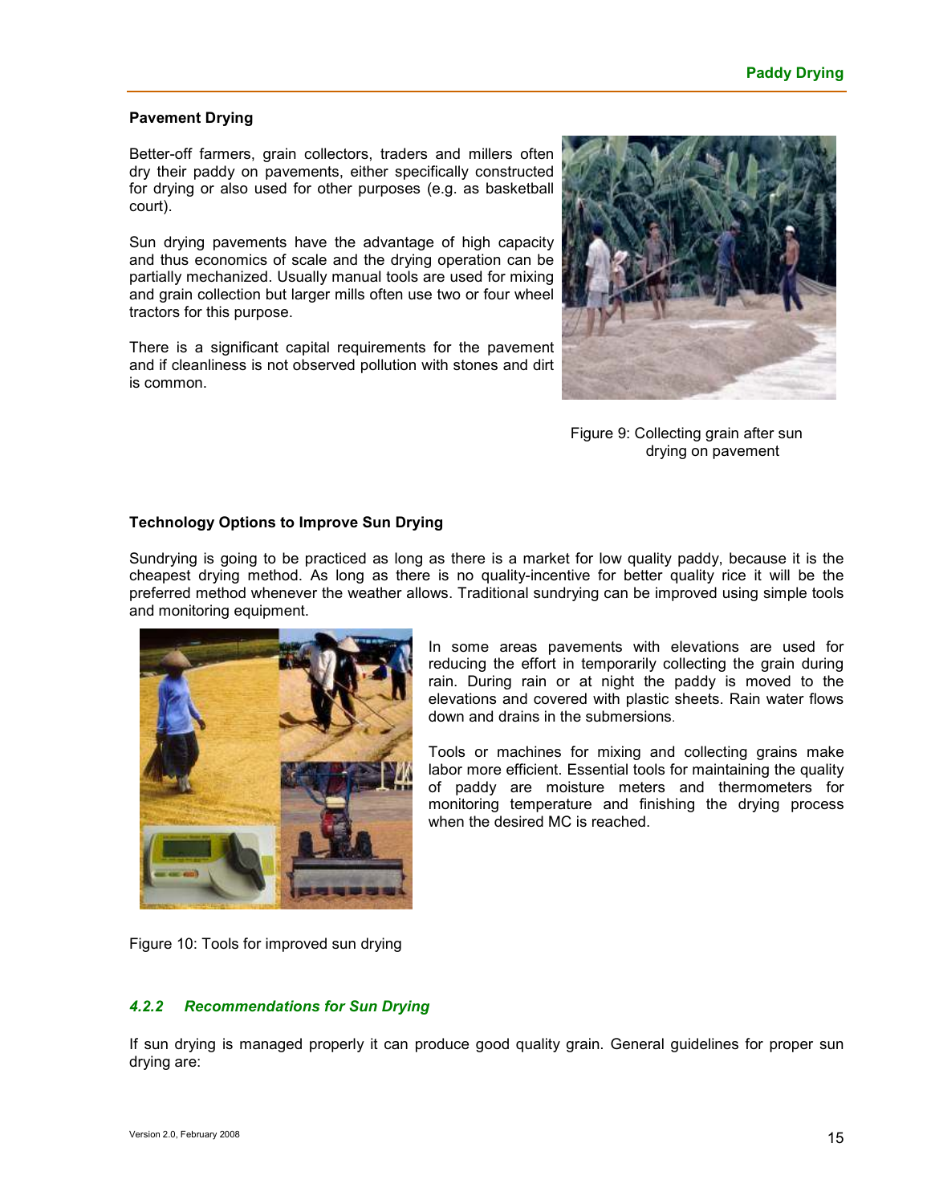### Pavement Drying

Better-off farmers, grain collectors, traders and millers often dry their paddy on pavements, either specifically constructed for drying or also used for other purposes (e.g. as basketball court).

Sun drying pavements have the advantage of high capacity and thus economics of scale and the drying operation can be partially mechanized. Usually manual tools are used for mixing and grain collection but larger mills often use two or four wheel tractors for this purpose.

There is a significant capital requirements for the pavement and if cleanliness is not observed pollution with stones and dirt is common.

Figure 9: Collecting grain after sun drying on pavement

### Technology Options to Improve Sun Drying

Sundrying is going to be practiced as long as there is a market for low quality paddy, because it is the cheapest drying method. As long as there is no quality-incentive for better quality rice it will be the preferred method whenever the weather allows. Traditional sundrying can be improved using simple tools and monitoring equipment.

In some areas pavements with elevations are used for reducing the effort in temporarily collecting the grain during rain. During rain or at night the paddy is moved to the elevations and covered with plastic sheets. Rain water flows down and drains in the submersions.

Tools or machines for mixing and collecting grains make labor more efficient. Essential tools for maintaining the quality of paddy are moisture meters and thermometers for monitoring temperature and finishing the drying process when the desired MC is reached.

Figure 10: Tools for improved sun drying

## *4.2.2 Recommendations for Sun Drying*

If sun drying is managed properly it can produce good quality grain. General guidelines for proper sun drying are: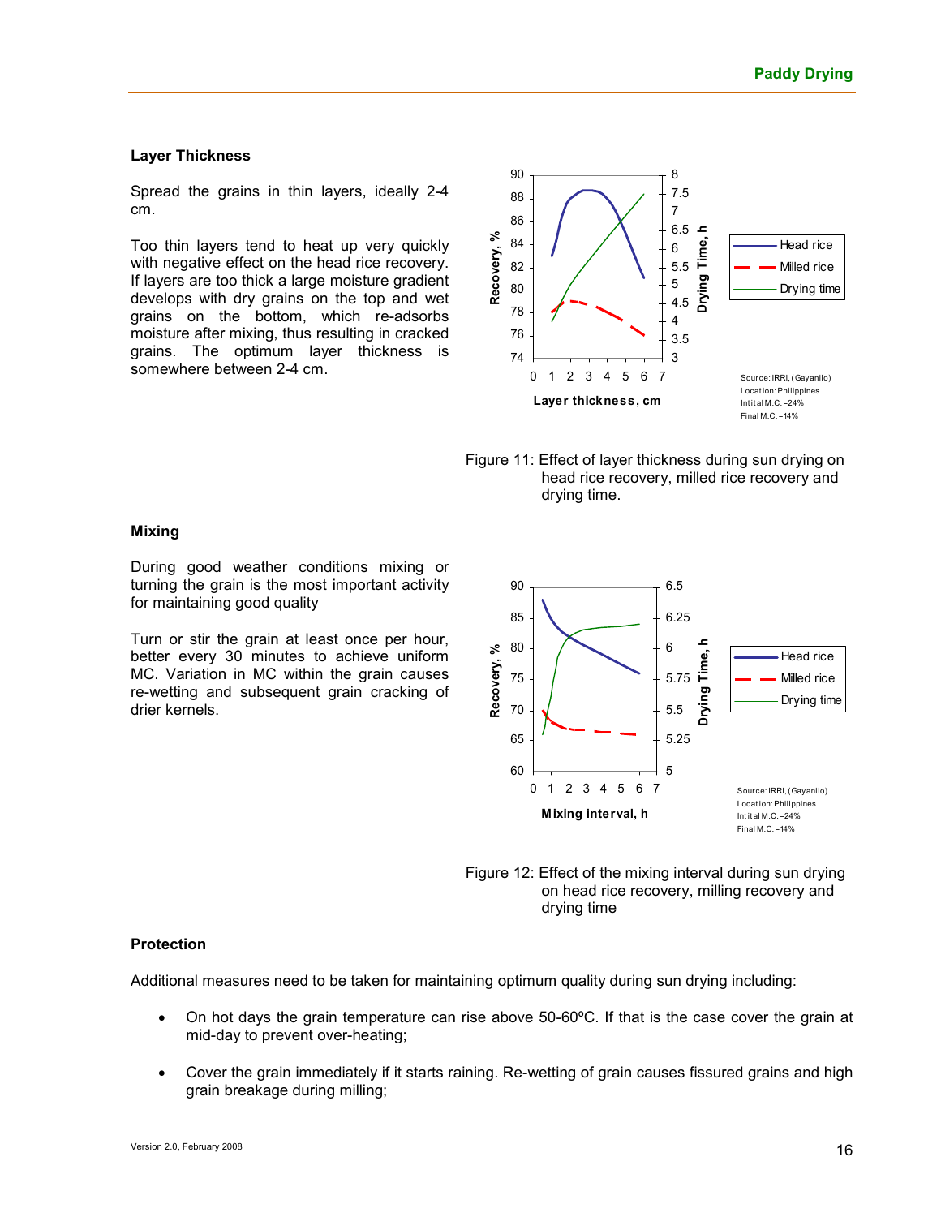### Layer Thickness

Spread the grains in thin layers, ideally 2-4 cm.

Too thin layers tend to heat up very quickly with negative effect on the head rice recovery. If layers are too thick a large moisture gradient develops with dry grains on the top and wet grains on the bottom, which re-adsorbs moisture after mixing, thus resulting in cracked grains. The optimum layer thickness is somewhere between 2-4 cm.

Figure 11: Effect of layer thickness during sun drying on head rice recovery, milled rice recovery and drying time.

### Mixing

During good weather conditions mixing or turning the grain is the most important activity for maintaining good quality

Turn or stir the grain at least once per hour, better every 30 minutes to achieve uniform MC. Variation in MC within the grain causes re-wetting and subsequent grain cracking of drier kernels.

Figure 12: Effect of the mixing interval during sun drying on head rice recovery, milling recovery and drying time

### Protection

Additional measures need to be taken for maintaining optimum quality during sun drying including:

- On hot days the grain temperature can rise above 50-60ºC. If that is the case cover the grain at mid-day to prevent over-heating;
- Cover the grain immediately if it starts raining. Re-wetting of grain causes fissured grains and high grain breakage during milling;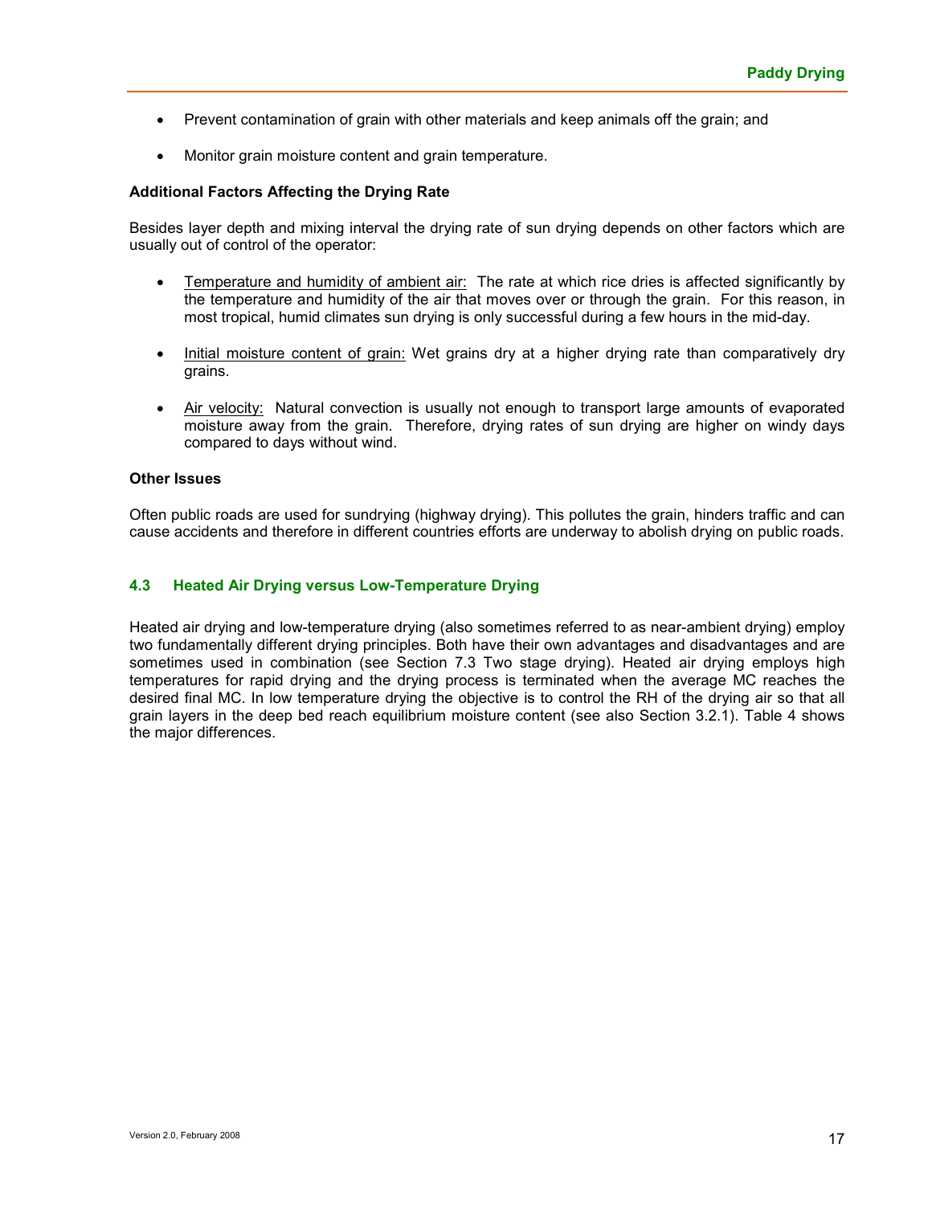- Prevent contamination of grain with other materials and keep animals off the grain; and
- Monitor grain moisture content and grain temperature.

**Additional Factors Affecting the Drying Rate**

Besides layer depth and mixing interval the drying rate of sun drying depends on other factors which are usually out of control of the operator:

- Temperature and humidity of ambient air: The rate at which rice dries is affected significantly by the temperature and humidity of the air that moves over or through the grain. For this reason, in most tropical, humid climates sun drying is only successful during a few hours in the mid-day.
- Initial moisture content of grain: Wet grains dry at a higher drying rate than comparatively dry grains.
- Air velocity: Natural convection is usually not enough to transport large amounts of evaporated moisture away from the grain. Therefore, drying rates of sun drying are higher on windy days compared to days without wind.

**Other Issues**

Often public roads are used for sundrying (highway drying). This pollutes the grain, hinders traffic and can cause accidents and therefore in different countries efforts are underway to abolish drying on public roads.

### 4.3 Heated Air Drying versus Low-Temperature Drying

Heated air drying and low-temperature drying (also sometimes referred to as near-ambient drying) employ two fundamentally different drying principles. Both have their own advantages and disadvantages and are sometimes used in combination (see Section 7.3 Two stage drying). Heated air drying employs high temperatures for rapid drying and the drying process is terminated when the average MC reaches the desired final MC. In low temperature drying the objective is to control the RH of the drying air so that all grain layers in the deep bed reach equilibrium moisture content (see also Section 3.2.1). Table 4 shows the major differences.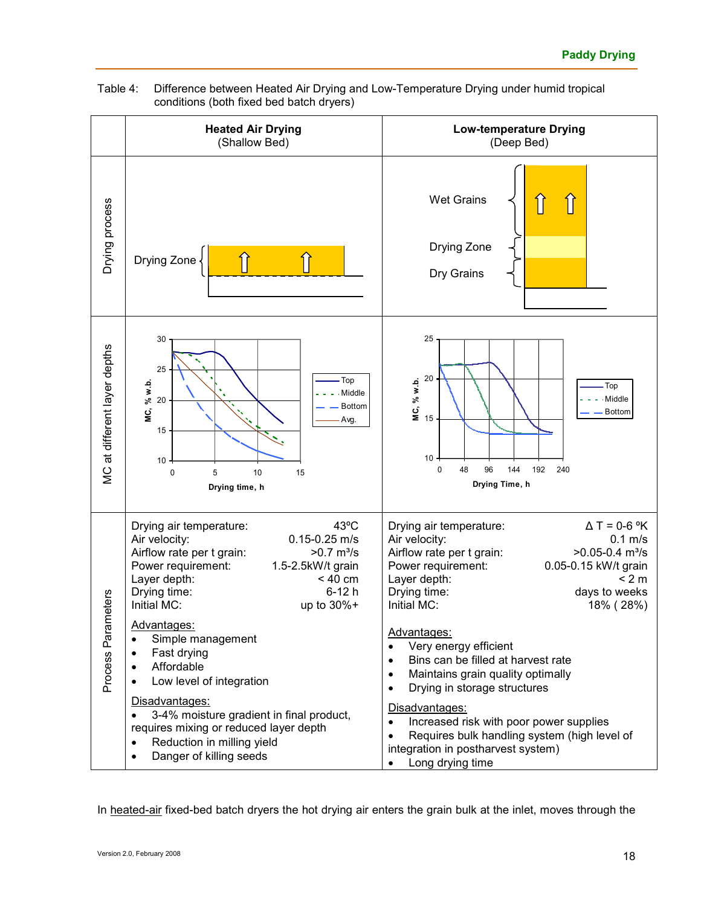Table 4: Difference between Heated Air Drying and Low-Temperature Drying under humid tropical conditions (both fixed bed batch dryers)

| | **Heated Air Drying** (Shallow Bed) | **Low-temperature Drying** (Deep Bed) |
|---|---|---|
| Drying process | Drying Zone | Wet Grains<br>Drying Zone<br>Dry Grains |
| MC at different layer depths | MC, % w.b. vs. Drying time, h (0–15); curves: Top, Middle, Bottom, Avg. | MC, % w.b. vs. Drying Time, h (0–240); curves: Top, Middle, Bottom |
| Process Parameters | Drying air temperature: 43ºC<br>Air velocity: 0.15-0.25 m/s<br>Airflow rate per t grain: >0.7 m³/s<br>Power requirement: 1.5-2.5kW/t grain<br>Layer depth: < 40 cm<br>Drying time: 6-12 h<br>Initial MC: up to 30%+<br><br>Advantages:<br>• Simple management<br>• Fast drying<br>• Affordable<br>• Low level of integration<br><br>Disadvantages:<br>• 3-4% moisture gradient in final product, requires mixing or reduced layer depth<br>• Reduction in milling yield<br>• Danger of killing seeds | Drying air temperature: Δ T = 0-6 ºK<br>Air velocity: 0.1 m/s<br>Airflow rate per t grain: >0.05-0.4 m³/s<br>Power requirement: 0.05-0.15 kW/t grain<br>Layer depth: < 2 m<br>Drying time: days to weeks<br>Initial MC: 18% ( 28%)<br><br>Advantages:<br>• Very energy efficient<br>• Bins can be filled at harvest rate<br>• Maintains grain quality optimally<br>• Drying in storage structures<br><br>Disadvantages:<br>• Increased risk with poor power supplies<br>• Requires bulk handling system (high level of integration in postharvest system)<br>• Long drying time |

In heated-air fixed-bed batch dryers the hot drying air enters the grain bulk at the inlet, moves through the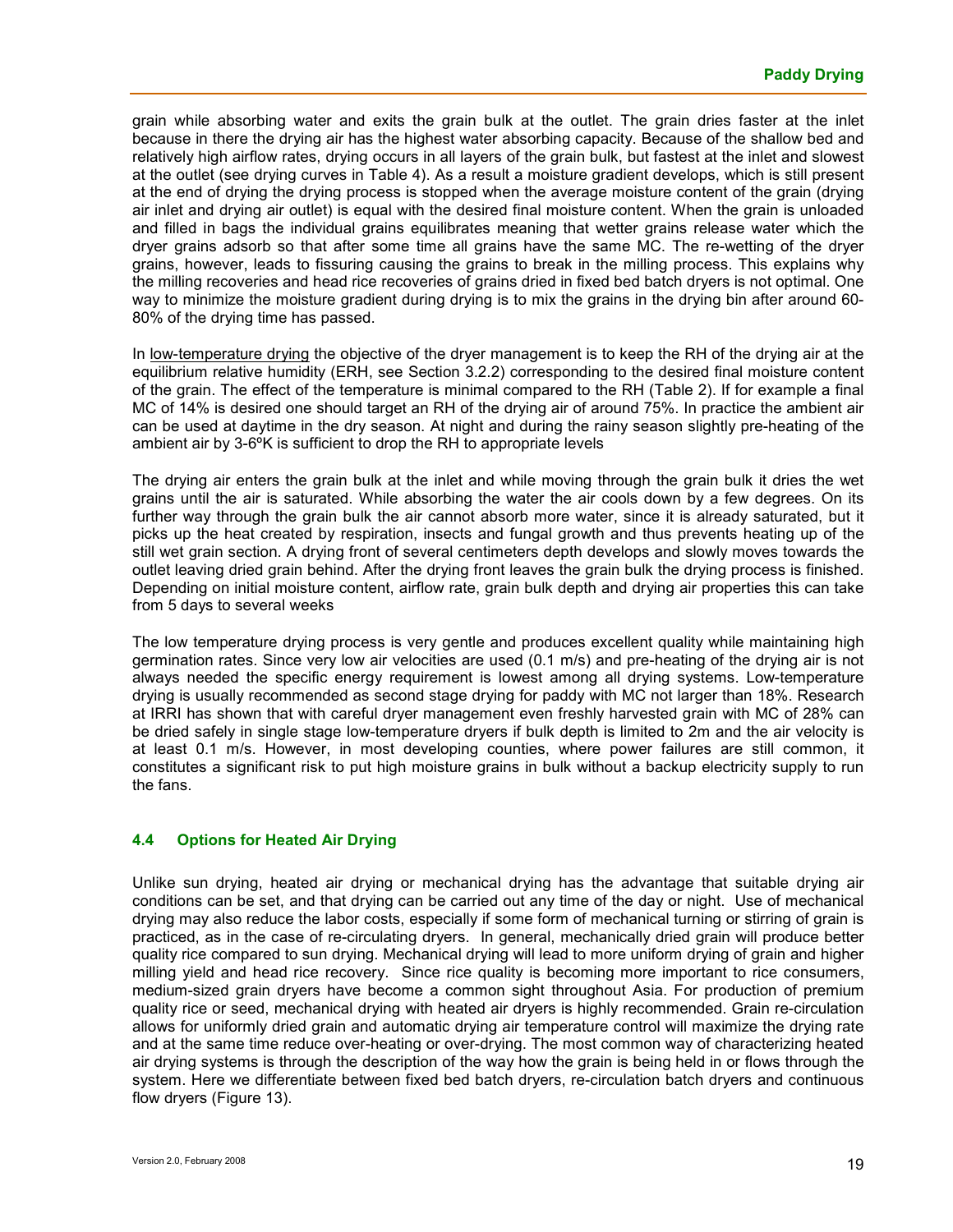grain while absorbing water and exits the grain bulk at the outlet. The grain dries faster at the inlet because in there the drying air has the highest water absorbing capacity. Because of the shallow bed and relatively high airflow rates, drying occurs in all layers of the grain bulk, but fastest at the inlet and slowest at the outlet (see drying curves in Table 4). As a result a moisture gradient develops, which is still present at the end of drying the drying process is stopped when the average moisture content of the grain (drying air inlet and drying air outlet) is equal with the desired final moisture content. When the grain is unloaded and filled in bags the individual grains equilibrates meaning that wetter grains release water which the dryer grains adsorb so that after some time all grains have the same MC. The re-wetting of the dryer grains, however, leads to fissuring causing the grains to break in the milling process. This explains why the milling recoveries and head rice recoveries of grains dried in fixed bed batch dryers is not optimal. One way to minimize the moisture gradient during drying is to mix the grains in the drying bin after around 60-80% of the drying time has passed.

In low-temperature drying the objective of the dryer management is to keep the RH of the drying air at the equilibrium relative humidity (ERH, see Section 3.2.2) corresponding to the desired final moisture content of the grain. The effect of the temperature is minimal compared to the RH (Table 2). If for example a final MC of 14% is desired one should target an RH of the drying air of around 75%. In practice the ambient air can be used at daytime in the dry season. At night and during the rainy season slightly pre-heating of the ambient air by 3-6ºK is sufficient to drop the RH to appropriate levels

The drying air enters the grain bulk at the inlet and while moving through the grain bulk it dries the wet grains until the air is saturated. While absorbing the water the air cools down by a few degrees. On its further way through the grain bulk the air cannot absorb more water, since it is already saturated, but it picks up the heat created by respiration, insects and fungal growth and thus prevents heating up of the still wet grain section. A drying front of several centimeters depth develops and slowly moves towards the outlet leaving dried grain behind. After the drying front leaves the grain bulk the drying process is finished. Depending on initial moisture content, airflow rate, grain bulk depth and drying air properties this can take from 5 days to several weeks

The low temperature drying process is very gentle and produces excellent quality while maintaining high germination rates. Since very low air velocities are used (0.1 m/s) and pre-heating of the drying air is not always needed the specific energy requirement is lowest among all drying systems. Low-temperature drying is usually recommended as second stage drying for paddy with MC not larger than 18%. Research at IRRI has shown that with careful dryer management even freshly harvested grain with MC of 28% can be dried safely in single stage low-temperature dryers if bulk depth is limited to 2m and the air velocity is at least 0.1 m/s. However, in most developing counties, where power failures are still common, it constitutes a significant risk to put high moisture grains in bulk without a backup electricity supply to run the fans.

## 4.4 Options for Heated Air Drying

Unlike sun drying, heated air drying or mechanical drying has the advantage that suitable drying air conditions can be set, and that drying can be carried out any time of the day or night. Use of mechanical drying may also reduce the labor costs, especially if some form of mechanical turning or stirring of grain is practiced, as in the case of re-circulating dryers. In general, mechanically dried grain will produce better quality rice compared to sun drying. Mechanical drying will lead to more uniform drying of grain and higher milling yield and head rice recovery. Since rice quality is becoming more important to rice consumers, medium-sized grain dryers have become a common sight throughout Asia. For production of premium quality rice or seed, mechanical drying with heated air dryers is highly recommended. Grain re-circulation allows for uniformly dried grain and automatic drying air temperature control will maximize the drying rate and at the same time reduce over-heating or over-drying. The most common way of characterizing heated air drying systems is through the description of the way how the grain is being held in or flows through the system. Here we differentiate between fixed bed batch dryers, re-circulation batch dryers and continuous flow dryers (Figure 13).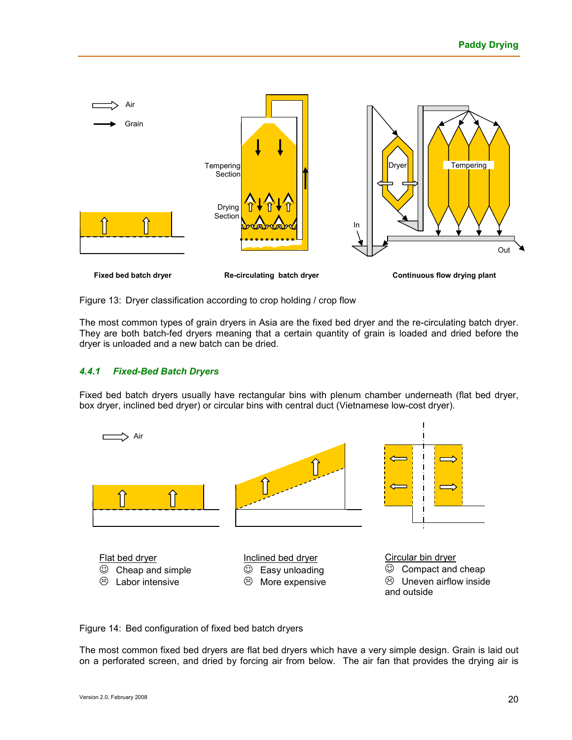Figure 13: Dryer classification according to crop holding / crop flow

The most common types of grain dryers in Asia are the fixed bed dryer and the re-circulating batch dryer. They are both batch-fed dryers meaning that a certain quantity of grain is loaded and dried before the dryer is unloaded and a new batch can be dried.

### *4.4.1 Fixed-Bed Batch Dryers*

Fixed bed batch dryers usually have rectangular bins with plenum chamber underneath (flat bed dryer, box dryer, inclined bed dryer) or circular bins with central duct (Vietnamese low-cost dryer).

Flat bed dryer
☺ Cheap and simple
☹ Labor intensive

Inclined bed dryer
☺ Easy unloading
☹ More expensive

Circular bin dryer
☺ Compact and cheap
☹ Uneven airflow inside and outside

Figure 14: Bed configuration of fixed bed batch dryers

The most common fixed bed dryers are flat bed dryers which have a very simple design. Grain is laid out on a perforated screen, and dried by forcing air from below. The air fan that provides the drying air is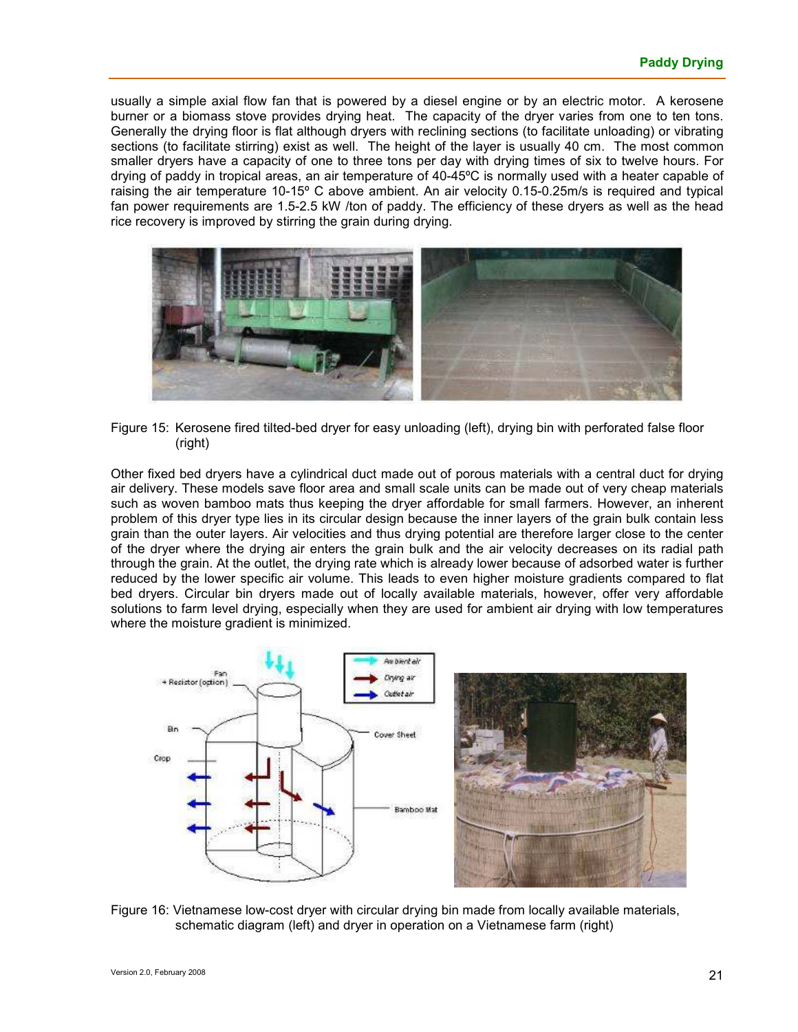usually a simple axial flow fan that is powered by a diesel engine or by an electric motor. A kerosene burner or a biomass stove provides drying heat. The capacity of the dryer varies from one to ten tons. Generally the drying floor is flat although dryers with reclining sections (to facilitate unloading) or vibrating sections (to facilitate stirring) exist as well. The height of the layer is usually 40 cm. The most common smaller dryers have a capacity of one to three tons per day with drying times of six to twelve hours. For drying of paddy in tropical areas, an air temperature of 40-45ºC is normally used with a heater capable of raising the air temperature 10-15º C above ambient. An air velocity 0.15-0.25m/s is required and typical fan power requirements are 1.5-2.5 kW /ton of paddy. The efficiency of these dryers as well as the head rice recovery is improved by stirring the grain during drying.

Figure 15: Kerosene fired tilted-bed dryer for easy unloading (left), drying bin with perforated false floor (right)

Other fixed bed dryers have a cylindrical duct made out of porous materials with a central duct for drying air delivery. These models save floor area and small scale units can be made out of very cheap materials such as woven bamboo mats thus keeping the dryer affordable for small farmers. However, an inherent problem of this dryer type lies in its circular design because the inner layers of the grain bulk contain less grain than the outer layers. Air velocities and thus drying potential are therefore larger close to the center of the dryer where the drying air enters the grain bulk and the air velocity decreases on its radial path through the grain. At the outlet, the drying rate which is already lower because of adsorbed water is further reduced by the lower specific air volume. This leads to even higher moisture gradients compared to flat bed dryers. Circular bin dryers made out of locally available materials, however, offer very affordable solutions to farm level drying, especially when they are used for ambient air drying with low temperatures where the moisture gradient is minimized.

Figure 16: Vietnamese low-cost dryer with circular drying bin made from locally available materials, schematic diagram (left) and dryer in operation on a Vietnamese farm (right)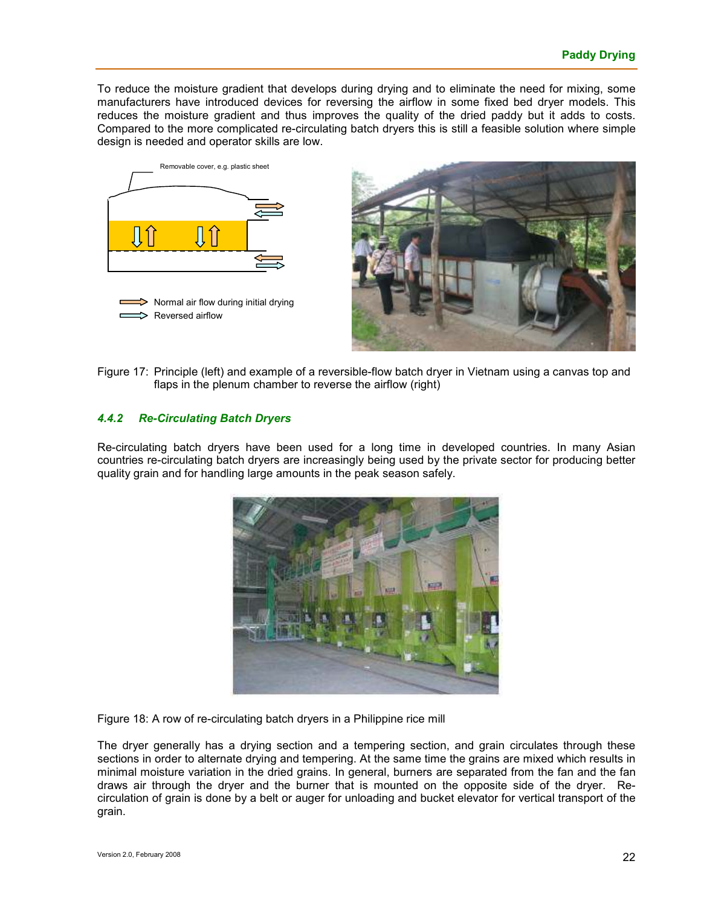To reduce the moisture gradient that develops during drying and to eliminate the need for mixing, some manufacturers have introduced devices for reversing the airflow in some fixed bed dryer models. This reduces the moisture gradient and thus improves the quality of the dried paddy but it adds to costs. Compared to the more complicated re-circulating batch dryers this is still a feasible solution where simple design is needed and operator skills are low.

Figure 17: Principle (left) and example of a reversible-flow batch dryer in Vietnam using a canvas top and flaps in the plenum chamber to reverse the airflow (right)

### *4.4.2 Re-Circulating Batch Dryers*

Re-circulating batch dryers have been used for a long time in developed countries. In many Asian countries re-circulating batch dryers are increasingly being used by the private sector for producing better quality grain and for handling large amounts in the peak season safely.

Figure 18: A row of re-circulating batch dryers in a Philippine rice mill

The dryer generally has a drying section and a tempering section, and grain circulates through these sections in order to alternate drying and tempering. At the same time the grains are mixed which results in minimal moisture variation in the dried grains. In general, burners are separated from the fan and the fan draws air through the dryer and the burner that is mounted on the opposite side of the dryer. Re-circulation of grain is done by a belt or auger for unloading and bucket elevator for vertical transport of the grain.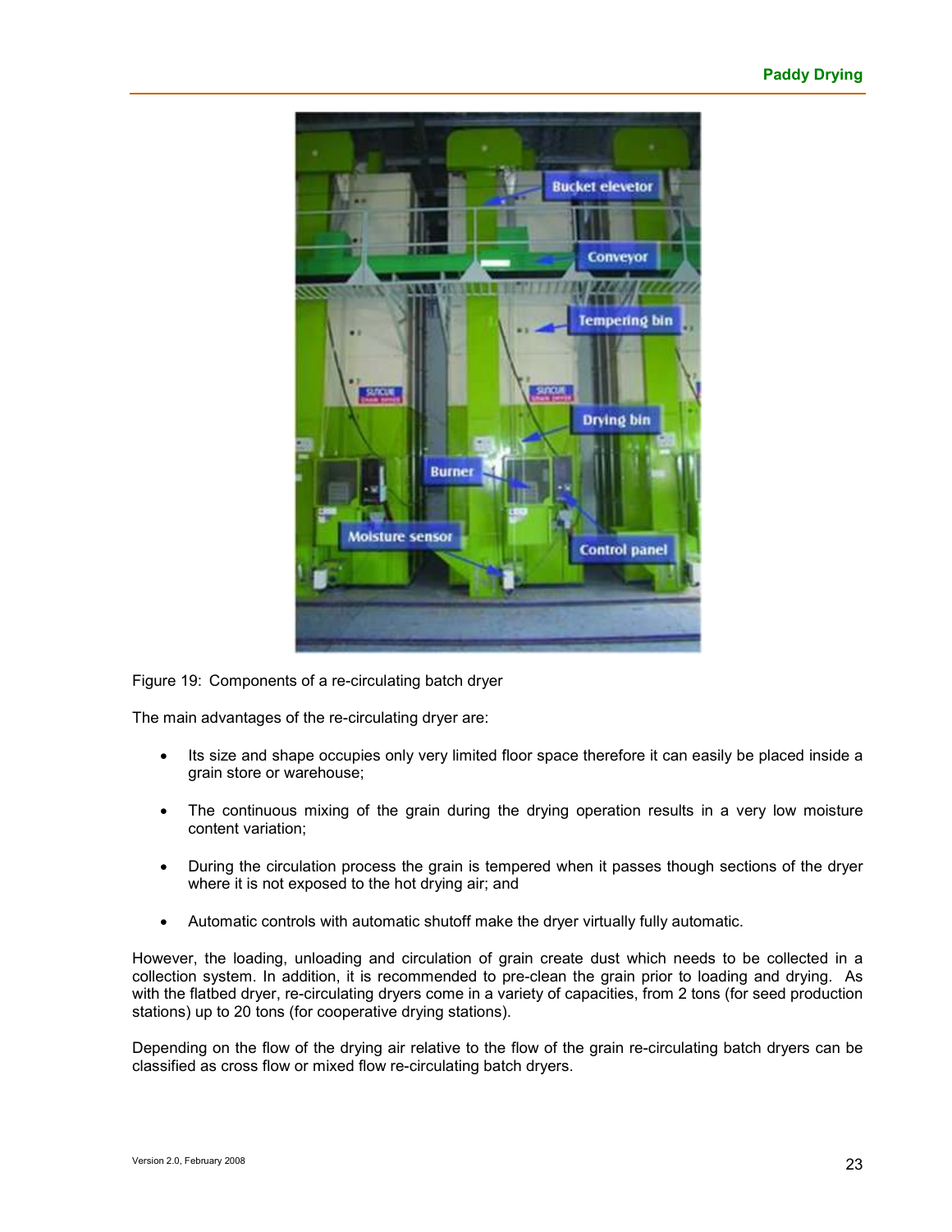Figure 19: Components of a re-circulating batch dryer

The main advantages of the re-circulating dryer are:

- Its size and shape occupies only very limited floor space therefore it can easily be placed inside a grain store or warehouse;
- The continuous mixing of the grain during the drying operation results in a very low moisture content variation;
- During the circulation process the grain is tempered when it passes though sections of the dryer where it is not exposed to the hot drying air; and
- Automatic controls with automatic shutoff make the dryer virtually fully automatic.

However, the loading, unloading and circulation of grain create dust which needs to be collected in a collection system. In addition, it is recommended to pre-clean the grain prior to loading and drying. As with the flatbed dryer, re-circulating dryers come in a variety of capacities, from 2 tons (for seed production stations) up to 20 tons (for cooperative drying stations).

Depending on the flow of the drying air relative to the flow of the grain re-circulating batch dryers can be classified as cross flow or mixed flow re-circulating batch dryers.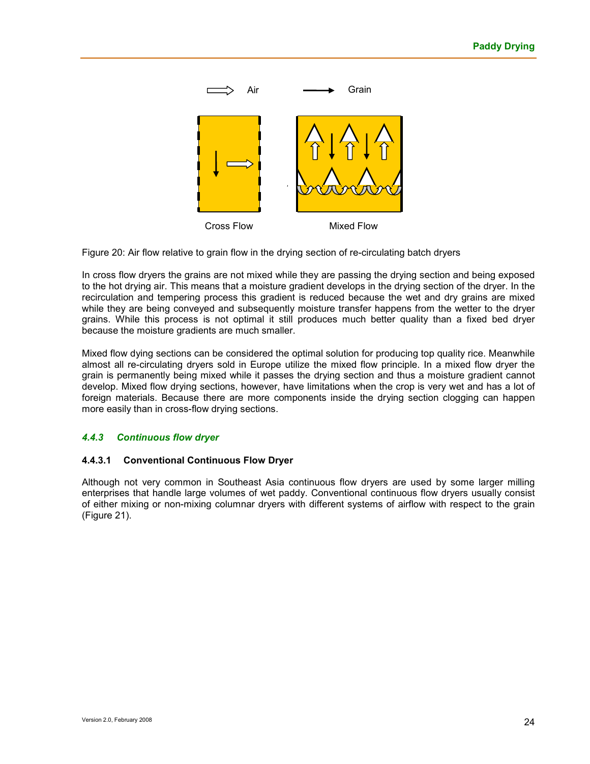Figure 20: Air flow relative to grain flow in the drying section of re-circulating batch dryers

In cross flow dryers the grains are not mixed while they are passing the drying section and being exposed to the hot drying air. This means that a moisture gradient develops in the drying section of the dryer. In the recirculation and tempering process this gradient is reduced because the wet and dry grains are mixed while they are being conveyed and subsequently moisture transfer happens from the wetter to the dryer grains. While this process is not optimal it still produces much better quality than a fixed bed dryer because the moisture gradients are much smaller.

Mixed flow dying sections can be considered the optimal solution for producing top quality rice. Meanwhile almost all re-circulating dryers sold in Europe utilize the mixed flow principle. In a mixed flow dryer the grain is permanently being mixed while it passes the drying section and thus a moisture gradient cannot develop. Mixed flow drying sections, however, have limitations when the crop is very wet and has a lot of foreign materials. Because there are more components inside the drying section clogging can happen more easily than in cross-flow drying sections.

### *4.4.3 Continuous flow dryer*

#### 4.4.3.1 Conventional Continuous Flow Dryer

Although not very common in Southeast Asia continuous flow dryers are used by some larger milling enterprises that handle large volumes of wet paddy. Conventional continuous flow dryers usually consist of either mixing or non-mixing columnar dryers with different systems of airflow with respect to the grain (Figure 21).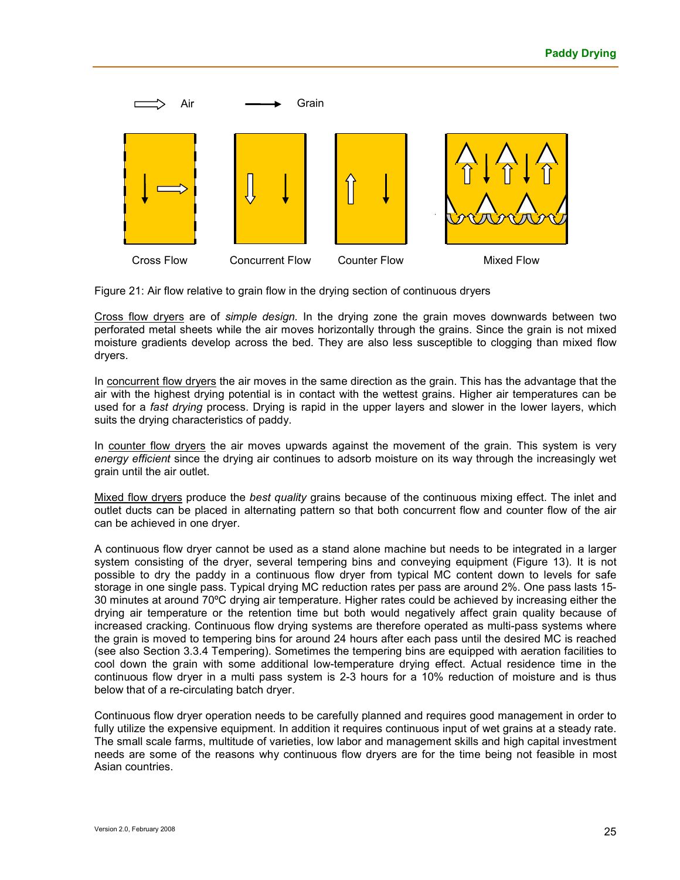Air    Grain

Cross Flow    Concurrent Flow    Counter Flow    Mixed Flow

Figure 21: Air flow relative to grain flow in the drying section of continuous dryers

Cross flow dryers are of *simple design*. In the drying zone the grain moves downwards between two perforated metal sheets while the air moves horizontally through the grains. Since the grain is not mixed moisture gradients develop across the bed. They are also less susceptible to clogging than mixed flow dryers.

In concurrent flow dryers the air moves in the same direction as the grain. This has the advantage that the air with the highest drying potential is in contact with the wettest grains. Higher air temperatures can be used for a *fast drying* process. Drying is rapid in the upper layers and slower in the lower layers, which suits the drying characteristics of paddy.

In counter flow dryers the air moves upwards against the movement of the grain. This system is very *energy efficient* since the drying air continues to adsorb moisture on its way through the increasingly wet grain until the air outlet.

Mixed flow dryers produce the *best quality* grains because of the continuous mixing effect. The inlet and outlet ducts can be placed in alternating pattern so that both concurrent flow and counter flow of the air can be achieved in one dryer.

A continuous flow dryer cannot be used as a stand alone machine but needs to be integrated in a larger system consisting of the dryer, several tempering bins and conveying equipment (Figure 13). It is not possible to dry the paddy in a continuous flow dryer from typical MC content down to levels for safe storage in one single pass. Typical drying MC reduction rates per pass are around 2%. One pass lasts 15-30 minutes at around 70ºC drying air temperature. Higher rates could be achieved by increasing either the drying air temperature or the retention time but both would negatively affect grain quality because of increased cracking. Continuous flow drying systems are therefore operated as multi-pass systems where the grain is moved to tempering bins for around 24 hours after each pass until the desired MC is reached (see also Section 3.3.4 Tempering). Sometimes the tempering bins are equipped with aeration facilities to cool down the grain with some additional low-temperature drying effect. Actual residence time in the continuous flow dryer in a multi pass system is 2-3 hours for a 10% reduction of moisture and is thus below that of a re-circulating batch dryer.

Continuous flow dryer operation needs to be carefully planned and requires good management in order to fully utilize the expensive equipment. In addition it requires continuous input of wet grains at a steady rate. The small scale farms, multitude of varieties, low labor and management skills and high capital investment needs are some of the reasons why continuous flow dryers are for the time being not feasible in most Asian countries.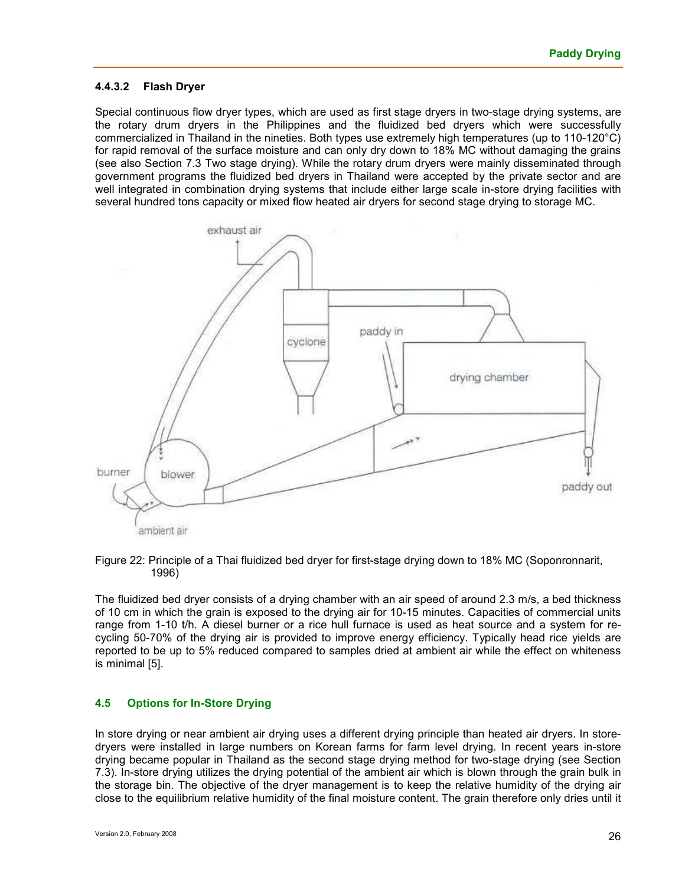#### 4.4.3.2 Flash Dryer

Special continuous flow dryer types, which are used as first stage dryers in two-stage drying systems, are the rotary drum dryers in the Philippines and the fluidized bed dryers which were successfully commercialized in Thailand in the nineties. Both types use extremely high temperatures (up to 110-120°C) for rapid removal of the surface moisture and can only dry down to 18% MC without damaging the grains (see also Section 7.3 Two stage drying). While the rotary drum dryers were mainly disseminated through government programs the fluidized bed dryers in Thailand were accepted by the private sector and are well integrated in combination drying systems that include either large scale in-store drying facilities with several hundred tons capacity or mixed flow heated air dryers for second stage drying to storage MC.

Figure 22: Principle of a Thai fluidized bed dryer for first-stage drying down to 18% MC (Soponronnarit, 1996)

The fluidized bed dryer consists of a drying chamber with an air speed of around 2.3 m/s, a bed thickness of 10 cm in which the grain is exposed to the drying air for 10-15 minutes. Capacities of commercial units range from 1-10 t/h. A diesel burner or a rice hull furnace is used as heat source and a system for re-cycling 50-70% of the drying air is provided to improve energy efficiency. Typically head rice yields are reported to be up to 5% reduced compared to samples dried at ambient air while the effect on whiteness is minimal [5].

## 4.5 Options for In-Store Drying

In store drying or near ambient air drying uses a different drying principle than heated air dryers. In store-dryers were installed in large numbers on Korean farms for farm level drying. In recent years in-store drying became popular in Thailand as the second stage drying method for two-stage drying (see Section 7.3). In-store drying utilizes the drying potential of the ambient air which is blown through the grain bulk in the storage bin. The objective of the dryer management is to keep the relative humidity of the drying air close to the equilibrium relative humidity of the final moisture content. The grain therefore only dries until it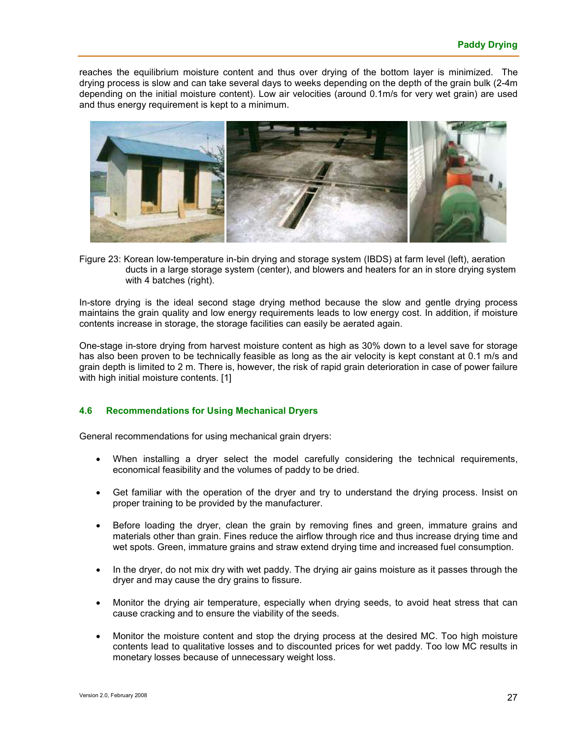reaches the equilibrium moisture content and thus over drying of the bottom layer is minimized. The drying process is slow and can take several days to weeks depending on the depth of the grain bulk (2-4m depending on the initial moisture content). Low air velocities (around 0.1m/s for very wet grain) are used and thus energy requirement is kept to a minimum.

Figure 23: Korean low-temperature in-bin drying and storage system (IBDS) at farm level (left), aeration ducts in a large storage system (center), and blowers and heaters for an in store drying system with 4 batches (right).

In-store drying is the ideal second stage drying method because the slow and gentle drying process maintains the grain quality and low energy requirements leads to low energy cost. In addition, if moisture contents increase in storage, the storage facilities can easily be aerated again.

One-stage in-store drying from harvest moisture content as high as 30% down to a level save for storage has also been proven to be technically feasible as long as the air velocity is kept constant at 0.1 m/s and grain depth is limited to 2 m. There is, however, the risk of rapid grain deterioration in case of power failure with high initial moisture contents. [1]

### 4.6 Recommendations for Using Mechanical Dryers

General recommendations for using mechanical grain dryers:

- When installing a dryer select the model carefully considering the technical requirements, economical feasibility and the volumes of paddy to be dried.
- Get familiar with the operation of the dryer and try to understand the drying process. Insist on proper training to be provided by the manufacturer.
- Before loading the dryer, clean the grain by removing fines and green, immature grains and materials other than grain. Fines reduce the airflow through rice and thus increase drying time and wet spots. Green, immature grains and straw extend drying time and increased fuel consumption.
- In the dryer, do not mix dry with wet paddy. The drying air gains moisture as it passes through the dryer and may cause the dry grains to fissure.
- Monitor the drying air temperature, especially when drying seeds, to avoid heat stress that can cause cracking and to ensure the viability of the seeds.
- Monitor the moisture content and stop the drying process at the desired MC. Too high moisture contents lead to qualitative losses and to discounted prices for wet paddy. Too low MC results in monetary losses because of unnecessary weight loss.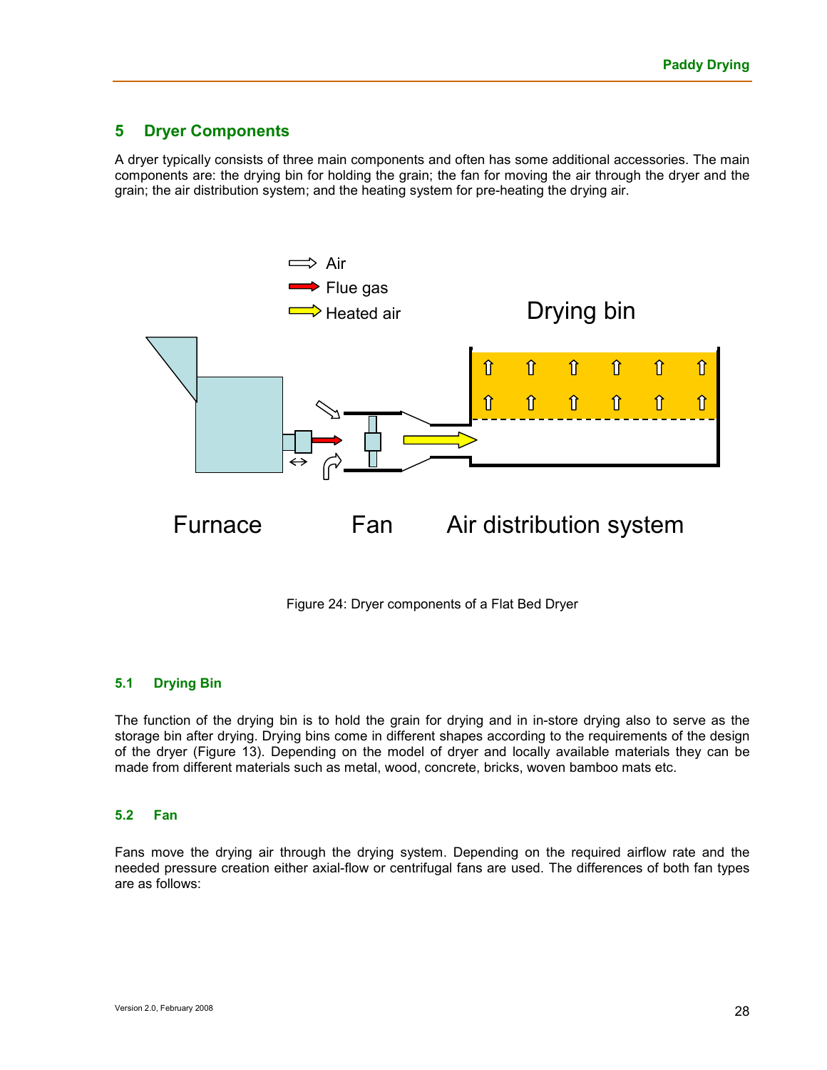## 5 Dryer Components

A dryer typically consists of three main components and often has some additional accessories. The main components are: the drying bin for holding the grain; the fan for moving the air through the dryer and the grain; the air distribution system; and the heating system for pre-heating the drying air.

Figure 24: Dryer components of a Flat Bed Dryer

### 5.1 Drying Bin

The function of the drying bin is to hold the grain for drying and in in-store drying also to serve as the storage bin after drying. Drying bins come in different shapes according to the requirements of the design of the dryer (Figure 13). Depending on the model of dryer and locally available materials they can be made from different materials such as metal, wood, concrete, bricks, woven bamboo mats etc.

### 5.2 Fan

Fans move the drying air through the drying system. Depending on the required airflow rate and the needed pressure creation either axial-flow or centrifugal fans are used. The differences of both fan types are as follows: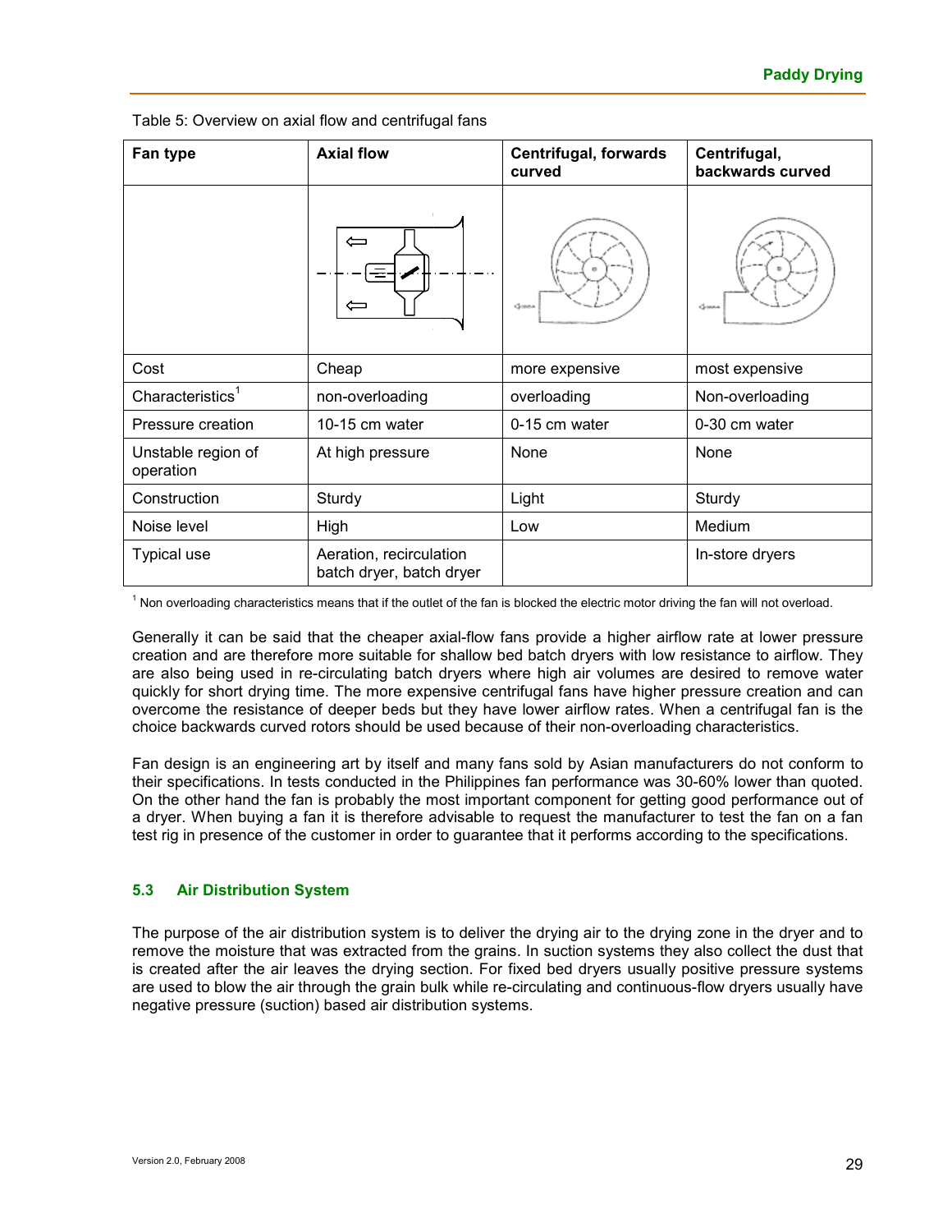Table 5: Overview on axial flow and centrifugal fans

| Fan type | Axial flow | Centrifugal, forwards curved | Centrifugal, backwards curved |
|---|---|---|---|
| | | | |
| Cost | Cheap | more expensive | most expensive |
| Characteristics[1] | non-overloading | overloading | Non-overloading |
| Pressure creation | 10-15 cm water | 0-15 cm water | 0-30 cm water |
| Unstable region of operation | At high pressure | None | None |
| Construction | Sturdy | Light | Sturdy |
| Noise level | High | Low | Medium |
| Typical use | Aeration, recirculation batch dryer, batch dryer | | In-store dryers |

[1] Non overloading characteristics means that if the outlet of the fan is blocked the electric motor driving the fan will not overload.

Generally it can be said that the cheaper axial-flow fans provide a higher airflow rate at lower pressure creation and are therefore more suitable for shallow bed batch dryers with low resistance to airflow. They are also being used in re-circulating batch dryers where high air volumes are desired to remove water quickly for short drying time. The more expensive centrifugal fans have higher pressure creation and can overcome the resistance of deeper beds but they have lower airflow rates. When a centrifugal fan is the choice backwards curved rotors should be used because of their non-overloading characteristics.

Fan design is an engineering art by itself and many fans sold by Asian manufacturers do not conform to their specifications. In tests conducted in the Philippines fan performance was 30-60% lower than quoted. On the other hand the fan is probably the most important component for getting good performance out of a dryer. When buying a fan it is therefore advisable to request the manufacturer to test the fan on a fan test rig in presence of the customer in order to guarantee that it performs according to the specifications.

### 5.3 Air Distribution System

The purpose of the air distribution system is to deliver the drying air to the drying zone in the dryer and to remove the moisture that was extracted from the grains. In suction systems they also collect the dust that is created after the air leaves the drying section. For fixed bed dryers usually positive pressure systems are used to blow the air through the grain bulk while re-circulating and continuous-flow dryers usually have negative pressure (suction) based air distribution systems.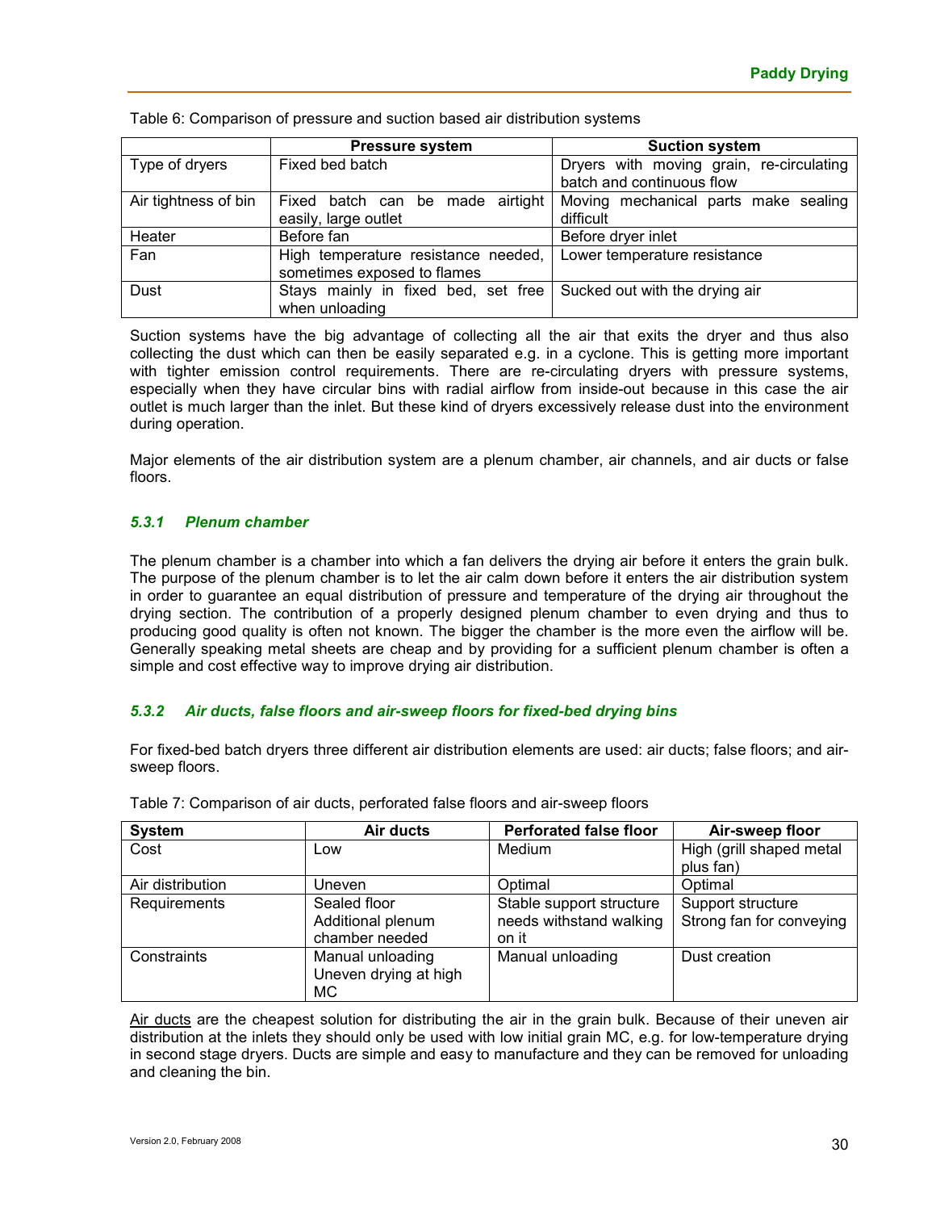Table 6: Comparison of pressure and suction based air distribution systems

| | Pressure system | Suction system |
|---|---|---|
| Type of dryers | Fixed bed batch | Dryers with moving grain, re-circulating batch and continuous flow |
| Air tightness of bin | Fixed batch can be made airtight easily, large outlet | Moving mechanical parts make sealing difficult |
| Heater | Before fan | Before dryer inlet |
| Fan | High temperature resistance needed, sometimes exposed to flames | Lower temperature resistance |
| Dust | Stays mainly in fixed bed, set free when unloading | Sucked out with the drying air |

Suction systems have the big advantage of collecting all the air that exits the dryer and thus also collecting the dust which can then be easily separated e.g. in a cyclone. This is getting more important with tighter emission control requirements. There are re-circulating dryers with pressure systems, especially when they have circular bins with radial airflow from inside-out because in this case the air outlet is much larger than the inlet. But these kind of dryers excessively release dust into the environment during operation.

Major elements of the air distribution system are a plenum chamber, air channels, and air ducts or false floors.

### *5.3.1 Plenum chamber*

The plenum chamber is a chamber into which a fan delivers the drying air before it enters the grain bulk. The purpose of the plenum chamber is to let the air calm down before it enters the air distribution system in order to guarantee an equal distribution of pressure and temperature of the drying air throughout the drying section. The contribution of a properly designed plenum chamber to even drying and thus to producing good quality is often not known. The bigger the chamber is the more even the airflow will be. Generally speaking metal sheets are cheap and by providing for a sufficient plenum chamber is often a simple and cost effective way to improve drying air distribution.

### *5.3.2 Air ducts, false floors and air-sweep floors for fixed-bed drying bins*

For fixed-bed batch dryers three different air distribution elements are used: air ducts; false floors; and air-sweep floors.

Table 7: Comparison of air ducts, perforated false floors and air-sweep floors

| System | Air ducts | Perforated false floor | Air-sweep floor |
|---|---|---|---|
| Cost | Low | Medium | High (grill shaped metal plus fan) |
| Air distribution | Uneven | Optimal | Optimal |
| Requirements | Sealed floor<br>Additional plenum chamber needed | Stable support structure needs withstand walking on it | Support structure<br>Strong fan for conveying |
| Constraints | Manual unloading<br>Uneven drying at high MC | Manual unloading | Dust creation |

Air ducts are the cheapest solution for distributing the air in the grain bulk. Because of their uneven air distribution at the inlets they should only be used with low initial grain MC, e.g. for low-temperature drying in second stage dryers. Ducts are simple and easy to manufacture and they can be removed for unloading and cleaning the bin.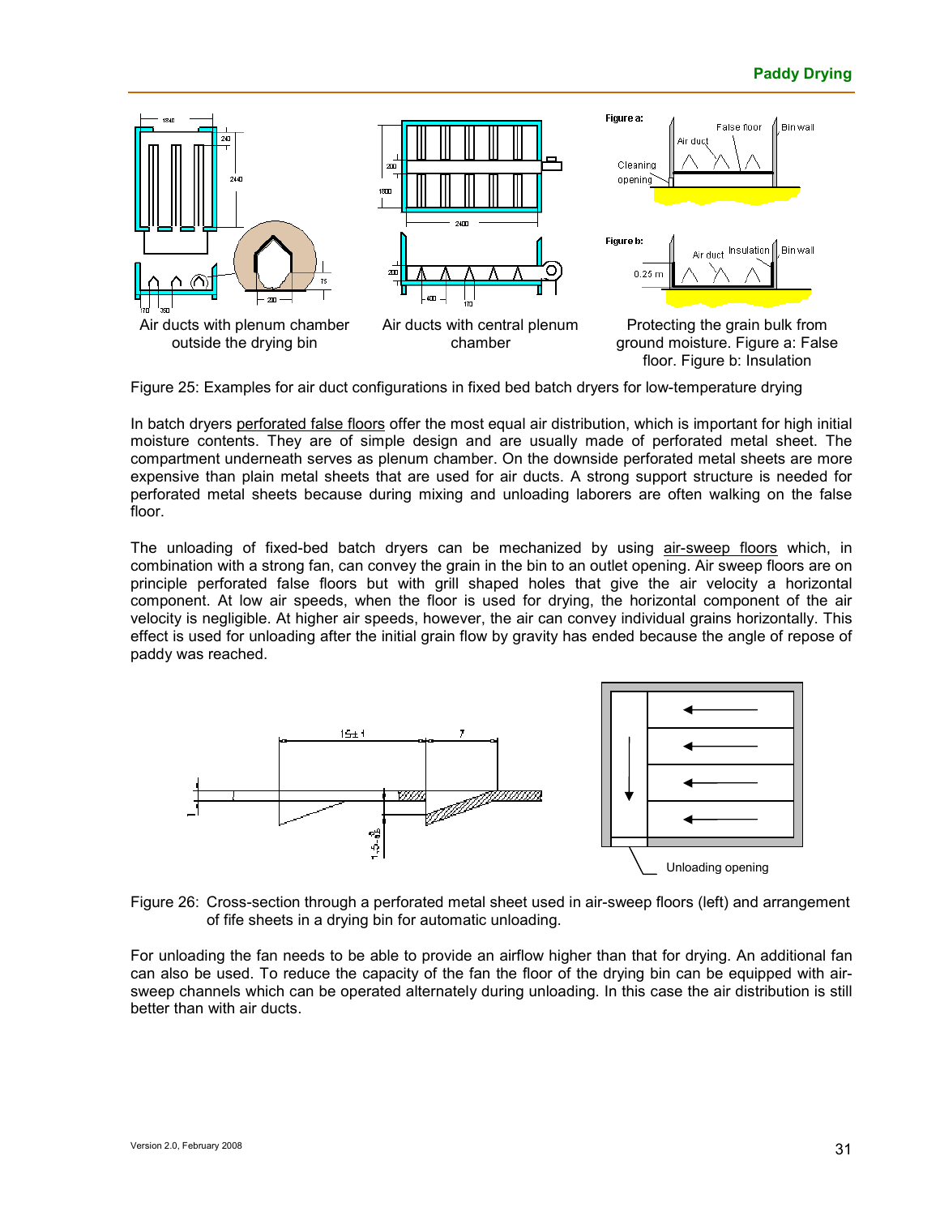Air ducts with plenum chamber outside the drying bin

Air ducts with central plenum chamber

Protecting the grain bulk from ground moisture. Figure a: False floor. Figure b: Insulation

Figure 25: Examples for air duct configurations in fixed bed batch dryers for low-temperature drying

In batch dryers perforated false floors offer the most equal air distribution, which is important for high initial moisture contents. They are of simple design and are usually made of perforated metal sheet. The compartment underneath serves as plenum chamber. On the downside perforated metal sheets are more expensive than plain metal sheets that are used for air ducts. A strong support structure is needed for perforated metal sheets because during mixing and unloading laborers are often walking on the false floor.

The unloading of fixed-bed batch dryers can be mechanized by using air-sweep floors which, in combination with a strong fan, can convey the grain in the bin to an outlet opening. Air sweep floors are on principle perforated false floors but with grill shaped holes that give the air velocity a horizontal component. At low air speeds, when the floor is used for drying, the horizontal component of the air velocity is negligible. At higher air speeds, however, the air can convey individual grains horizontally. This effect is used for unloading after the initial grain flow by gravity has ended because the angle of repose of paddy was reached.

Unloading opening

Figure 26: Cross-section through a perforated metal sheet used in air-sweep floors (left) and arrangement of fife sheets in a drying bin for automatic unloading.

For unloading the fan needs to be able to provide an airflow higher than that for drying. An additional fan can also be used. To reduce the capacity of the fan the floor of the drying bin can be equipped with air-sweep channels which can be operated alternately during unloading. In this case the air distribution is still better than with air ducts.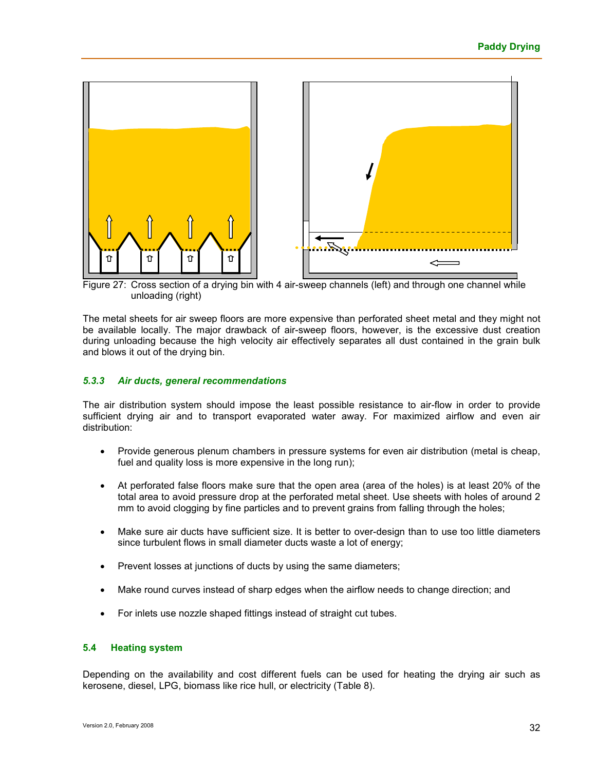Figure 27: Cross section of a drying bin with 4 air-sweep channels (left) and through one channel while unloading (right)

The metal sheets for air sweep floors are more expensive than perforated sheet metal and they might not be available locally. The major drawback of air-sweep floors, however, is the excessive dust creation during unloading because the high velocity air effectively separates all dust contained in the grain bulk and blows it out of the drying bin.

### *5.3.3 Air ducts, general recommendations*

The air distribution system should impose the least possible resistance to air-flow in order to provide sufficient drying air and to transport evaporated water away. For maximized airflow and even air distribution:

- Provide generous plenum chambers in pressure systems for even air distribution (metal is cheap, fuel and quality loss is more expensive in the long run);
- At perforated false floors make sure that the open area (area of the holes) is at least 20% of the total area to avoid pressure drop at the perforated metal sheet. Use sheets with holes of around 2 mm to avoid clogging by fine particles and to prevent grains from falling through the holes;
- Make sure air ducts have sufficient size. It is better to over-design than to use too little diameters since turbulent flows in small diameter ducts waste a lot of energy;
- Prevent losses at junctions of ducts by using the same diameters;
- Make round curves instead of sharp edges when the airflow needs to change direction; and
- For inlets use nozzle shaped fittings instead of straight cut tubes.

## 5.4 Heating system

Depending on the availability and cost different fuels can be used for heating the drying air such as kerosene, diesel, LPG, biomass like rice hull, or electricity (Table 8).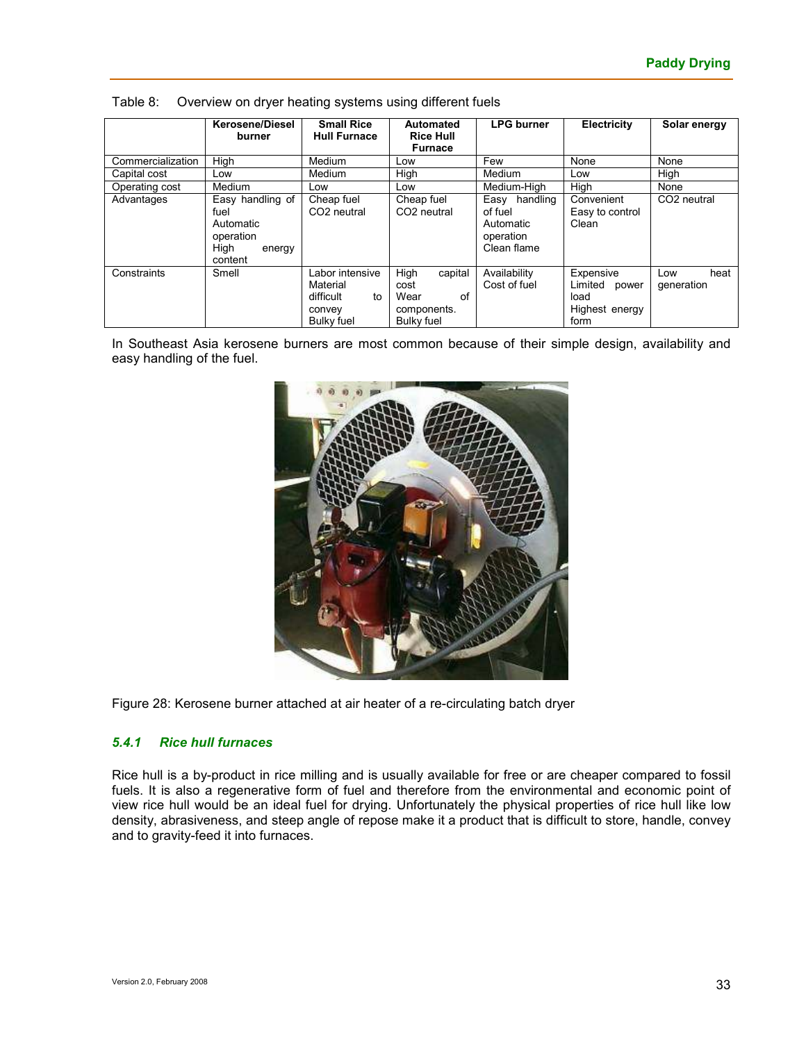Table 8: Overview on dryer heating systems using different fuels

| | Kerosene/Diesel burner | Small Rice Hull Furnace | Automated Rice Hull Furnace | LPG burner | Electricity | Solar energy |
|---|---|---|---|---|---|---|
| Commercialization | High | Medium | Low | Few | None | None |
| Capital cost | Low | Medium | High | Medium | Low | High |
| Operating cost | Medium | Low | Low | Medium-High | High | None |
| Advantages | Easy handling of fuel<br>Automatic operation<br>High energy content | Cheap fuel<br>$CO_2$ neutral | Cheap fuel<br>$CO_2$ neutral | Easy handling of fuel<br>Automatic operation<br>Clean flame | Convenient<br>Easy to control<br>Clean | $CO_2$ neutral |
| Constraints | Smell | Labor intensive<br>Material difficult to convey<br>Bulky fuel | High capital cost<br>Wear of components.<br>Bulky fuel | Availability<br>Cost of fuel | Expensive<br>Limited power load<br>Highest energy form | Low heat generation |

In Southeast Asia kerosene burners are most common because of their simple design, availability and easy handling of the fuel.

Figure 28: Kerosene burner attached at air heater of a re-circulating batch dryer

### *5.4.1 Rice hull furnaces*

Rice hull is a by-product in rice milling and is usually available for free or are cheaper compared to fossil fuels. It is also a regenerative form of fuel and therefore from the environmental and economic point of view rice hull would be an ideal fuel for drying. Unfortunately the physical properties of rice hull like low density, abrasiveness, and steep angle of repose make it a product that is difficult to store, handle, convey and to gravity-feed it into furnaces.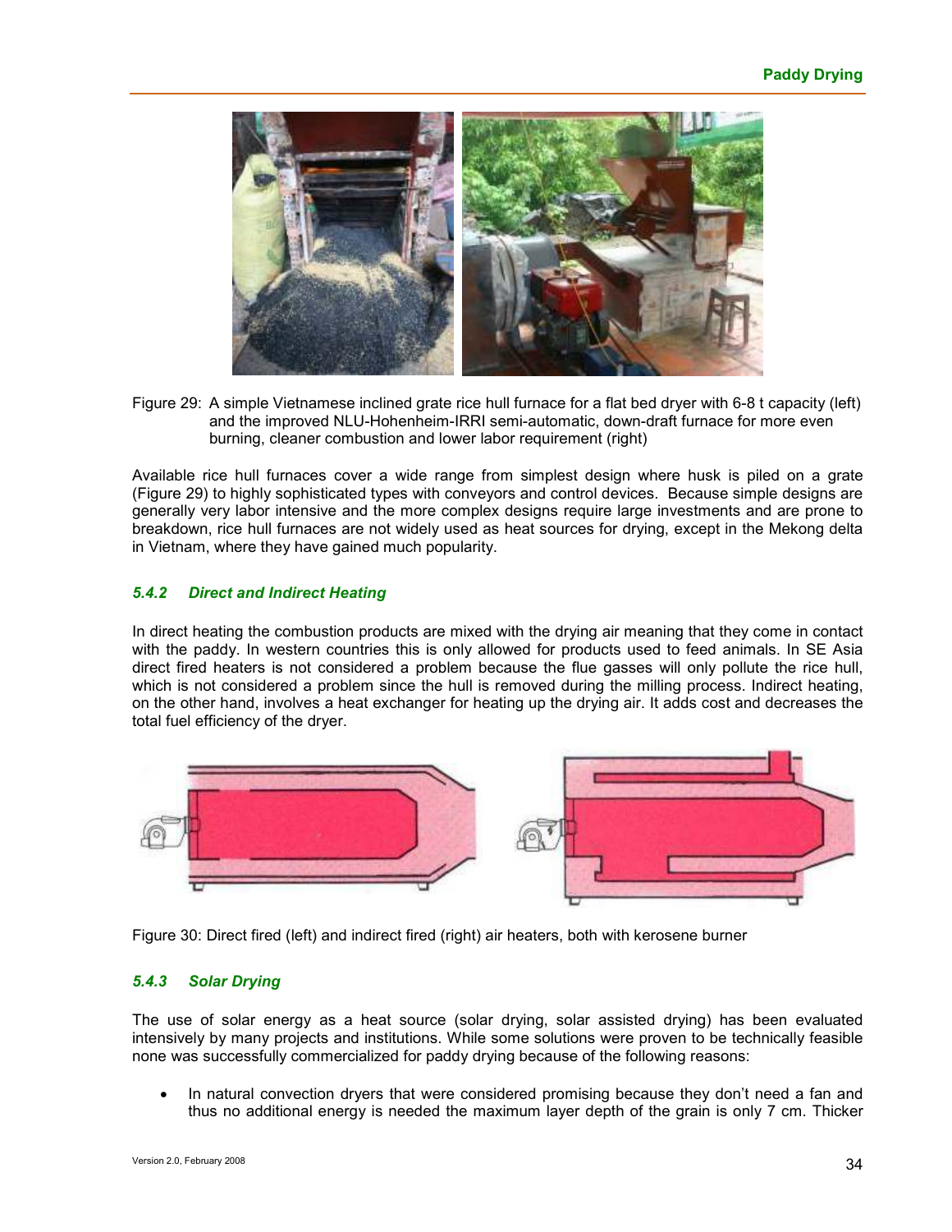Figure 29: A simple Vietnamese inclined grate rice hull furnace for a flat bed dryer with 6-8 t capacity (left) and the improved NLU-Hohenheim-IRRI semi-automatic, down-draft furnace for more even burning, cleaner combustion and lower labor requirement (right)

Available rice hull furnaces cover a wide range from simplest design where husk is piled on a grate (Figure 29) to highly sophisticated types with conveyors and control devices. Because simple designs are generally very labor intensive and the more complex designs require large investments and are prone to breakdown, rice hull furnaces are not widely used as heat sources for drying, except in the Mekong delta in Vietnam, where they have gained much popularity.

### *5.4.2 Direct and Indirect Heating*

In direct heating the combustion products are mixed with the drying air meaning that they come in contact with the paddy. In western countries this is only allowed for products used to feed animals. In SE Asia direct fired heaters is not considered a problem because the flue gasses will only pollute the rice hull, which is not considered a problem since the hull is removed during the milling process. Indirect heating, on the other hand, involves a heat exchanger for heating up the drying air. It adds cost and decreases the total fuel efficiency of the dryer.

Figure 30: Direct fired (left) and indirect fired (right) air heaters, both with kerosene burner

### *5.4.3 Solar Drying*

The use of solar energy as a heat source (solar drying, solar assisted drying) has been evaluated intensively by many projects and institutions. While some solutions were proven to be technically feasible none was successfully commercialized for paddy drying because of the following reasons:

- In natural convection dryers that were considered promising because they don't need a fan and thus no additional energy is needed the maximum layer depth of the grain is only 7 cm. Thicker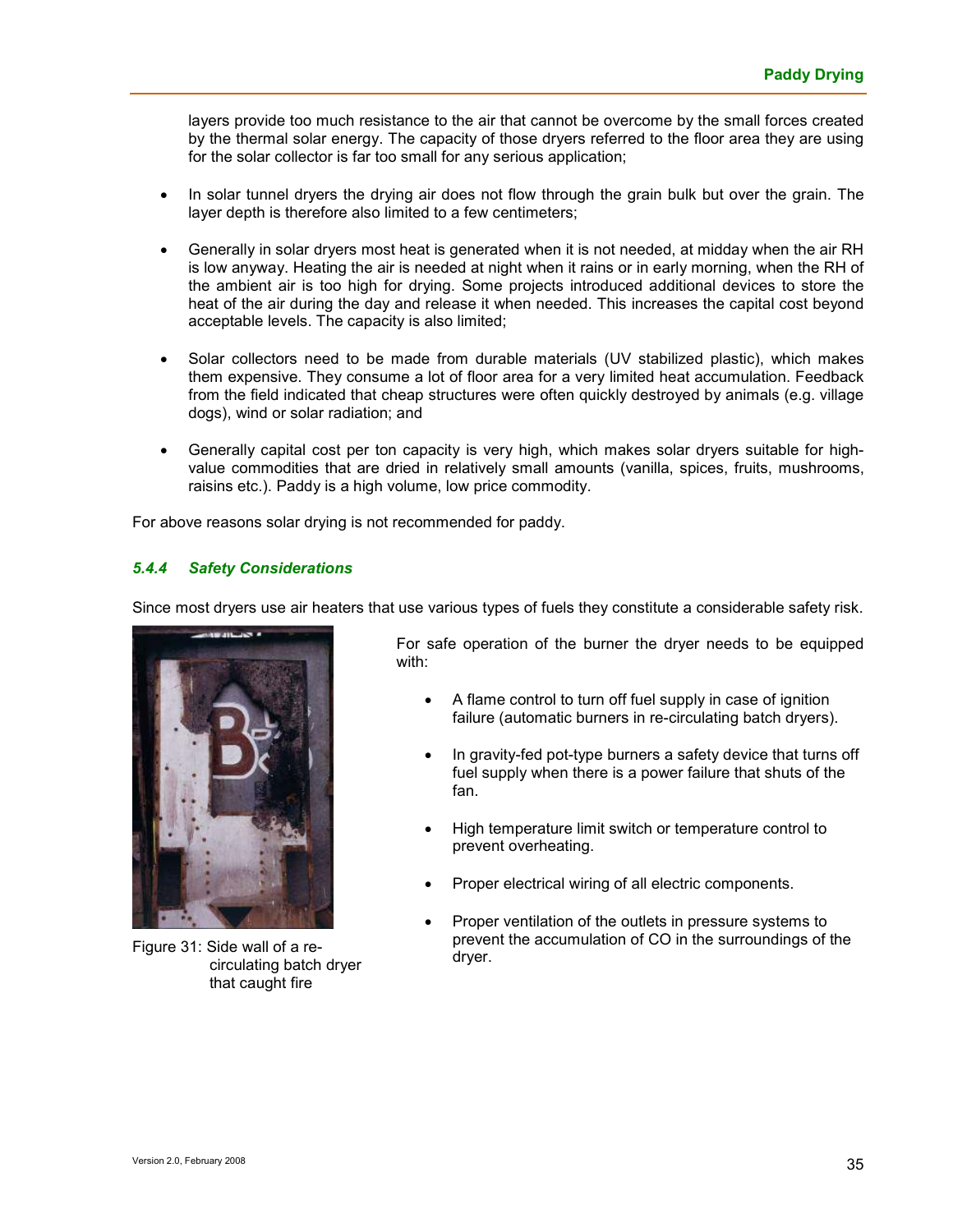layers provide too much resistance to the air that cannot be overcome by the small forces created by the thermal solar energy. The capacity of those dryers referred to the floor area they are using for the solar collector is far too small for any serious application;

- In solar tunnel dryers the drying air does not flow through the grain bulk but over the grain. The layer depth is therefore also limited to a few centimeters;

- Generally in solar dryers most heat is generated when it is not needed, at midday when the air RH is low anyway. Heating the air is needed at night when it rains or in early morning, when the RH of the ambient air is too high for drying. Some projects introduced additional devices to store the heat of the air during the day and release it when needed. This increases the capital cost beyond acceptable levels. The capacity is also limited;

- Solar collectors need to be made from durable materials (UV stabilized plastic), which makes them expensive. They consume a lot of floor area for a very limited heat accumulation. Feedback from the field indicated that cheap structures were often quickly destroyed by animals (e.g. village dogs), wind or solar radiation; and

- Generally capital cost per ton capacity is very high, which makes solar dryers suitable for high-value commodities that are dried in relatively small amounts (vanilla, spices, fruits, mushrooms, raisins etc.). Paddy is a high volume, low price commodity.

For above reasons solar drying is not recommended for paddy.

### *5.4.4 Safety Considerations*

Since most dryers use air heaters that use various types of fuels they constitute a considerable safety risk.

Figure 31: Side wall of a re-circulating batch dryer that caught fire

For safe operation of the burner the dryer needs to be equipped with:

- A flame control to turn off fuel supply in case of ignition failure (automatic burners in re-circulating batch dryers).

- In gravity-fed pot-type burners a safety device that turns off fuel supply when there is a power failure that shuts of the fan.

- High temperature limit switch or temperature control to prevent overheating.

- Proper electrical wiring of all electric components.

- Proper ventilation of the outlets in pressure systems to prevent the accumulation of CO in the surroundings of the dryer.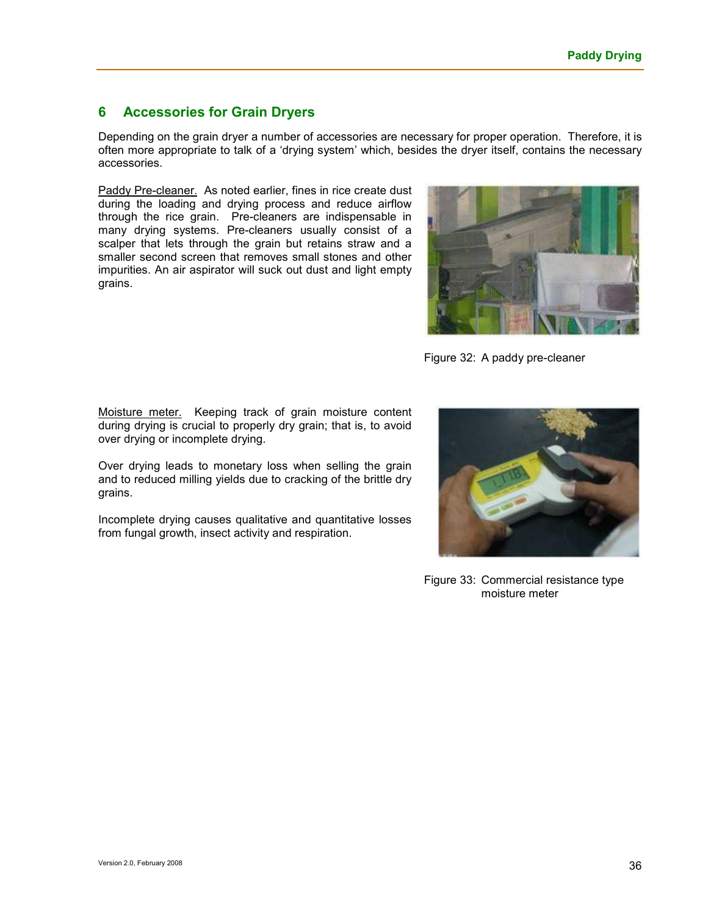## 6 Accessories for Grain Dryers

Depending on the grain dryer a number of accessories are necessary for proper operation. Therefore, it is often more appropriate to talk of a 'drying system' which, besides the dryer itself, contains the necessary accessories.

Paddy Pre-cleaner. As noted earlier, fines in rice create dust during the loading and drying process and reduce airflow through the rice grain. Pre-cleaners are indispensable in many drying systems. Pre-cleaners usually consist of a scalper that lets through the grain but retains straw and a smaller second screen that removes small stones and other impurities. An air aspirator will suck out dust and light empty grains.

Figure 32: A paddy pre-cleaner

Moisture meter. Keeping track of grain moisture content during drying is crucial to properly dry grain; that is, to avoid over drying or incomplete drying.

Over drying leads to monetary loss when selling the grain and to reduced milling yields due to cracking of the brittle dry grains.

Incomplete drying causes qualitative and quantitative losses from fungal growth, insect activity and respiration.

Figure 33: Commercial resistance type moisture meter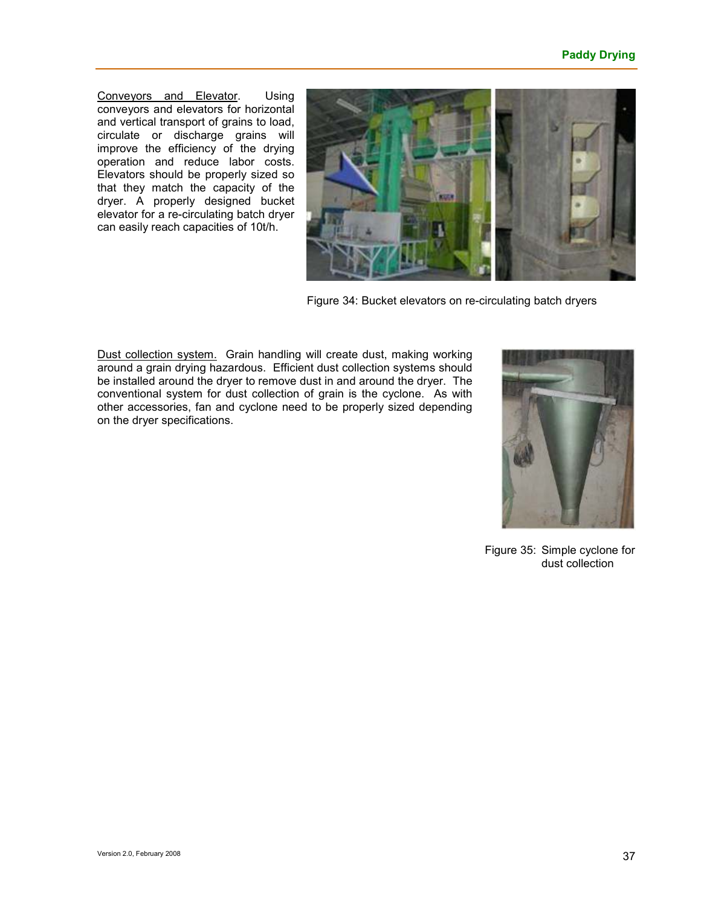Conveyors and Elevator. Using conveyors and elevators for horizontal and vertical transport of grains to load, circulate or discharge grains will improve the efficiency of the drying operation and reduce labor costs. Elevators should be properly sized so that they match the capacity of the dryer. A properly designed bucket elevator for a re-circulating batch dryer can easily reach capacities of 10t/h.

Figure 34: Bucket elevators on re-circulating batch dryers

Dust collection system. Grain handling will create dust, making working around a grain drying hazardous. Efficient dust collection systems should be installed around the dryer to remove dust in and around the dryer. The conventional system for dust collection of grain is the cyclone. As with other accessories, fan and cyclone need to be properly sized depending on the dryer specifications.

Figure 35: Simple cyclone for dust collection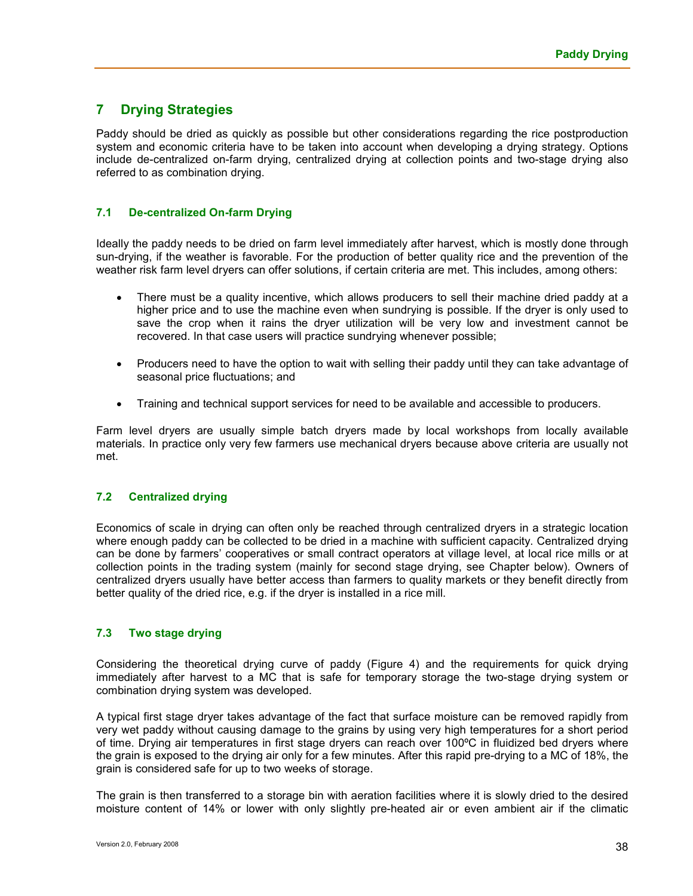## 7 Drying Strategies

Paddy should be dried as quickly as possible but other considerations regarding the rice postproduction system and economic criteria have to be taken into account when developing a drying strategy. Options include de-centralized on-farm drying, centralized drying at collection points and two-stage drying also referred to as combination drying.

### 7.1 De-centralized On-farm Drying

Ideally the paddy needs to be dried on farm level immediately after harvest, which is mostly done through sun-drying, if the weather is favorable. For the production of better quality rice and the prevention of the weather risk farm level dryers can offer solutions, if certain criteria are met. This includes, among others:

- There must be a quality incentive, which allows producers to sell their machine dried paddy at a higher price and to use the machine even when sundrying is possible. If the dryer is only used to save the crop when it rains the dryer utilization will be very low and investment cannot be recovered. In that case users will practice sundrying whenever possible;
- Producers need to have the option to wait with selling their paddy until they can take advantage of seasonal price fluctuations; and
- Training and technical support services for need to be available and accessible to producers.

Farm level dryers are usually simple batch dryers made by local workshops from locally available materials. In practice only very few farmers use mechanical dryers because above criteria are usually not met.

### 7.2 Centralized drying

Economics of scale in drying can often only be reached through centralized dryers in a strategic location where enough paddy can be collected to be dried in a machine with sufficient capacity. Centralized drying can be done by farmers' cooperatives or small contract operators at village level, at local rice mills or at collection points in the trading system (mainly for second stage drying, see Chapter below). Owners of centralized dryers usually have better access than farmers to quality markets or they benefit directly from better quality of the dried rice, e.g. if the dryer is installed in a rice mill.

### 7.3 Two stage drying

Considering the theoretical drying curve of paddy (Figure 4) and the requirements for quick drying immediately after harvest to a MC that is safe for temporary storage the two-stage drying system or combination drying system was developed.

A typical first stage dryer takes advantage of the fact that surface moisture can be removed rapidly from very wet paddy without causing damage to the grains by using very high temperatures for a short period of time. Drying air temperatures in first stage dryers can reach over 100ºC in fluidized bed dryers where the grain is exposed to the drying air only for a few minutes. After this rapid pre-drying to a MC of 18%, the grain is considered safe for up to two weeks of storage.

The grain is then transferred to a storage bin with aeration facilities where it is slowly dried to the desired moisture content of 14% or lower with only slightly pre-heated air or even ambient air if the climatic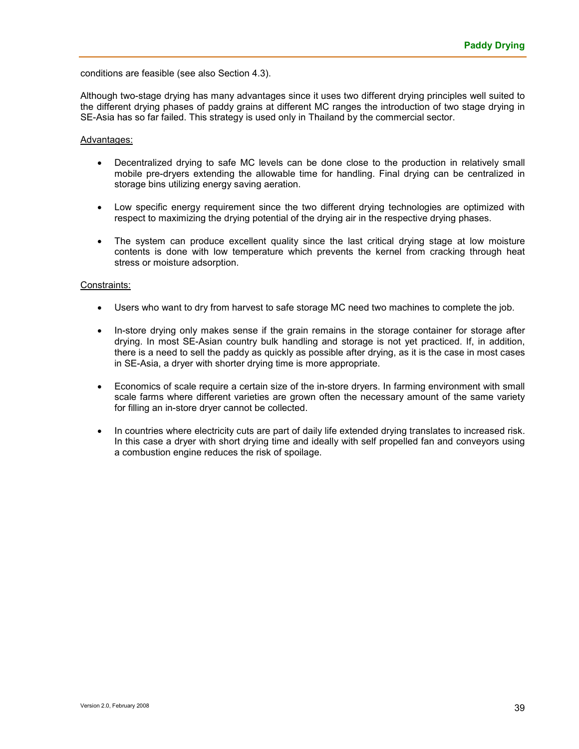conditions are feasible (see also Section 4.3).

Although two-stage drying has many advantages since it uses two different drying principles well suited to the different drying phases of paddy grains at different MC ranges the introduction of two stage drying in SE-Asia has so far failed. This strategy is used only in Thailand by the commercial sector.

<u>Advantages:</u>

- Decentralized drying to safe MC levels can be done close to the production in relatively small mobile pre-dryers extending the allowable time for handling. Final drying can be centralized in storage bins utilizing energy saving aeration.
- Low specific energy requirement since the two different drying technologies are optimized with respect to maximizing the drying potential of the drying air in the respective drying phases.
- The system can produce excellent quality since the last critical drying stage at low moisture contents is done with low temperature which prevents the kernel from cracking through heat stress or moisture adsorption.

<u>Constraints:</u>

- Users who want to dry from harvest to safe storage MC need two machines to complete the job.
- In-store drying only makes sense if the grain remains in the storage container for storage after drying. In most SE-Asian country bulk handling and storage is not yet practiced. If, in addition, there is a need to sell the paddy as quickly as possible after drying, as it is the case in most cases in SE-Asia, a dryer with shorter drying time is more appropriate.
- Economics of scale require a certain size of the in-store dryers. In farming environment with small scale farms where different varieties are grown often the necessary amount of the same variety for filling an in-store dryer cannot be collected.
- In countries where electricity cuts are part of daily life extended drying translates to increased risk. In this case a dryer with short drying time and ideally with self propelled fan and conveyors using a combustion engine reduces the risk of spoilage.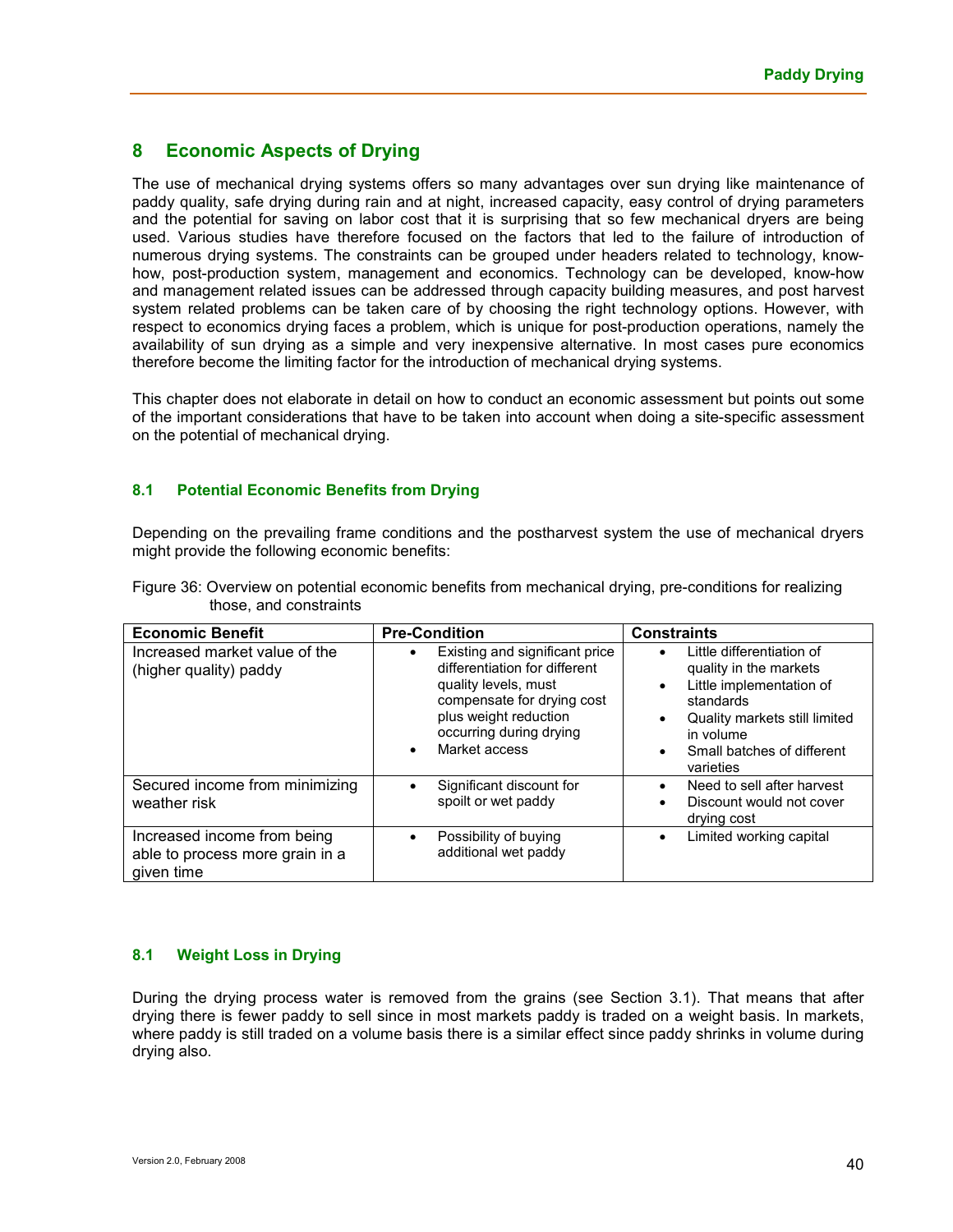## 8 Economic Aspects of Drying

The use of mechanical drying systems offers so many advantages over sun drying like maintenance of paddy quality, safe drying during rain and at night, increased capacity, easy control of drying parameters and the potential for saving on labor cost that it is surprising that so few mechanical dryers are being used. Various studies have therefore focused on the factors that led to the failure of introduction of numerous drying systems. The constraints can be grouped under headers related to technology, know-how, post-production system, management and economics. Technology can be developed, know-how and management related issues can be addressed through capacity building measures, and post harvest system related problems can be taken care of by choosing the right technology options. However, with respect to economics drying faces a problem, which is unique for post-production operations, namely the availability of sun drying as a simple and very inexpensive alternative. In most cases pure economics therefore become the limiting factor for the introduction of mechanical drying systems.

This chapter does not elaborate in detail on how to conduct an economic assessment but points out some of the important considerations that have to be taken into account when doing a site-specific assessment on the potential of mechanical drying.

### 8.1 Potential Economic Benefits from Drying

Depending on the prevailing frame conditions and the postharvest system the use of mechanical dryers might provide the following economic benefits:

Figure 36: Overview on potential economic benefits from mechanical drying, pre-conditions for realizing those, and constraints

| Economic Benefit | Pre-Condition | Constraints |
|---|---|---|
| Increased market value of the (higher quality) paddy | • Existing and significant price differentiation for different quality levels, must compensate for drying cost plus weight reduction occurring during drying<br>• Market access | • Little differentiation of quality in the markets<br>• Little implementation of standards<br>• Quality markets still limited in volume<br>• Small batches of different varieties |
| Secured income from minimizing weather risk | • Significant discount for spoilt or wet paddy | • Need to sell after harvest<br>• Discount would not cover drying cost |
| Increased income from being able to process more grain in a given time | • Possibility of buying additional wet paddy | • Limited working capital |

### 8.1 Weight Loss in Drying

During the drying process water is removed from the grains (see Section 3.1). That means that after drying there is fewer paddy to sell since in most markets paddy is traded on a weight basis. In markets, where paddy is still traded on a volume basis there is a similar effect since paddy shrinks in volume during drying also.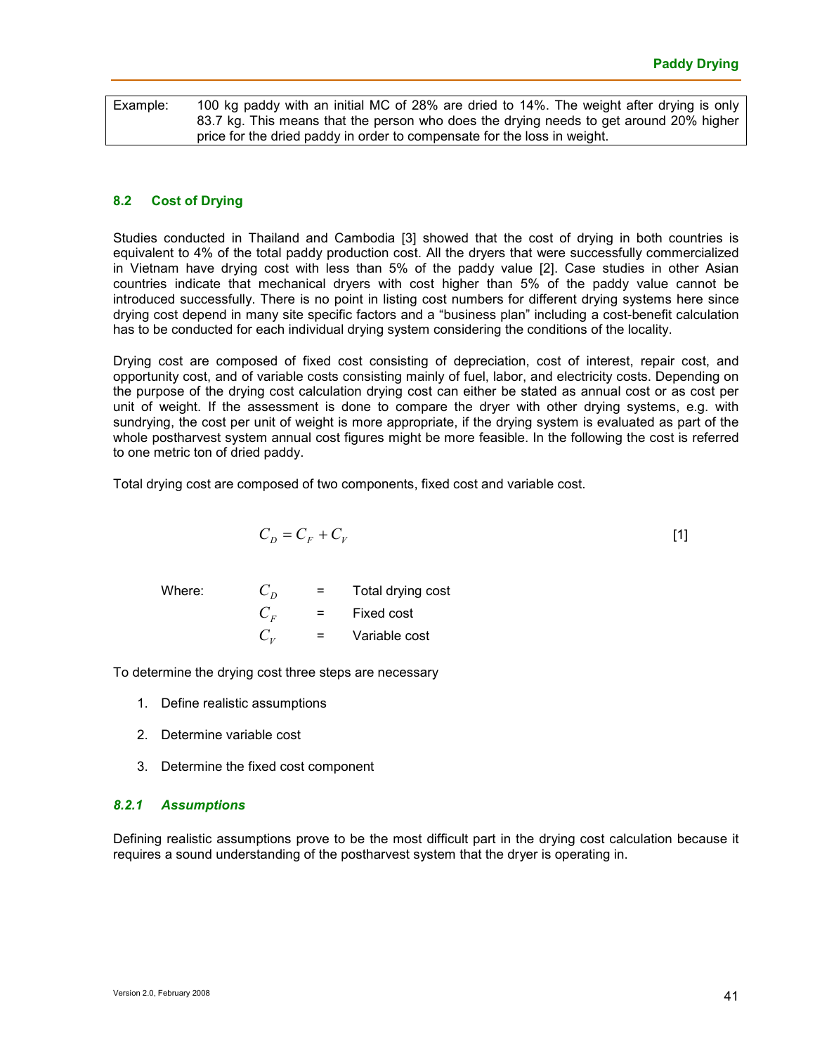| Example: | 100 kg paddy with an initial MC of 28% are dried to 14%. The weight after drying is only 83.7 kg. This means that the person who does the drying needs to get around 20% higher price for the dried paddy in order to compensate for the loss in weight. |
|---|---|

### 8.2 Cost of Drying

Studies conducted in Thailand and Cambodia [3] showed that the cost of drying in both countries is equivalent to 4% of the total paddy production cost. All the dryers that were successfully commercialized in Vietnam have drying cost with less than 5% of the paddy value [2]. Case studies in other Asian countries indicate that mechanical dryers with cost higher than 5% of the paddy value cannot be introduced successfully. There is no point in listing cost numbers for different drying systems here since drying cost depend in many site specific factors and a "business plan" including a cost-benefit calculation has to be conducted for each individual drying system considering the conditions of the locality.

Drying cost are composed of fixed cost consisting of depreciation, cost of interest, repair cost, and opportunity cost, and of variable costs consisting mainly of fuel, labor, and electricity costs. Depending on the purpose of the drying cost calculation drying cost can either be stated as annual cost or as cost per unit of weight. If the assessment is done to compare the dryer with other drying systems, e.g. with sundrying, the cost per unit of weight is more appropriate, if the drying system is evaluated as part of the whole postharvest system annual cost figures might be more feasible. In the following the cost is referred to one metric ton of dried paddy.

Total drying cost are composed of two components, fixed cost and variable cost.

$$C_D = C_F + C_V \qquad [1]$$

Where:

- $C_D$ = Total drying cost
- $C_F$ = Fixed cost
- $C_V$ = Variable cost

To determine the drying cost three steps are necessary

1. Define realistic assumptions
2. Determine variable cost
3. Determine the fixed cost component

#### *8.2.1 Assumptions*

Defining realistic assumptions prove to be the most difficult part in the drying cost calculation because it requires a sound understanding of the postharvest system that the dryer is operating in.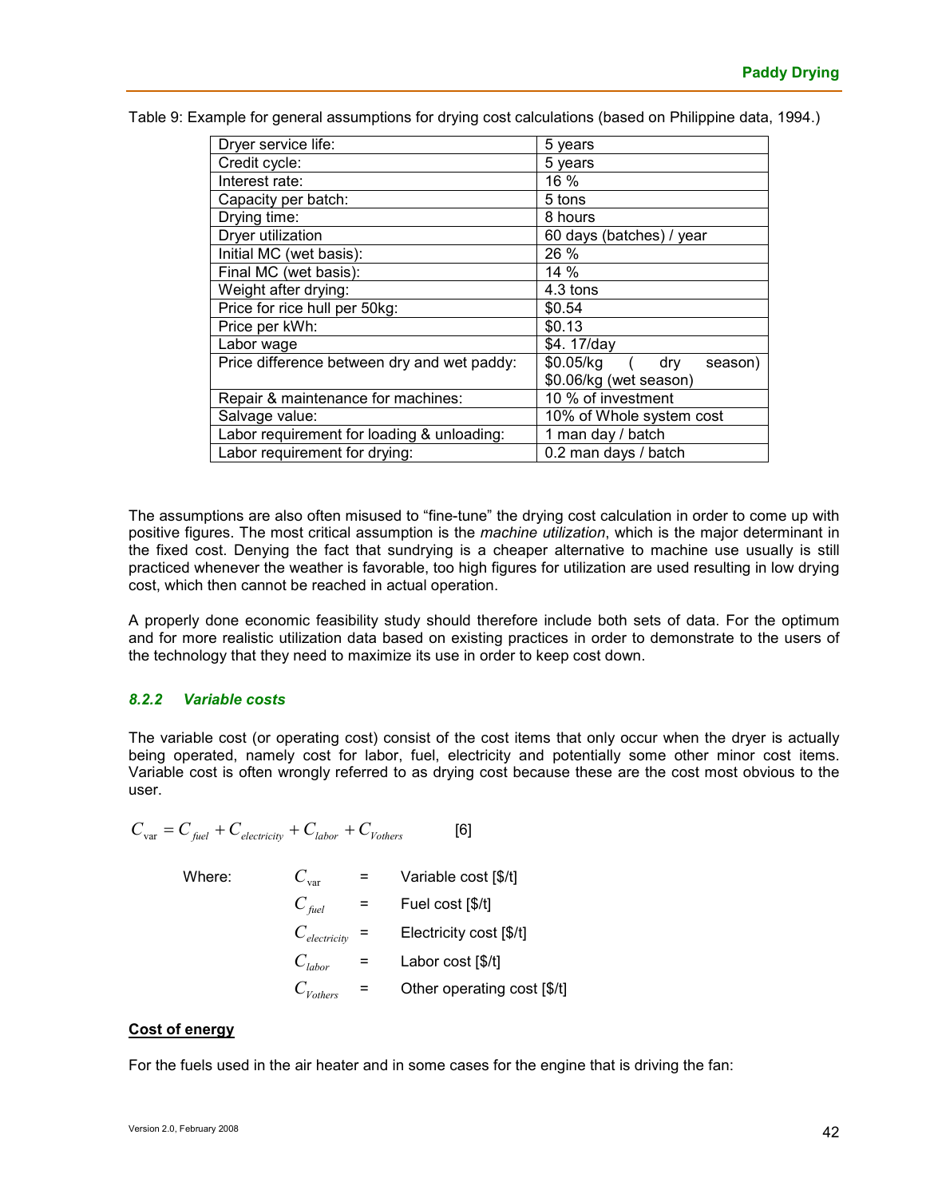Table 9: Example for general assumptions for drying cost calculations (based on Philippine data, 1994.)

| Dryer service life: | 5 years |
|---|---|
| Credit cycle: | 5 years |
| Interest rate: | 16 % |
| Capacity per batch: | 5 tons |
| Drying time: | 8 hours |
| Dryer utilization | 60 days (batches) / year |
| Initial MC (wet basis): | 26 % |
| Final MC (wet basis): | 14 % |
| Weight after drying: | 4.3 tons |
| Price for rice hull per 50kg: | $0.54 |
| Price per kWh: | $0.13 |
| Labor wage | $4. 17/day |
| Price difference between dry and wet paddy: | $0.05/kg ( dry season) $0.06/kg (wet season) |
| Repair & maintenance for machines: | 10 % of investment |
| Salvage value: | 10% of Whole system cost |
| Labor requirement for loading & unloading: | 1 man day / batch |
| Labor requirement for drying: | 0.2 man days / batch |

The assumptions are also often misused to "fine-tune" the drying cost calculation in order to come up with positive figures. The most critical assumption is the *machine utilization*, which is the major determinant in the fixed cost. Denying the fact that sundrying is a cheaper alternative to machine use usually is still practiced whenever the weather is favorable, too high figures for utilization are used resulting in low drying cost, which then cannot be reached in actual operation.

A properly done economic feasibility study should therefore include both sets of data. For the optimum and for more realistic utilization data based on existing practices in order to demonstrate to the users of the technology that they need to maximize its use in order to keep cost down.

### *8.2.2 Variable costs*

The variable cost (or operating cost) consist of the cost items that only occur when the dryer is actually being operated, namely cost for labor, fuel, electricity and potentially some other minor cost items. Variable cost is often wrongly referred to as drying cost because these are the cost most obvious to the user.

$$C_{var} = C_{fuel} + C_{electricity} + C_{labor} + C_{Vothers} \qquad [6]$$

Where:

- $C_{var}$ = Variable cost [$/t]
- $C_{fuel}$ = Fuel cost [$/t]
- $C_{electricity}$ = Electricity cost [$/t]
- $C_{labor}$ = Labor cost [$/t]
- $C_{Vothers}$ = Other operating cost [$/t]

**Cost of energy**

For the fuels used in the air heater and in some cases for the engine that is driving the fan: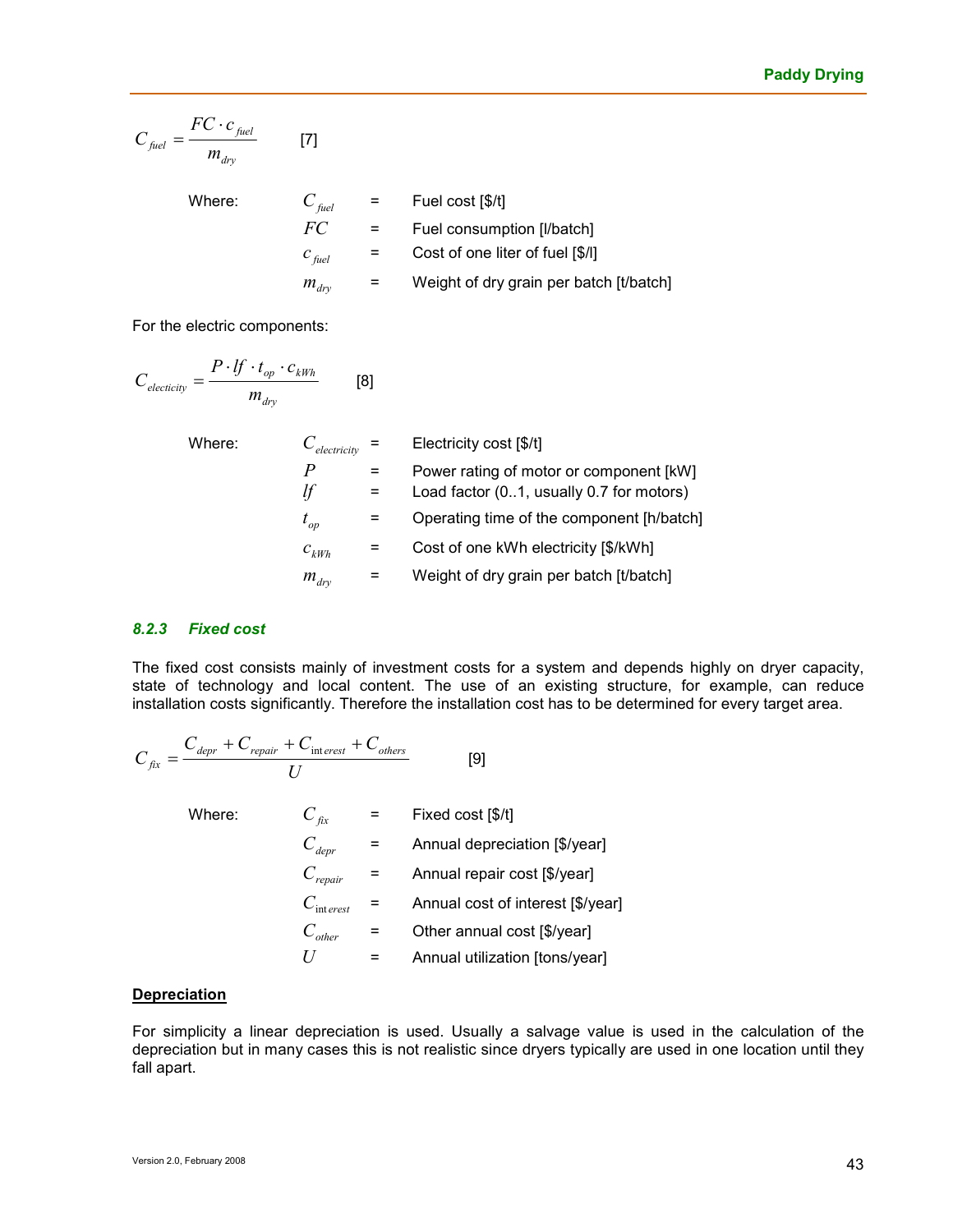$$C_{fuel} = \frac{FC \cdot c_{fuel}}{m_{dry}} \qquad [7]$$

Where:

| | | |
|---|---|---|
| $C_{fuel}$ | = | Fuel cost [$/t] |
| $FC$ | = | Fuel consumption [l/batch] |
| $c_{fuel}$ | = | Cost of one liter of fuel [$/l] |
| $m_{dry}$ | = | Weight of dry grain per batch [t/batch] |

For the electric components:

$$C_{electicity} = \frac{P \cdot lf \cdot t_{op} \cdot c_{kWh}}{m_{dry}} \qquad [8]$$

Where:

| | | |
|---|---|---|
| $C_{electricity}$ | = | Electricity cost [$/t] |
| $P$ | = | Power rating of motor or component [kW] |
| $lf$ | = | Load factor (0..1, usually 0.7 for motors) |
| $t_{op}$ | = | Operating time of the component [h/batch] |
| $c_{kWh}$ | = | Cost of one kWh electricity [$/kWh] |
| $m_{dry}$ | = | Weight of dry grain per batch [t/batch] |

### *8.2.3 Fixed cost*

The fixed cost consists mainly of investment costs for a system and depends highly on dryer capacity, state of technology and local content. The use of an existing structure, for example, can reduce installation costs significantly. Therefore the installation cost has to be determined for every target area.

$$C_{fix} = \frac{C_{depr} + C_{repair} + C_{interest} + C_{others}}{U} \qquad [9]$$

Where:

| | | |
|---|---|---|
| $C_{fix}$ | = | Fixed cost [$/t] |
| $C_{depr}$ | = | Annual depreciation [$/year] |
| $C_{repair}$ | = | Annual repair cost [$/year] |
| $C_{interest}$ | = | Annual cost of interest [$/year] |
| $C_{other}$ | = | Other annual cost [$/year] |
| $U$ | = | Annual utilization [tons/year] |

**Depreciation**

For simplicity a linear depreciation is used. Usually a salvage value is used in the calculation of the depreciation but in many cases this is not realistic since dryers typically are used in one location until they fall apart.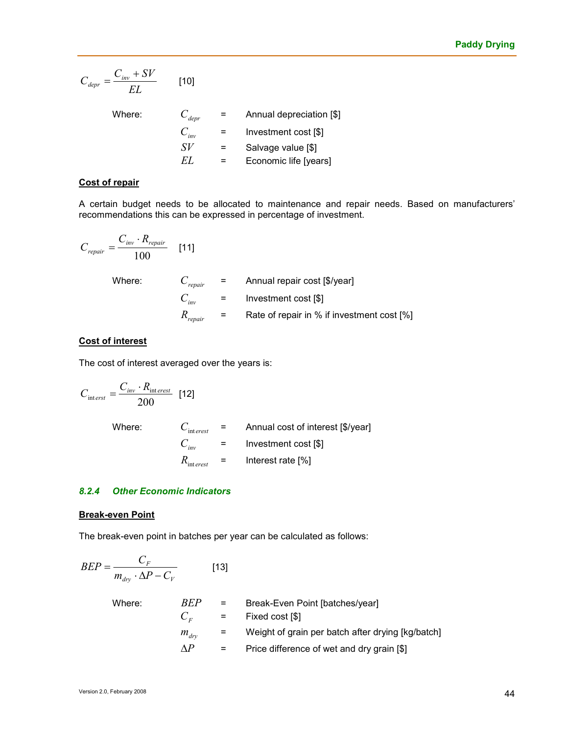$$C_{depr} = \frac{C_{inv} + SV}{EL} \quad [10]$$

Where:

| | | |
|---|---|---|
| $C_{depr}$ | = | Annual depreciation [$] |
| $C_{inv}$ | = | Investment cost [$] |
| $SV$ | = | Salvage value [$] |
| $EL$ | = | Economic life [years] |

**Cost of repair**

A certain budget needs to be allocated to maintenance and repair needs. Based on manufacturers' recommendations this can be expressed in percentage of investment.

$$C_{repair} = \frac{C_{inv} \cdot R_{repair}}{100} \quad [11]$$

Where:

| | | |
|---|---|---|
| $C_{repair}$ | = | Annual repair cost [$/year] |
| $C_{inv}$ | = | Investment cost [$] |
| $R_{repair}$ | = | Rate of repair in % if investment cost [%] |

**Cost of interest**

The cost of interest averaged over the years is:

$$C_{interst} = \frac{C_{inv} \cdot R_{interest}}{200} \quad [12]$$

Where:

| | | |
|---|---|---|
| $C_{interest}$ | = | Annual cost of interest [$/year] |
| $C_{inv}$ | = | Investment cost [$] |
| $R_{interest}$ | = | Interest rate [%] |

### *8.2.4 Other Economic Indicators*

**Break-even Point**

The break-even point in batches per year can be calculated as follows:

$$BEP = \frac{C_F}{m_{dry} \cdot \Delta P - C_V} \quad [13]$$

Where:

| | | |
|---|---|---|
| $BEP$ | = | Break-Even Point [batches/year] |
| $C_F$ | = | Fixed cost [$] |
| $m_{dry}$ | = | Weight of grain per batch after drying [kg/batch] |
| $\Delta P$ | = | Price difference of wet and dry grain [$] |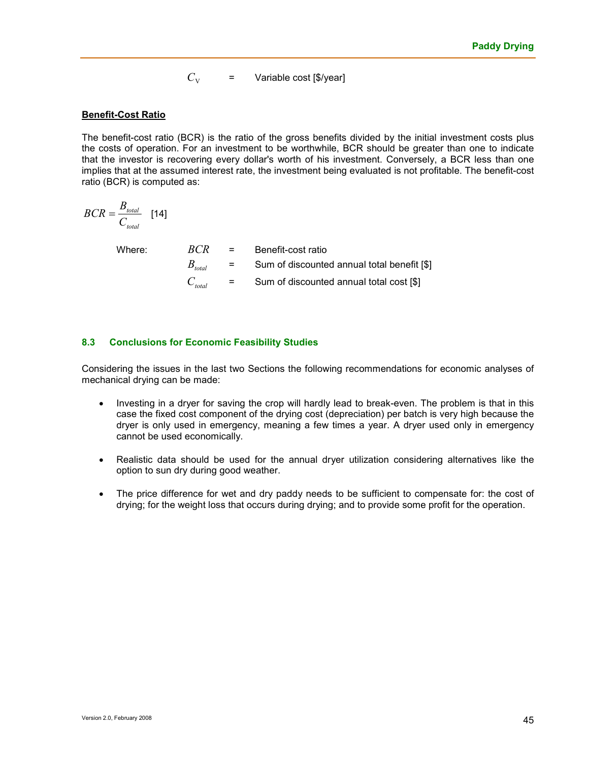$C_V$ = Variable cost [$/year]

**Benefit-Cost Ratio**

The benefit-cost ratio (BCR) is the ratio of the gross benefits divided by the initial investment costs plus the costs of operation. For an investment to be worthwhile, BCR should be greater than one to indicate that the investor is recovering every dollar's worth of his investment. Conversely, a BCR less than one implies that at the assumed interest rate, the investment being evaluated is not profitable. The benefit-cost ratio (BCR) is computed as:

$$BCR = \frac{B_{total}}{C_{total}} \quad [14]$$

Where:

$BCR$ = Benefit-cost ratio

$B_{total}$ = Sum of discounted annual total benefit [$]

$C_{total}$ = Sum of discounted annual total cost [$]

### 8.3 Conclusions for Economic Feasibility Studies

Considering the issues in the last two Sections the following recommendations for economic analyses of mechanical drying can be made:

- Investing in a dryer for saving the crop will hardly lead to break-even. The problem is that in this case the fixed cost component of the drying cost (depreciation) per batch is very high because the dryer is only used in emergency, meaning a few times a year. A dryer used only in emergency cannot be used economically.

- Realistic data should be used for the annual dryer utilization considering alternatives like the option to sun dry during good weather.

- The price difference for wet and dry paddy needs to be sufficient to compensate for: the cost of drying; for the weight loss that occurs during drying; and to provide some profit for the operation.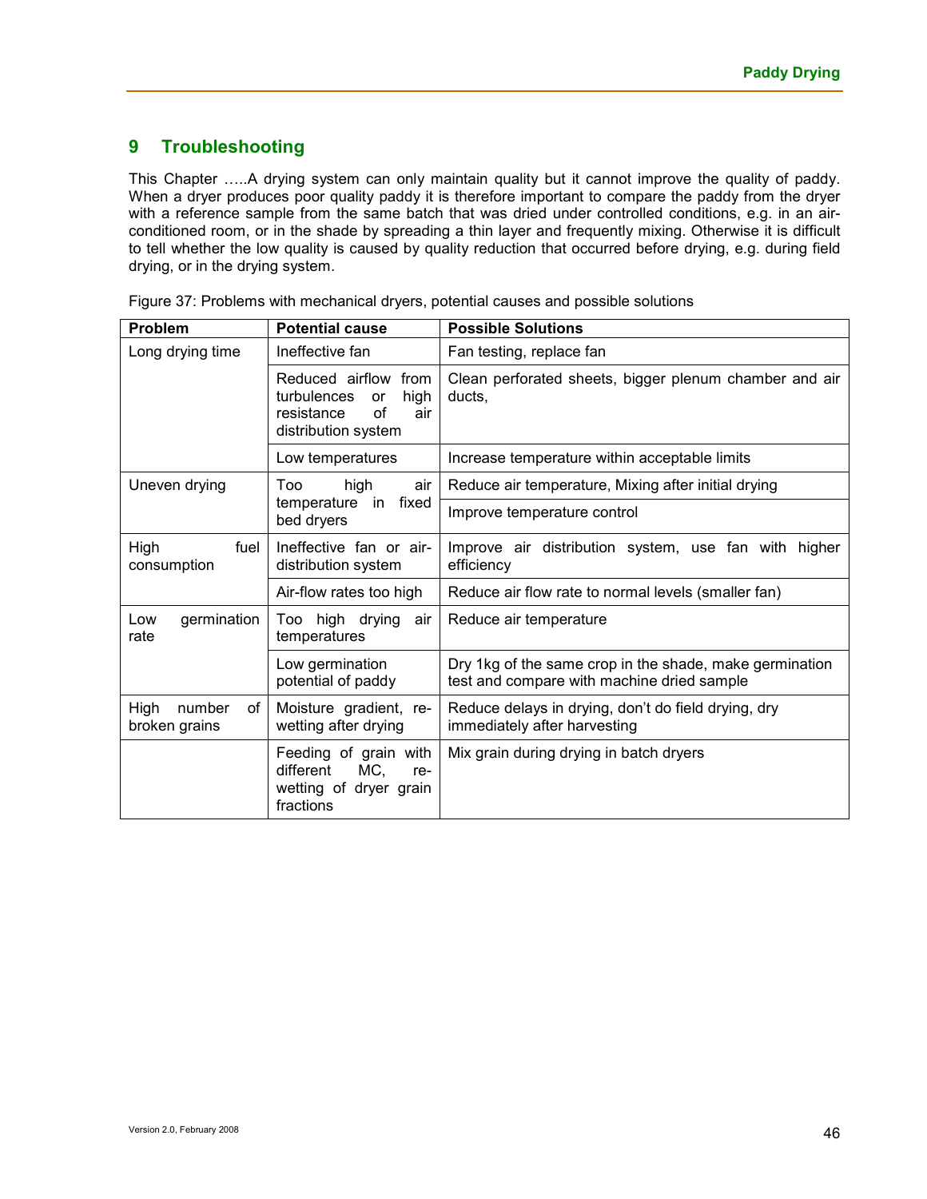# 9 Troubleshooting

This Chapter …..A drying system can only maintain quality but it cannot improve the quality of paddy. When a dryer produces poor quality paddy it is therefore important to compare the paddy from the dryer with a reference sample from the same batch that was dried under controlled conditions, e.g. in an air-conditioned room, or in the shade by spreading a thin layer and frequently mixing. Otherwise it is difficult to tell whether the low quality is caused by quality reduction that occurred before drying, e.g. during field drying, or in the drying system.

Figure 37: Problems with mechanical dryers, potential causes and possible solutions

| Problem | Potential cause | Possible Solutions |
|---|---|---|
| Long drying time | Ineffective fan | Fan testing, replace fan |
| | Reduced airflow from turbulences or high resistance of air distribution system | Clean perforated sheets, bigger plenum chamber and air ducts, |
| | Low temperatures | Increase temperature within acceptable limits |
| Uneven drying | Too high air temperature in fixed bed dryers | Reduce air temperature, Mixing after initial drying |
| | | Improve temperature control |
| High fuel consumption | Ineffective fan or air-distribution system | Improve air distribution system, use fan with higher efficiency |
| | Air-flow rates too high | Reduce air flow rate to normal levels (smaller fan) |
| Low germination rate | Too high drying air temperatures | Reduce air temperature |
| | Low germination potential of paddy | Dry 1kg of the same crop in the shade, make germination test and compare with machine dried sample |
| High number of broken grains | Moisture gradient, re-wetting after drying | Reduce delays in drying, don't do field drying, dry immediately after harvesting |
| | Feeding of grain with different MC, re-wetting of dryer grain fractions | Mix grain during drying in batch dryers |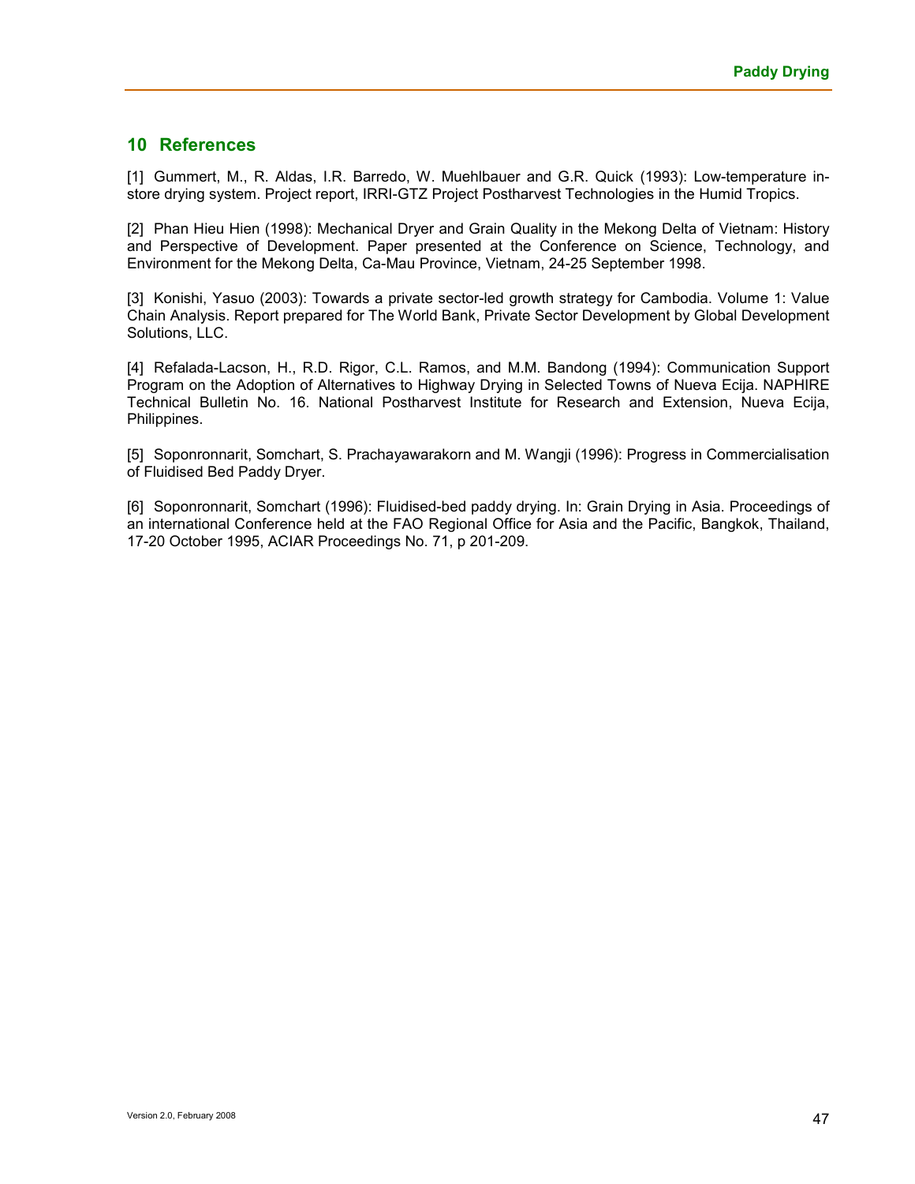## 10 References

[1] Gummert, M., R. Aldas, I.R. Barredo, W. Muehlbauer and G.R. Quick (1993): Low-temperature in-store drying system. Project report, IRRI-GTZ Project Postharvest Technologies in the Humid Tropics.

[2] Phan Hieu Hien (1998): Mechanical Dryer and Grain Quality in the Mekong Delta of Vietnam: History and Perspective of Development. Paper presented at the Conference on Science, Technology, and Environment for the Mekong Delta, Ca-Mau Province, Vietnam, 24-25 September 1998.

[3] Konishi, Yasuo (2003): Towards a private sector-led growth strategy for Cambodia. Volume 1: Value Chain Analysis. Report prepared for The World Bank, Private Sector Development by Global Development Solutions, LLC.

[4] Refalada-Lacson, H., R.D. Rigor, C.L. Ramos, and M.M. Bandong (1994): Communication Support Program on the Adoption of Alternatives to Highway Drying in Selected Towns of Nueva Ecija. NAPHIRE Technical Bulletin No. 16. National Postharvest Institute for Research and Extension, Nueva Ecija, Philippines.

[5] Soponronnarit, Somchart, S. Prachayawarakorn and M. Wangji (1996): Progress in Commercialisation of Fluidised Bed Paddy Dryer.

[6] Soponronnarit, Somchart (1996): Fluidised-bed paddy drying. In: Grain Drying in Asia. Proceedings of an international Conference held at the FAO Regional Office for Asia and the Pacific, Bangkok, Thailand, 17-20 October 1995, ACIAR Proceedings No. 71, p 201-209.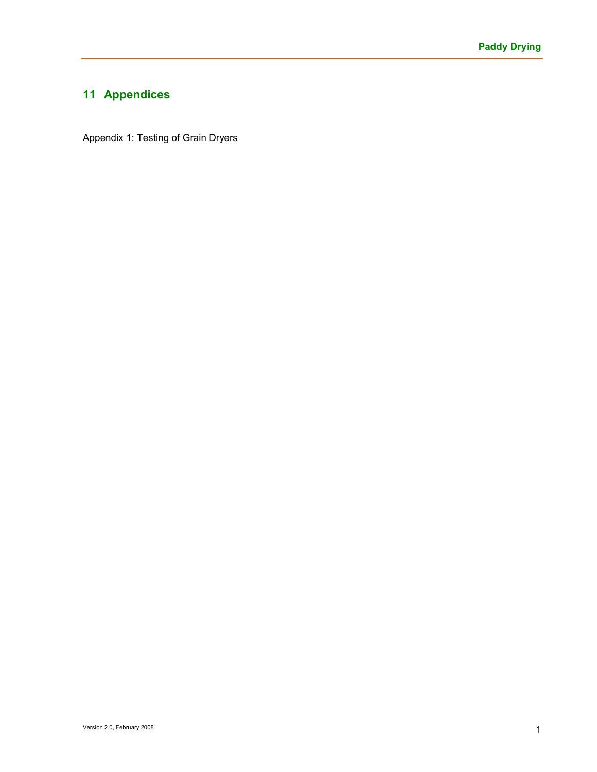# 11 Appendices

Appendix 1: Testing of Grain Dryers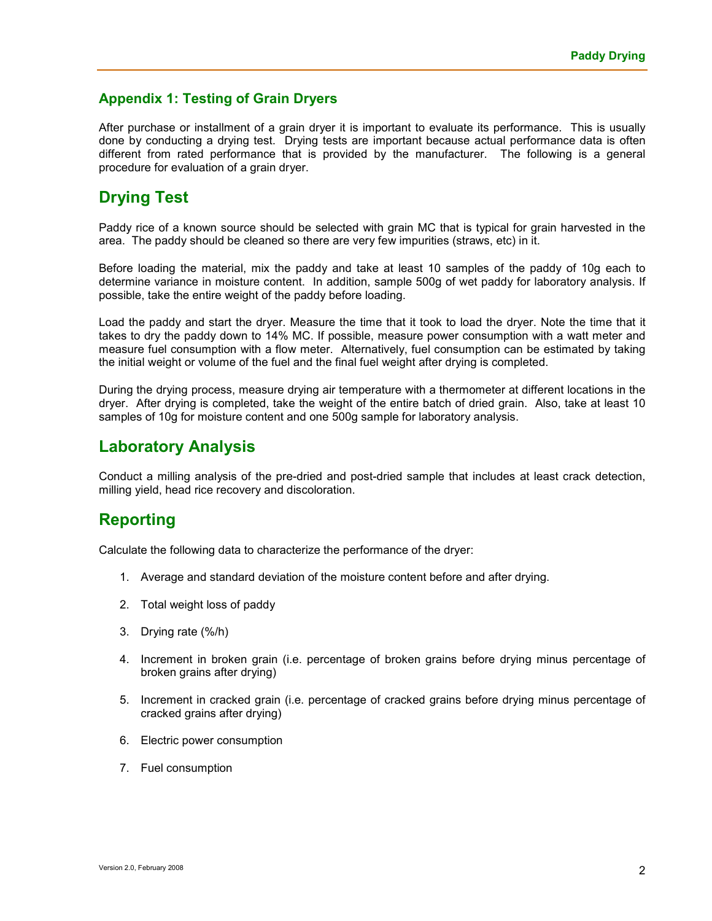## Appendix 1: Testing of Grain Dryers

After purchase or installment of a grain dryer it is important to evaluate its performance. This is usually done by conducting a drying test. Drying tests are important because actual performance data is often different from rated performance that is provided by the manufacturer. The following is a general procedure for evaluation of a grain dryer.

# Drying Test

Paddy rice of a known source should be selected with grain MC that is typical for grain harvested in the area. The paddy should be cleaned so there are very few impurities (straws, etc) in it.

Before loading the material, mix the paddy and take at least 10 samples of the paddy of 10g each to determine variance in moisture content. In addition, sample 500g of wet paddy for laboratory analysis. If possible, take the entire weight of the paddy before loading.

Load the paddy and start the dryer. Measure the time that it took to load the dryer. Note the time that it takes to dry the paddy down to 14% MC. If possible, measure power consumption with a watt meter and measure fuel consumption with a flow meter. Alternatively, fuel consumption can be estimated by taking the initial weight or volume of the fuel and the final fuel weight after drying is completed.

During the drying process, measure drying air temperature with a thermometer at different locations in the dryer. After drying is completed, take the weight of the entire batch of dried grain. Also, take at least 10 samples of 10g for moisture content and one 500g sample for laboratory analysis.

# Laboratory Analysis

Conduct a milling analysis of the pre-dried and post-dried sample that includes at least crack detection, milling yield, head rice recovery and discoloration.

# Reporting

Calculate the following data to characterize the performance of the dryer:

1. Average and standard deviation of the moisture content before and after drying.
2. Total weight loss of paddy
3. Drying rate (%/h)
4. Increment in broken grain (i.e. percentage of broken grains before drying minus percentage of broken grains after drying)
5. Increment in cracked grain (i.e. percentage of cracked grains before drying minus percentage of cracked grains after drying)
6. Electric power consumption
7. Fuel consumption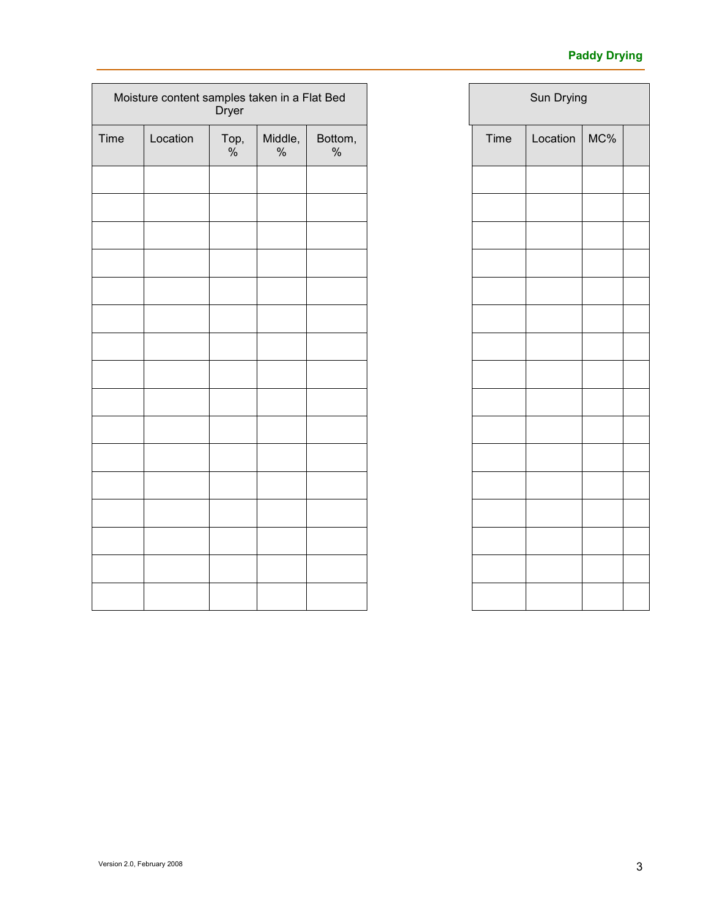| Moisture content samples taken in a Flat Bed Dryer | | | | |
|---|---|---|---|---|
| Time | Location | Top, % | Middle, % | Bottom, % |
| | | | | |
| | | | | |
| | | | | |
| | | | | |
| | | | | |
| | | | | |
| | | | | |
| | | | | |
| | | | | |
| | | | | |
| | | | | |
| | | | | |
| | | | | |
| | | | | |
| | | | | |
| | | | | |

| Sun Drying | | | |
|---|---|---|---|
| Time | Location | MC% | |
| | | | |
| | | | |
| | | | |
| | | | |
| | | | |
| | | | |
| | | | |
| | | | |
| | | | |
| | | | |
| | | | |
| | | | |
| | | | |
| | | | |
| | | | |
| | | | |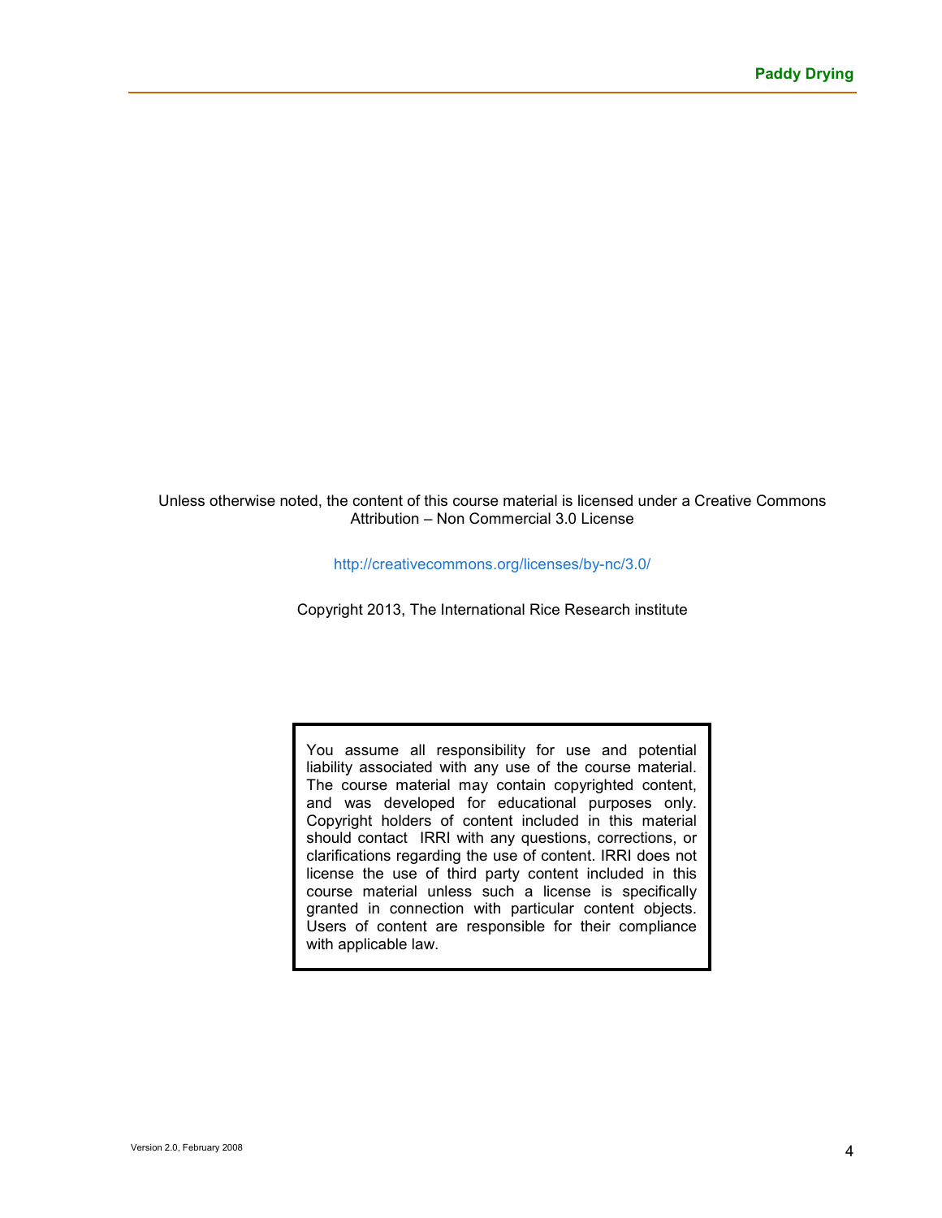Unless otherwise noted, the content of this course material is licensed under a Creative Commons Attribution – Non Commercial 3.0 License

http://creativecommons.org/licenses/by-nc/3.0/

Copyright 2013, The International Rice Research institute

You assume all responsibility for use and potential liability associated with any use of the course material. The course material may contain copyrighted content, and was developed for educational purposes only. Copyright holders of content included in this material should contact IRRI with any questions, corrections, or clarifications regarding the use of content. IRRI does not license the use of third party content included in this course material unless such a license is specifically granted in connection with particular content objects. Users of content are responsible for their compliance with applicable law.